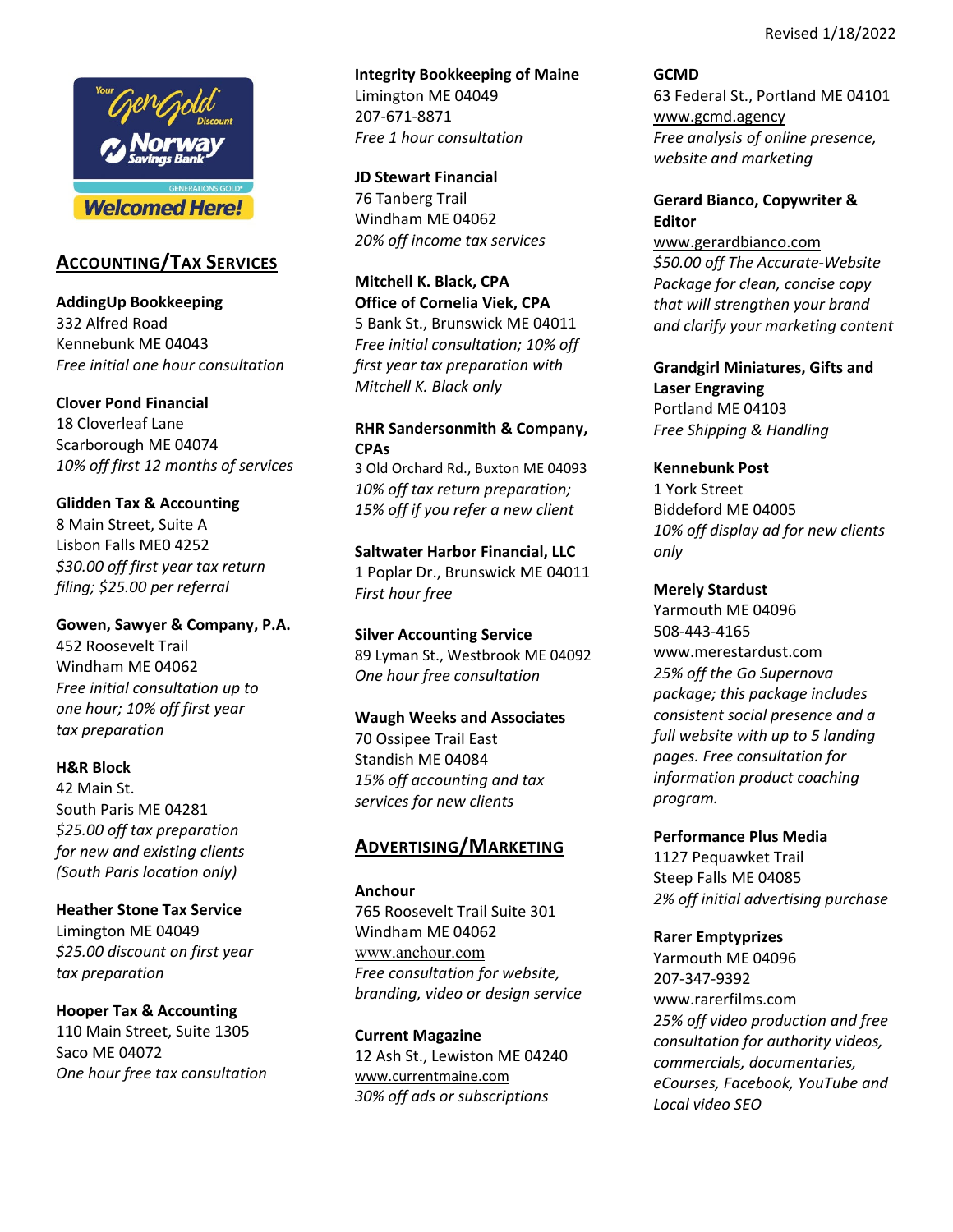Revised 1/18/2022

## Accounting/Tax Services

**AddingUp Bookkeeping**
332 Alfred Road
Kennebunk ME 04043
*Free initial one hour consultation*

**Clover Pond Financial**
18 Cloverleaf Lane
Scarborough ME 04074
*10% off first 12 months of services*

**Glidden Tax & Accounting**
8 Main Street, Suite A
Lisbon Falls ME0 4252
*$30.00 off first year tax return filing; $25.00 per referral*

**Gowen, Sawyer & Company, P.A.**
452 Roosevelt Trail
Windham ME 04062
*Free initial consultation up to one hour; 10% off first year tax preparation*

**H&R Block**
42 Main St.
South Paris ME 04281
*$25.00 off tax preparation for new and existing clients (South Paris location only)*

**Heather Stone Tax Service**
Limington ME 04049
*$25.00 discount on first year tax preparation*

**Hooper Tax & Accounting**
110 Main Street, Suite 1305
Saco ME 04072
*One hour free tax consultation*

**Integrity Bookkeeping of Maine**
Limington ME 04049
207-671-8871
*Free 1 hour consultation*

**JD Stewart Financial**
76 Tanberg Trail
Windham ME 04062
*20% off income tax services*

**Mitchell K. Black, CPA**
**Office of Cornelia Viek, CPA**
5 Bank St., Brunswick ME 04011
*Free initial consultation; 10% off first year tax preparation with Mitchell K. Black only*

**RHR Sandersonmith & Company, CPAs**
3 Old Orchard Rd., Buxton ME 04093
*10% off tax return preparation; 15% off if you refer a new client*

**Saltwater Harbor Financial, LLC**
1 Poplar Dr., Brunswick ME 04011
*First hour free*

**Silver Accounting Service**
89 Lyman St., Westbrook ME 04092
*One hour free consultation*

**Waugh Weeks and Associates**
70 Ossipee Trail East
Standish ME 04084
*15% off accounting and tax services for new clients*

## Advertising/Marketing

**Anchour**
765 Roosevelt Trail Suite 301
Windham ME 04062
www.anchour.com
*Free consultation for website, branding, video or design service*

**Current Magazine**
12 Ash St., Lewiston ME 04240
www.currentmaine.com
*30% off ads or subscriptions*

**GCMD**
63 Federal St., Portland ME 04101
www.gcmd.agency
*Free analysis of online presence, website and marketing*

**Gerard Bianco, Copywriter & Editor**
www.gerardbianco.com
*$50.00 off The Accurate-Website Package for clean, concise copy that will strengthen your brand and clarify your marketing content*

**Grandgirl Miniatures, Gifts and Laser Engraving**
Portland ME 04103
*Free Shipping & Handling*

**Kennebunk Post**
1 York Street
Biddeford ME 04005
*10% off display ad for new clients only*

**Merely Stardust**
Yarmouth ME 04096
508-443-4165
www.merestardust.com
*25% off the Go Supernova package; this package includes consistent social presence and a full website with up to 5 landing pages. Free consultation for information product coaching program.*

**Performance Plus Media**
1127 Pequawket Trail
Steep Falls ME 04085
*2% off initial advertising purchase*

**Rarer Emptyprizes**
Yarmouth ME 04096
207-347-9392
www.rarerfilms.com
*25% off video production and free consultation for authority videos, commercials, documentaries, eCourses, Facebook, YouTube and Local video SEO*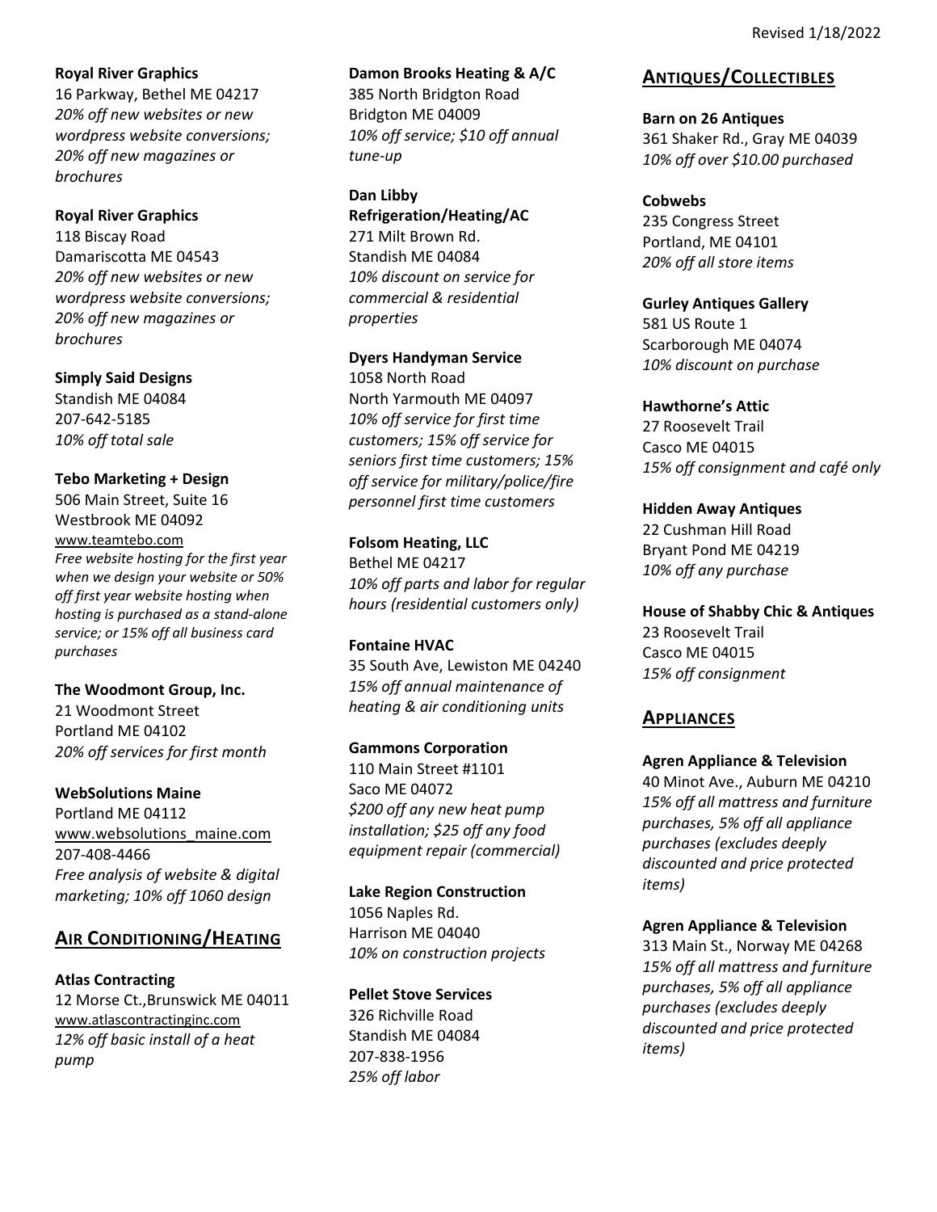**Royal River Graphics**
16 Parkway, Bethel ME 04217
*20% off new websites or new wordpress website conversions; 20% off new magazines or brochures*

**Royal River Graphics**
118 Biscay Road
Damariscotta ME 04543
*20% off new websites or new wordpress website conversions; 20% off new magazines or brochures*

**Simply Said Designs**
Standish ME 04084
207-642-5185
*10% off total sale*

**Tebo Marketing + Design**
506 Main Street, Suite 16
Westbrook ME 04092
www.teamtebo.com
*Free website hosting for the first year when we design your website or 50% off first year website hosting when hosting is purchased as a stand-alone service; or 15% off all business card purchases*

**The Woodmont Group, Inc.**
21 Woodmont Street
Portland ME 04102
*20% off services for first month*

**WebSolutions Maine**
Portland ME 04112
www.websolutions_maine.com
207-408-4466
*Free analysis of website & digital marketing; 10% off 1060 design*

## AIR CONDITIONING/HEATING

**Atlas Contracting**
12 Morse Ct.,Brunswick ME 04011
www.atlascontractinginc.com
*12% off basic install of a heat pump*

**Damon Brooks Heating & A/C**
385 North Bridgton Road
Bridgton ME 04009
*10% off service; $10 off annual tune-up*

**Dan Libby Refrigeration/Heating/AC**
271 Milt Brown Rd.
Standish ME 04084
*10% discount on service for commercial & residential properties*

**Dyers Handyman Service**
1058 North Road
North Yarmouth ME 04097
*10% off service for first time customers; 15% off service for seniors first time customers; 15% off service for military/police/fire personnel first time customers*

**Folsom Heating, LLC**
Bethel ME 04217
*10% off parts and labor for regular hours (residential customers only)*

**Fontaine HVAC**
35 South Ave, Lewiston ME 04240
*15% off annual maintenance of heating & air conditioning units*

**Gammons Corporation**
110 Main Street #1101
Saco ME 04072
*$200 off any new heat pump installation; $25 off any food equipment repair (commercial)*

**Lake Region Construction**
1056 Naples Rd.
Harrison ME 04040
*10% on construction projects*

**Pellet Stove Services**
326 Richville Road
Standish ME 04084
207-838-1956
*25% off labor*

## ANTIQUES/COLLECTIBLES

**Barn on 26 Antiques**
361 Shaker Rd., Gray ME 04039
*10% off over $10.00 purchased*

**Cobwebs**
235 Congress Street
Portland, ME 04101
*20% off all store items*

**Gurley Antiques Gallery**
581 US Route 1
Scarborough ME 04074
*10% discount on purchase*

**Hawthorne's Attic**
27 Roosevelt Trail
Casco ME 04015
*15% off consignment and café only*

**Hidden Away Antiques**
22 Cushman Hill Road
Bryant Pond ME 04219
*10% off any purchase*

**House of Shabby Chic & Antiques**
23 Roosevelt Trail
Casco ME 04015
*15% off consignment*

## APPLIANCES

**Agren Appliance & Television**
40 Minot Ave., Auburn ME 04210
*15% off all mattress and furniture purchases, 5% off all appliance purchases (excludes deeply discounted and price protected items)*

**Agren Appliance & Television**
313 Main St., Norway ME 04268
*15% off all mattress and furniture purchases, 5% off all appliance purchases (excludes deeply discounted and price protected items)*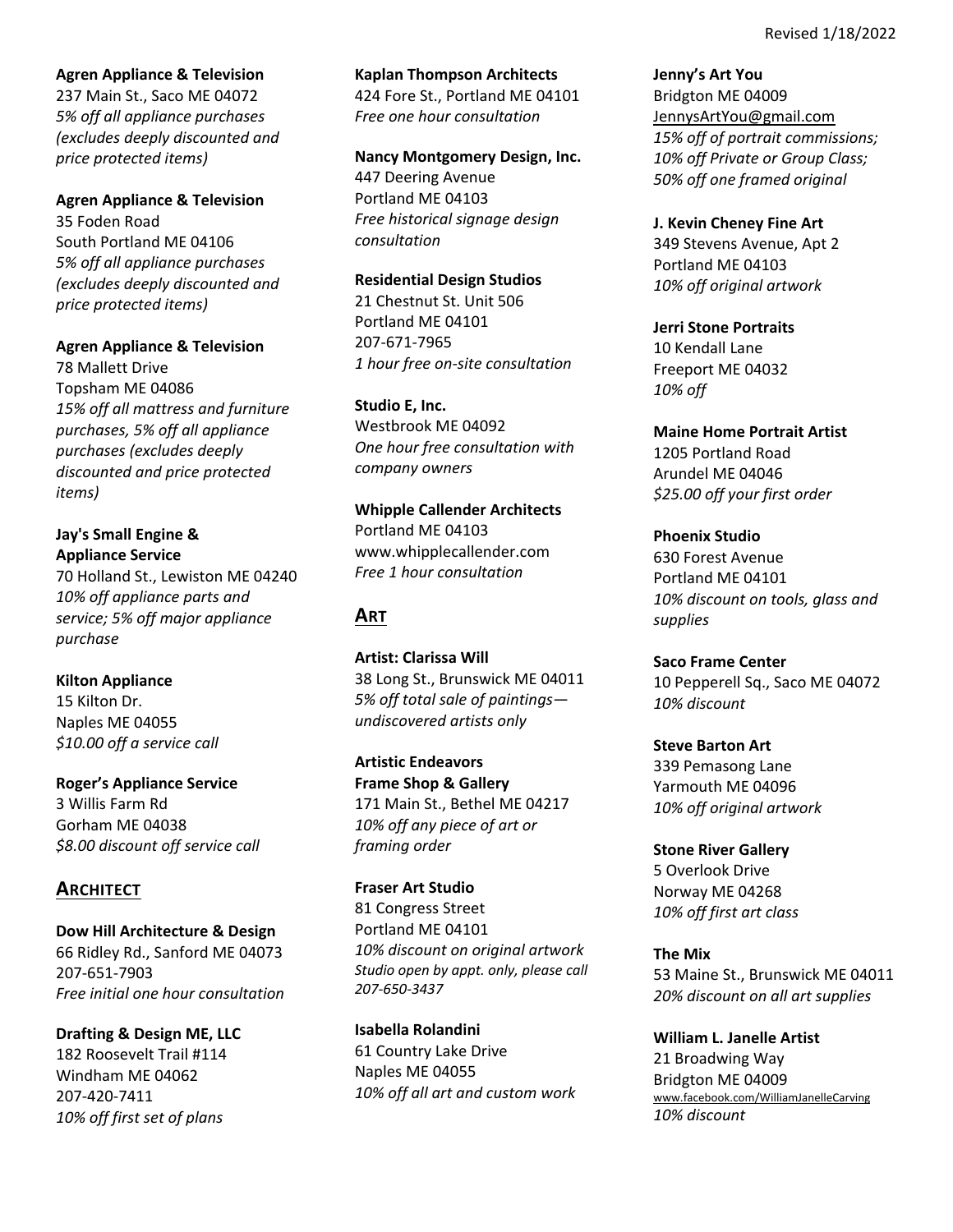Revised 1/18/2022

**Agren Appliance & Television**
237 Main St., Saco ME 04072
*5% off all appliance purchases (excludes deeply discounted and price protected items)*

**Agren Appliance & Television**
35 Foden Road
South Portland ME 04106
*5% off all appliance purchases (excludes deeply discounted and price protected items)*

**Agren Appliance & Television**
78 Mallett Drive
Topsham ME 04086
*15% off all mattress and furniture purchases, 5% off all appliance purchases (excludes deeply discounted and price protected items)*

**Jay's Small Engine & Appliance Service**
70 Holland St., Lewiston ME 04240
*10% off appliance parts and service; 5% off major appliance purchase*

**Kilton Appliance**
15 Kilton Dr.
Naples ME 04055
*$10.00 off a service call*

**Roger's Appliance Service**
3 Willis Farm Rd
Gorham ME 04038
*$8.00 discount off service call*

## ARCHITECT

**Dow Hill Architecture & Design**
66 Ridley Rd., Sanford ME 04073
207-651-7903
*Free initial one hour consultation*

**Drafting & Design ME, LLC**
182 Roosevelt Trail #114
Windham ME 04062
207-420-7411
*10% off first set of plans*

**Kaplan Thompson Architects**
424 Fore St., Portland ME 04101
*Free one hour consultation*

**Nancy Montgomery Design, Inc.**
447 Deering Avenue
Portland ME 04103
*Free historical signage design consultation*

**Residential Design Studios**
21 Chestnut St. Unit 506
Portland ME 04101
207-671-7965
*1 hour free on-site consultation*

**Studio E, Inc.**
Westbrook ME 04092
*One hour free consultation with company owners*

**Whipple Callender Architects**
Portland ME 04103
www.whipplecallender.com
*Free 1 hour consultation*

## ART

**Artist: Clarissa Will**
38 Long St., Brunswick ME 04011
*5% off total sale of paintings—undiscovered artists only*

**Artistic Endeavors Frame Shop & Gallery**
171 Main St., Bethel ME 04217
*10% off any piece of art or framing order*

**Fraser Art Studio**
81 Congress Street
Portland ME 04101
*10% discount on original artwork*
*Studio open by appt. only, please call 207-650-3437*

**Isabella Rolandini**
61 Country Lake Drive
Naples ME 04055
*10% off all art and custom work*

**Jenny's Art You**
Bridgton ME 04009
JennysArtYou@gmail.com
*15% off of portrait commissions; 10% off Private or Group Class; 50% off one framed original*

**J. Kevin Cheney Fine Art**
349 Stevens Avenue, Apt 2
Portland ME 04103
*10% off original artwork*

**Jerri Stone Portraits**
10 Kendall Lane
Freeport ME 04032
*10% off*

**Maine Home Portrait Artist**
1205 Portland Road
Arundel ME 04046
*$25.00 off your first order*

**Phoenix Studio**
630 Forest Avenue
Portland ME 04101
*10% discount on tools, glass and supplies*

**Saco Frame Center**
10 Pepperell Sq., Saco ME 04072
*10% discount*

**Steve Barton Art**
339 Pemasong Lane
Yarmouth ME 04096
*10% off original artwork*

**Stone River Gallery**
5 Overlook Drive
Norway ME 04268
*10% off first art class*

**The Mix**
53 Maine St., Brunswick ME 04011
*20% discount on all art supplies*

**William L. Janelle Artist**
21 Broadwing Way
Bridgton ME 04009
www.facebook.com/WilliamJanelleCarving
*10% discount*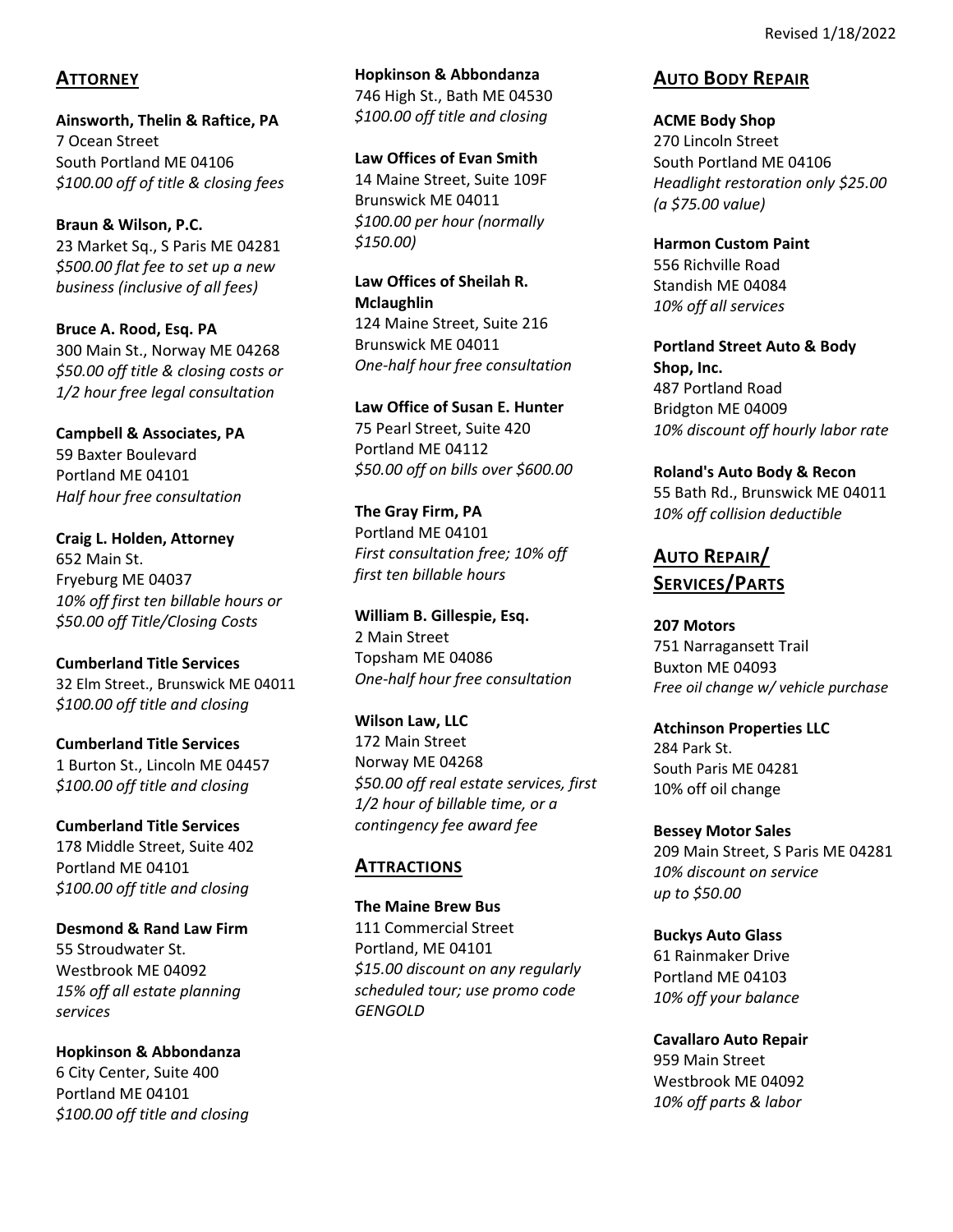## Attorney

**Ainsworth, Thelin & Raftice, PA**
7 Ocean Street
South Portland ME 04106
*$100.00 off of title & closing fees*

**Braun & Wilson, P.C.**
23 Market Sq., S Paris ME 04281
*$500.00 flat fee to set up a new business (inclusive of all fees)*

**Bruce A. Rood, Esq. PA**
300 Main St., Norway ME 04268
*$50.00 off title & closing costs or 1/2 hour free legal consultation*

**Campbell & Associates, PA**
59 Baxter Boulevard
Portland ME 04101
*Half hour free consultation*

**Craig L. Holden, Attorney**
652 Main St.
Fryeburg ME 04037
*10% off first ten billable hours or $50.00 off Title/Closing Costs*

**Cumberland Title Services**
32 Elm Street., Brunswick ME 04011
*$100.00 off title and closing*

**Cumberland Title Services**
1 Burton St., Lincoln ME 04457
*$100.00 off title and closing*

**Cumberland Title Services**
178 Middle Street, Suite 402
Portland ME 04101
*$100.00 off title and closing*

**Desmond & Rand Law Firm**
55 Stroudwater St.
Westbrook ME 04092
*15% off all estate planning services*

**Hopkinson & Abbondanza**
6 City Center, Suite 400
Portland ME 04101
*$100.00 off title and closing*

**Hopkinson & Abbondanza**
746 High St., Bath ME 04530
*$100.00 off title and closing*

**Law Offices of Evan Smith**
14 Maine Street, Suite 109F
Brunswick ME 04011
*$100.00 per hour (normally $150.00)*

**Law Offices of Sheilah R. Mclaughlin**
124 Maine Street, Suite 216
Brunswick ME 04011
*One-half hour free consultation*

**Law Office of Susan E. Hunter**
75 Pearl Street, Suite 420
Portland ME 04112
*$50.00 off on bills over $600.00*

**The Gray Firm, PA**
Portland ME 04101
*First consultation free; 10% off first ten billable hours*

**William B. Gillespie, Esq.**
2 Main Street
Topsham ME 04086
*One-half hour free consultation*

**Wilson Law, LLC**
172 Main Street
Norway ME 04268
*$50.00 off real estate services, first 1/2 hour of billable time, or a contingency fee award fee*

## Attractions

**The Maine Brew Bus**
111 Commercial Street
Portland, ME 04101
*$15.00 discount on any regularly scheduled tour; use promo code GENGOLD*

## Auto Body Repair

**ACME Body Shop**
270 Lincoln Street
South Portland ME 04106
*Headlight restoration only $25.00 (a $75.00 value)*

**Harmon Custom Paint**
556 Richville Road
Standish ME 04084
*10% off all services*

**Portland Street Auto & Body Shop, Inc.**
487 Portland Road
Bridgton ME 04009
*10% discount off hourly labor rate*

**Roland's Auto Body & Recon**
55 Bath Rd., Brunswick ME 04011
*10% off collision deductible*

## Auto Repair/ Services/Parts

**207 Motors**
751 Narragansett Trail
Buxton ME 04093
*Free oil change w/ vehicle purchase*

**Atchinson Properties LLC**
284 Park St.
South Paris ME 04281
10% off oil change

**Bessey Motor Sales**
209 Main Street, S Paris ME 04281
*10% discount on service up to $50.00*

**Buckys Auto Glass**
61 Rainmaker Drive
Portland ME 04103
*10% off your balance*

**Cavallaro Auto Repair**
959 Main Street
Westbrook ME 04092
*10% off parts & labor*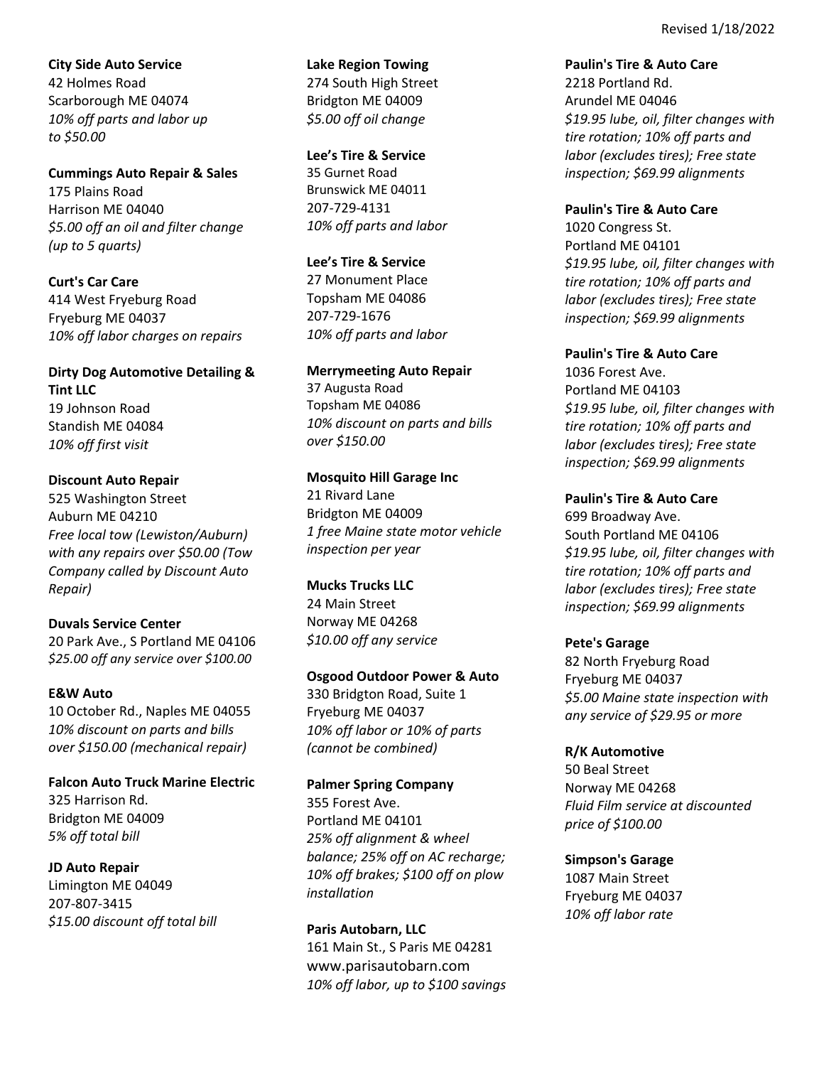Revised 1/18/2022

**City Side Auto Service**
42 Holmes Road
Scarborough ME 04074
*10% off parts and labor up to $50.00*

**Cummings Auto Repair & Sales**
175 Plains Road
Harrison ME 04040
*$5.00 off an oil and filter change (up to 5 quarts)*

**Curt's Car Care**
414 West Fryeburg Road
Fryeburg ME 04037
*10% off labor charges on repairs*

**Dirty Dog Automotive Detailing & Tint LLC**
19 Johnson Road
Standish ME 04084
*10% off first visit*

**Discount Auto Repair**
525 Washington Street
Auburn ME 04210
*Free local tow (Lewiston/Auburn) with any repairs over $50.00 (Tow Company called by Discount Auto Repair)*

**Duvals Service Center**
20 Park Ave., S Portland ME 04106
*$25.00 off any service over $100.00*

**E&W Auto**
10 October Rd., Naples ME 04055
*10% discount on parts and bills over $150.00 (mechanical repair)*

**Falcon Auto Truck Marine Electric**
325 Harrison Rd.
Bridgton ME 04009
*5% off total bill*

**JD Auto Repair**
Limington ME 04049
207-807-3415
*$15.00 discount off total bill*

**Lake Region Towing**
274 South High Street
Bridgton ME 04009
*$5.00 off oil change*

**Lee's Tire & Service**
35 Gurnet Road
Brunswick ME 04011
207-729-4131
*10% off parts and labor*

**Lee's Tire & Service**
27 Monument Place
Topsham ME 04086
207-729-1676
*10% off parts and labor*

**Merrymeeting Auto Repair**
37 Augusta Road
Topsham ME 04086
*10% discount on parts and bills over $150.00*

**Mosquito Hill Garage Inc**
21 Rivard Lane
Bridgton ME 04009
*1 free Maine state motor vehicle inspection per year*

**Mucks Trucks LLC**
24 Main Street
Norway ME 04268
*$10.00 off any service*

**Osgood Outdoor Power & Auto**
330 Bridgton Road, Suite 1
Fryeburg ME 04037
*10% off labor or 10% of parts (cannot be combined)*

**Palmer Spring Company**
355 Forest Ave.
Portland ME 04101
*25% off alignment & wheel balance; 25% off on AC recharge; 10% off brakes; $100 off on plow installation*

**Paris Autobarn, LLC**
161 Main St., S Paris ME 04281
www.parisautobarn.com
*10% off labor, up to $100 savings*

**Paulin's Tire & Auto Care**
2218 Portland Rd.
Arundel ME 04046
*$19.95 lube, oil, filter changes with tire rotation; 10% off parts and labor (excludes tires); Free state inspection; $69.99 alignments*

**Paulin's Tire & Auto Care**
1020 Congress St.
Portland ME 04101
*$19.95 lube, oil, filter changes with tire rotation; 10% off parts and labor (excludes tires); Free state inspection; $69.99 alignments*

**Paulin's Tire & Auto Care**
1036 Forest Ave.
Portland ME 04103
*$19.95 lube, oil, filter changes with tire rotation; 10% off parts and labor (excludes tires); Free state inspection; $69.99 alignments*

**Paulin's Tire & Auto Care**
699 Broadway Ave.
South Portland ME 04106
*$19.95 lube, oil, filter changes with tire rotation; 10% off parts and labor (excludes tires); Free state inspection; $69.99 alignments*

**Pete's Garage**
82 North Fryeburg Road
Fryeburg ME 04037
*$5.00 Maine state inspection with any service of $29.95 or more*

**R/K Automotive**
50 Beal Street
Norway ME 04268
*Fluid Film service at discounted price of $100.00*

**Simpson's Garage**
1087 Main Street
Fryeburg ME 04037
*10% off labor rate*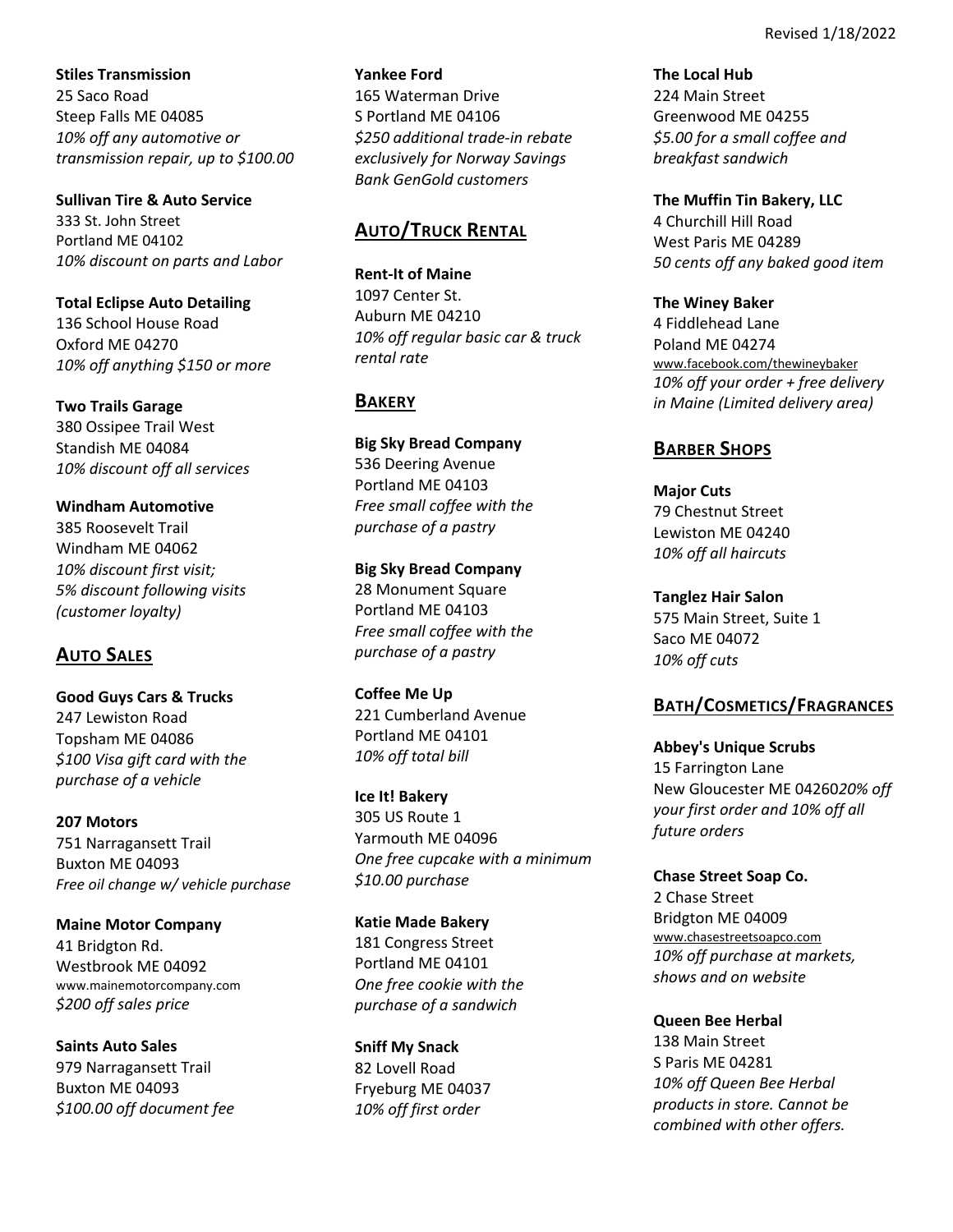**Stiles Transmission**
25 Saco Road
Steep Falls ME 04085
*10% off any automotive or transmission repair, up to $100.00*

**Sullivan Tire & Auto Service**
333 St. John Street
Portland ME 04102
*10% discount on parts and Labor*

**Total Eclipse Auto Detailing**
136 School House Road
Oxford ME 04270
*10% off anything $150 or more*

**Two Trails Garage**
380 Ossipee Trail West
Standish ME 04084
*10% discount off all services*

**Windham Automotive**
385 Roosevelt Trail
Windham ME 04062
*10% discount first visit; 5% discount following visits (customer loyalty)*

## AUTO SALES

**Good Guys Cars & Trucks**
247 Lewiston Road
Topsham ME 04086
*$100 Visa gift card with the purchase of a vehicle*

**207 Motors**
751 Narragansett Trail
Buxton ME 04093
*Free oil change w/ vehicle purchase*

**Maine Motor Company**
41 Bridgton Rd.
Westbrook ME 04092
www.mainemotorcompany.com
*$200 off sales price*

**Saints Auto Sales**
979 Narragansett Trail
Buxton ME 04093
*$100.00 off document fee*

**Yankee Ford**
165 Waterman Drive
S Portland ME 04106
*$250 additional trade-in rebate exclusively for Norway Savings Bank GenGold customers*

## AUTO/TRUCK RENTAL

**Rent-It of Maine**
1097 Center St.
Auburn ME 04210
*10% off regular basic car & truck rental rate*

## BAKERY

**Big Sky Bread Company**
536 Deering Avenue
Portland ME 04103
*Free small coffee with the purchase of a pastry*

**Big Sky Bread Company**
28 Monument Square
Portland ME 04103
*Free small coffee with the purchase of a pastry*

**Coffee Me Up**
221 Cumberland Avenue
Portland ME 04101
*10% off total bill*

**Ice It! Bakery**
305 US Route 1
Yarmouth ME 04096
*One free cupcake with a minimum $10.00 purchase*

**Katie Made Bakery**
181 Congress Street
Portland ME 04101
*One free cookie with the purchase of a sandwich*

**Sniff My Snack**
82 Lovell Road
Fryeburg ME 04037
*10% off first order*

**The Local Hub**
224 Main Street
Greenwood ME 04255
*$5.00 for a small coffee and breakfast sandwich*

**The Muffin Tin Bakery, LLC**
4 Churchill Hill Road
West Paris ME 04289
*50 cents off any baked good item*

**The Winey Baker**
4 Fiddlehead Lane
Poland ME 04274
www.facebook.com/thewineybaker
*10% off your order + free delivery in Maine (Limited delivery area)*

## BARBER SHOPS

**Major Cuts**
79 Chestnut Street
Lewiston ME 04240
*10% off all haircuts*

**Tanglez Hair Salon**
575 Main Street, Suite 1
Saco ME 04072
*10% off cuts*

## BATH/COSMETICS/FRAGRANCES

**Abbey's Unique Scrubs**
15 Farrington Lane
New Gloucester ME 04260*20% off your first order and 10% off all future orders*

**Chase Street Soap Co.**
2 Chase Street
Bridgton ME 04009
www.chasestreetsoapco.com
*10% off purchase at markets, shows and on website*

**Queen Bee Herbal**
138 Main Street
S Paris ME 04281
*10% off Queen Bee Herbal products in store. Cannot be combined with other offers.*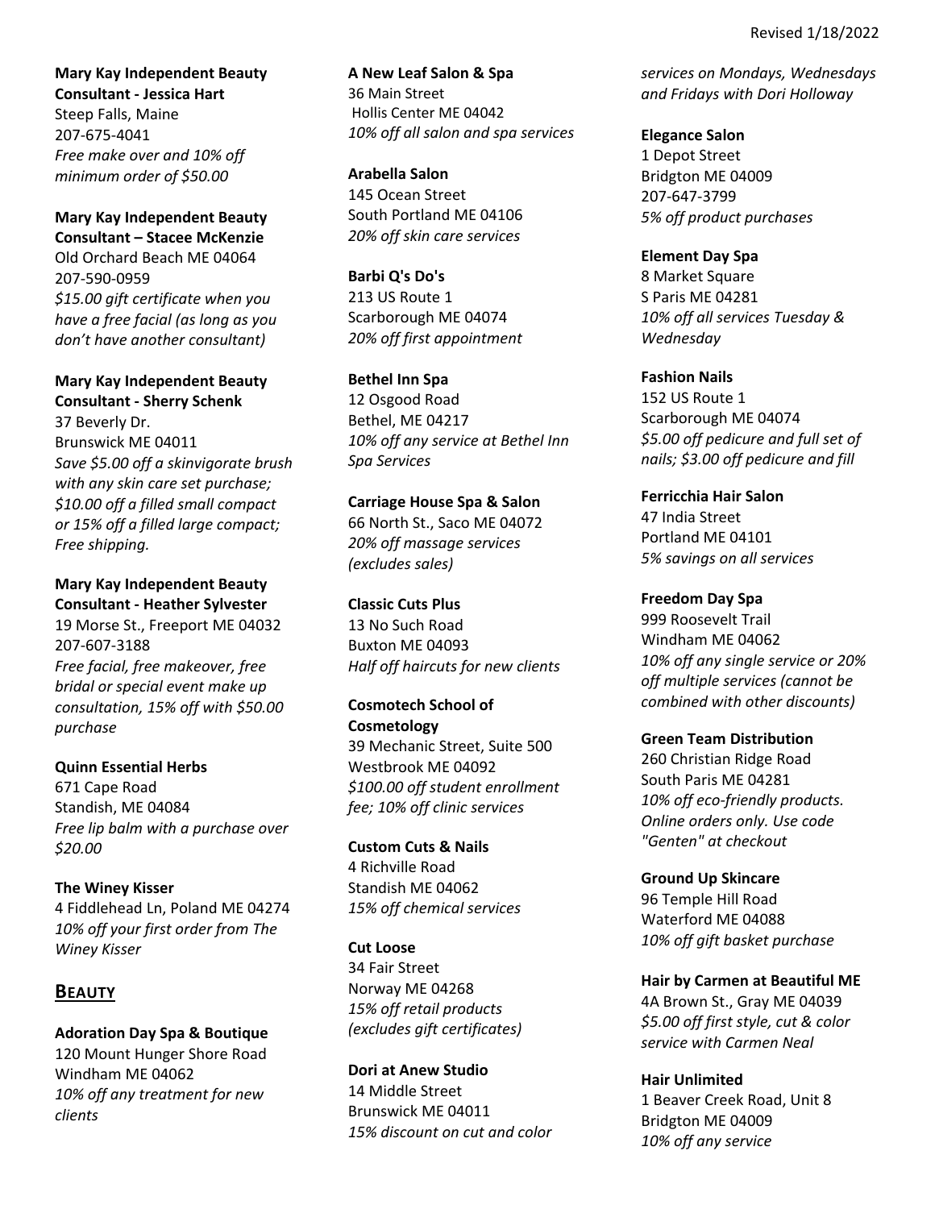**Mary Kay Independent Beauty Consultant - Jessica Hart**
Steep Falls, Maine
207-675-4041
*Free make over and 10% off minimum order of $50.00*

**Mary Kay Independent Beauty Consultant – Stacee McKenzie**
Old Orchard Beach ME 04064
207-590-0959
*$15.00 gift certificate when you have a free facial (as long as you don't have another consultant)*

**Mary Kay Independent Beauty Consultant - Sherry Schenk**
37 Beverly Dr.
Brunswick ME 04011
*Save $5.00 off a skinvigorate brush with any skin care set purchase; $10.00 off a filled small compact or 15% off a filled large compact; Free shipping.*

**Mary Kay Independent Beauty Consultant - Heather Sylvester**
19 Morse St., Freeport ME 04032
207-607-3188
*Free facial, free makeover, free bridal or special event make up consultation, 15% off with $50.00 purchase*

**Quinn Essential Herbs**
671 Cape Road
Standish, ME 04084
*Free lip balm with a purchase over $20.00*

**The Winey Kisser**
4 Fiddlehead Ln, Poland ME 04274
*10% off your first order from The Winey Kisser*

## BEAUTY

**Adoration Day Spa & Boutique**
120 Mount Hunger Shore Road
Windham ME 04062
*10% off any treatment for new clients*

**A New Leaf Salon & Spa**
36 Main Street
Hollis Center ME 04042
*10% off all salon and spa services*

**Arabella Salon**
145 Ocean Street
South Portland ME 04106
*20% off skin care services*

**Barbi Q's Do's**
213 US Route 1
Scarborough ME 04074
*20% off first appointment*

**Bethel Inn Spa**
12 Osgood Road
Bethel, ME 04217
*10% off any service at Bethel Inn Spa Services*

**Carriage House Spa & Salon**
66 North St., Saco ME 04072
*20% off massage services (excludes sales)*

**Classic Cuts Plus**
13 No Such Road
Buxton ME 04093
*Half off haircuts for new clients*

**Cosmotech School of Cosmetology**
39 Mechanic Street, Suite 500
Westbrook ME 04092
*$100.00 off student enrollment fee; 10% off clinic services*

**Custom Cuts & Nails**
4 Richville Road
Standish ME 04062
*15% off chemical services*

**Cut Loose**
34 Fair Street
Norway ME 04268
*15% off retail products (excludes gift certificates)*

**Dori at Anew Studio**
14 Middle Street
Brunswick ME 04011
*15% discount on cut and color services on Mondays, Wednesdays and Fridays with Dori Holloway*

**Elegance Salon**
1 Depot Street
Bridgton ME 04009
207-647-3799
*5% off product purchases*

**Element Day Spa**
8 Market Square
S Paris ME 04281
*10% off all services Tuesday & Wednesday*

**Fashion Nails**
152 US Route 1
Scarborough ME 04074
*$5.00 off pedicure and full set of nails; $3.00 off pedicure and fill*

**Ferricchia Hair Salon**
47 India Street
Portland ME 04101
*5% savings on all services*

**Freedom Day Spa**
999 Roosevelt Trail
Windham ME 04062
*10% off any single service or 20% off multiple services (cannot be combined with other discounts)*

**Green Team Distribution**
260 Christian Ridge Road
South Paris ME 04281
*10% off eco-friendly products. Online orders only. Use code "Genten" at checkout*

**Ground Up Skincare**
96 Temple Hill Road
Waterford ME 04088
*10% off gift basket purchase*

**Hair by Carmen at Beautiful ME**
4A Brown St., Gray ME 04039
*$5.00 off first style, cut & color service with Carmen Neal*

**Hair Unlimited**
1 Beaver Creek Road, Unit 8
Bridgton ME 04009
*10% off any service*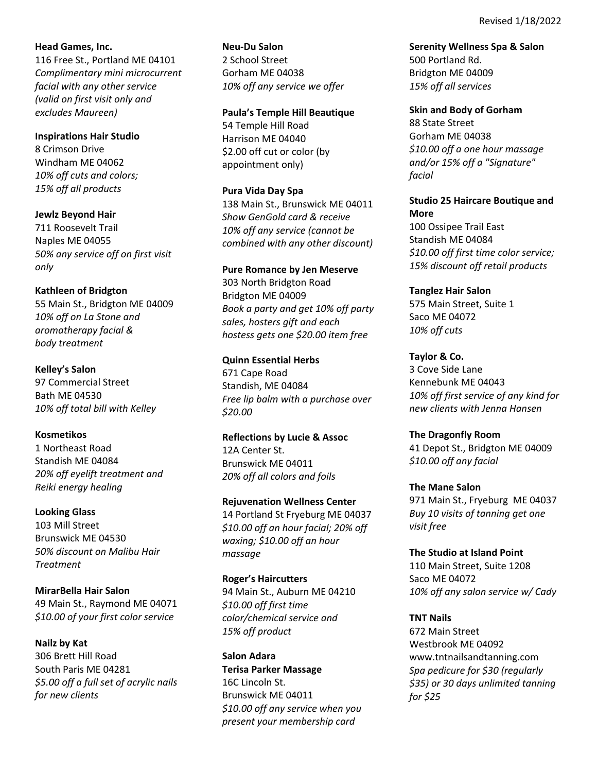Revised 1/18/2022

**Head Games, Inc.**
116 Free St., Portland ME 04101
*Complimentary mini microcurrent facial with any other service (valid on first visit only and excludes Maureen)*

**Inspirations Hair Studio**
8 Crimson Drive
Windham ME 04062
*10% off cuts and colors;*
*15% off all products*

**Jewlz Beyond Hair**
711 Roosevelt Trail
Naples ME 04055
*50% any service off on first visit only*

**Kathleen of Bridgton**
55 Main St., Bridgton ME 04009
*10% off on La Stone and aromatherapy facial & body treatment*

**Kelley's Salon**
97 Commercial Street
Bath ME 04530
*10% off total bill with Kelley*

**Kosmetikos**
1 Northeast Road
Standish ME 04084
*20% off eyelift treatment and Reiki energy healing*

**Looking Glass**
103 Mill Street
Brunswick ME 04530
*50% discount on Malibu Hair Treatment*

**MirarBella Hair Salon**
49 Main St., Raymond ME 04071
*$10.00 of your first color service*

**Nailz by Kat**
306 Brett Hill Road
South Paris ME 04281
*$5.00 off a full set of acrylic nails for new clients*

**Neu-Du Salon**
2 School Street
Gorham ME 04038
*10% off any service we offer*

**Paula's Temple Hill Beautique**
54 Temple Hill Road
Harrison ME 04040
$2.00 off cut or color (by appointment only)

**Pura Vida Day Spa**
138 Main St., Brunswick ME 04011
*Show GenGold card & receive 10% off any service (cannot be combined with any other discount)*

**Pure Romance by Jen Meserve**
303 North Bridgton Road
Bridgton ME 04009
*Book a party and get 10% off party sales, hosters gift and each hostess gets one $20.00 item free*

**Quinn Essential Herbs**
671 Cape Road
Standish, ME 04084
*Free lip balm with a purchase over $20.00*

**Reflections by Lucie & Assoc**
12A Center St.
Brunswick ME 04011
*20% off all colors and foils*

**Rejuvenation Wellness Center**
14 Portland St Fryeburg ME 04037
*$10.00 off an hour facial; 20% off waxing; $10.00 off an hour massage*

**Roger's Haircutters**
94 Main St., Auburn ME 04210
*$10.00 off first time color/chemical service and 15% off product*

**Salon Adara**
**Terisa Parker Massage**
16C Lincoln St.
Brunswick ME 04011
*$10.00 off any service when you present your membership card*

**Serenity Wellness Spa & Salon**
500 Portland Rd.
Bridgton ME 04009
*15% off all services*

**Skin and Body of Gorham**
88 State Street
Gorham ME 04038
*$10.00 off a one hour massage and/or 15% off a "Signature" facial*

**Studio 25 Haircare Boutique and More**
100 Ossipee Trail East
Standish ME 04084
*$10.00 off first time color service; 15% discount off retail products*

**Tanglez Hair Salon**
575 Main Street, Suite 1
Saco ME 04072
*10% off cuts*

**Taylor & Co.**
3 Cove Side Lane
Kennebunk ME 04043
*10% off first service of any kind for new clients with Jenna Hansen*

**The Dragonfly Room**
41 Depot St., Bridgton ME 04009
*$10.00 off any facial*

**The Mane Salon**
971 Main St., Fryeburg ME 04037
*Buy 10 visits of tanning get one visit free*

**The Studio at Island Point**
110 Main Street, Suite 1208
Saco ME 04072
*10% off any salon service w/ Cady*

**TNT Nails**
672 Main Street
Westbrook ME 04092
www.tntnailsandtanning.com
*Spa pedicure for $30 (regularly $35) or 30 days unlimited tanning for $25*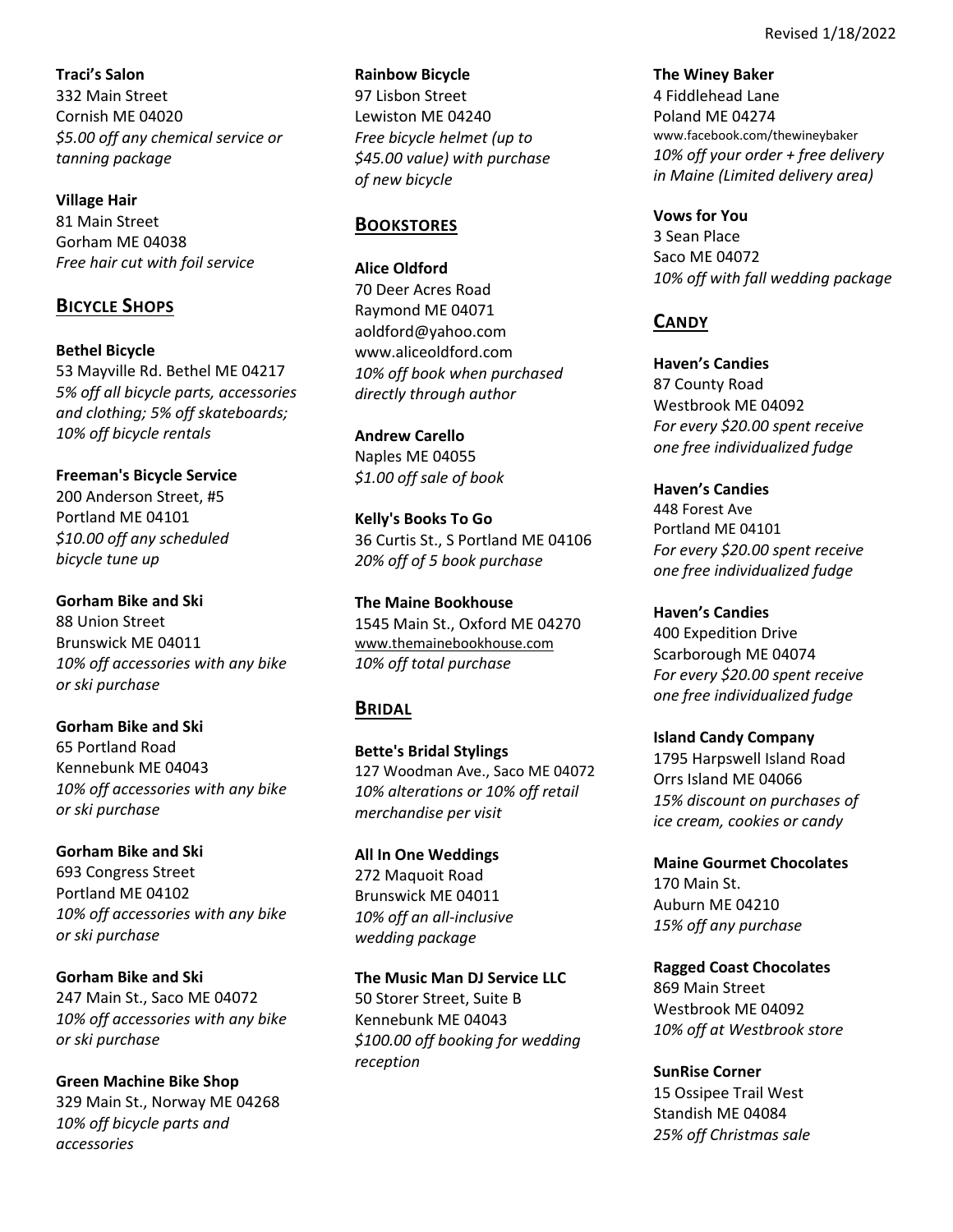**Traci's Salon**
332 Main Street
Cornish ME 04020
*$5.00 off any chemical service or tanning package*

**Village Hair**
81 Main Street
Gorham ME 04038
*Free hair cut with foil service*

## Bicycle Shops

**Bethel Bicycle**
53 Mayville Rd. Bethel ME 04217
*5% off all bicycle parts, accessories and clothing; 5% off skateboards; 10% off bicycle rentals*

**Freeman's Bicycle Service**
200 Anderson Street, #5
Portland ME 04101
*$10.00 off any scheduled bicycle tune up*

**Gorham Bike and Ski**
88 Union Street
Brunswick ME 04011
*10% off accessories with any bike or ski purchase*

**Gorham Bike and Ski**
65 Portland Road
Kennebunk ME 04043
*10% off accessories with any bike or ski purchase*

**Gorham Bike and Ski**
693 Congress Street
Portland ME 04102
*10% off accessories with any bike or ski purchase*

**Gorham Bike and Ski**
247 Main St., Saco ME 04072
*10% off accessories with any bike or ski purchase*

**Green Machine Bike Shop**
329 Main St., Norway ME 04268
*10% off bicycle parts and accessories*

**Rainbow Bicycle**
97 Lisbon Street
Lewiston ME 04240
*Free bicycle helmet (up to $45.00 value) with purchase of new bicycle*

## Bookstores

**Alice Oldford**
70 Deer Acres Road
Raymond ME 04071
aoldford@yahoo.com
www.aliceoldford.com
*10% off book when purchased directly through author*

**Andrew Carello**
Naples ME 04055
*$1.00 off sale of book*

**Kelly's Books To Go**
36 Curtis St., S Portland ME 04106
*20% off of 5 book purchase*

**The Maine Bookhouse**
1545 Main St., Oxford ME 04270
www.themainebookhouse.com
*10% off total purchase*

## Bridal

**Bette's Bridal Stylings**
127 Woodman Ave., Saco ME 04072
*10% alterations or 10% off retail merchandise per visit*

**All In One Weddings**
272 Maquoit Road
Brunswick ME 04011
*10% off an all-inclusive wedding package*

**The Music Man DJ Service LLC**
50 Storer Street, Suite B
Kennebunk ME 04043
*$100.00 off booking for wedding reception*

**The Winey Baker**
4 Fiddlehead Lane
Poland ME 04274
www.facebook.com/thewineybaker
*10% off your order + free delivery in Maine (Limited delivery area)*

**Vows for You**
3 Sean Place
Saco ME 04072
*10% off with fall wedding package*

## Candy

**Haven's Candies**
87 County Road
Westbrook ME 04092
*For every $20.00 spent receive one free individualized fudge*

**Haven's Candies**
448 Forest Ave
Portland ME 04101
*For every $20.00 spent receive one free individualized fudge*

**Haven's Candies**
400 Expedition Drive
Scarborough ME 04074
*For every $20.00 spent receive one free individualized fudge*

**Island Candy Company**
1795 Harpswell Island Road
Orrs Island ME 04066
*15% discount on purchases of ice cream, cookies or candy*

**Maine Gourmet Chocolates**
170 Main St.
Auburn ME 04210
*15% off any purchase*

**Ragged Coast Chocolates**
869 Main Street
Westbrook ME 04092
*10% off at Westbrook store*

**SunRise Corner**
15 Ossipee Trail West
Standish ME 04084
*25% off Christmas sale*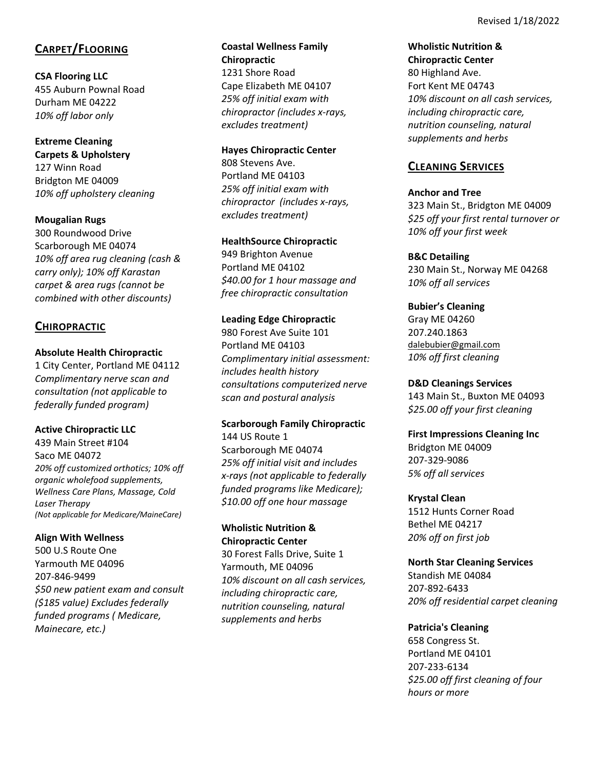Revised 1/18/2022

## Carpet/Flooring

**CSA Flooring LLC**
455 Auburn Pownal Road
Durham ME 04222
*10% off labor only*

**Extreme Cleaning Carpets & Upholstery**
127 Winn Road
Bridgton ME 04009
*10% off upholstery cleaning*

**Mougalian Rugs**
300 Roundwood Drive
Scarborough ME 04074
*10% off area rug cleaning (cash & carry only); 10% off Karastan carpet & area rugs (cannot be combined with other discounts)*

## Chiropractic

**Absolute Health Chiropractic**
1 City Center, Portland ME 04112
*Complimentary nerve scan and consultation (not applicable to federally funded program)*

**Active Chiropractic LLC**
439 Main Street #104
Saco ME 04072
*20% off customized orthotics; 10% off organic wholefood supplements, Wellness Care Plans, Massage, Cold Laser Therapy*
*(Not applicable for Medicare/MaineCare)*

**Align With Wellness**
500 U.S Route One
Yarmouth ME 04096
207-846-9499
*$50 new patient exam and consult ($185 value) Excludes federally funded programs ( Medicare, Mainecare, etc.)*

**Coastal Wellness Family Chiropractic**
1231 Shore Road
Cape Elizabeth ME 04107
*25% off initial exam with chiropractor (includes x-rays, excludes treatment)*

**Hayes Chiropractic Center**
808 Stevens Ave.
Portland ME 04103
*25% off initial exam with chiropractor (includes x-rays, excludes treatment)*

**HealthSource Chiropractic**
949 Brighton Avenue
Portland ME 04102
*$40.00 for 1 hour massage and free chiropractic consultation*

**Leading Edge Chiropractic**
980 Forest Ave Suite 101
Portland ME 04103
*Complimentary initial assessment: includes health history consultations computerized nerve scan and postural analysis*

**Scarborough Family Chiropractic**
144 US Route 1
Scarborough ME 04074
*25% off initial visit and includes x-rays (not applicable to federally funded programs like Medicare); $10.00 off one hour massage*

**Wholistic Nutrition & Chiropractic Center**
30 Forest Falls Drive, Suite 1
Yarmouth, ME 04096
*10% discount on all cash services, including chiropractic care, nutrition counseling, natural supplements and herbs*

**Wholistic Nutrition & Chiropractic Center**
80 Highland Ave.
Fort Kent ME 04743
*10% discount on all cash services, including chiropractic care, nutrition counseling, natural supplements and herbs*

## Cleaning Services

**Anchor and Tree**
323 Main St., Bridgton ME 04009
*$25 off your first rental turnover or 10% off your first week*

**B&C Detailing**
230 Main St., Norway ME 04268
*10% off all services*

**Bubier's Cleaning**
Gray ME 04260
207.240.1863
dalebubier@gmail.com
*10% off first cleaning*

**D&D Cleanings Services**
143 Main St., Buxton ME 04093
*$25.00 off your first cleaning*

**First Impressions Cleaning Inc**
Bridgton ME 04009
207-329-9086
*5% off all services*

**Krystal Clean**
1512 Hunts Corner Road
Bethel ME 04217
*20% off on first job*

**North Star Cleaning Services**
Standish ME 04084
207-892-6433
*20% off residential carpet cleaning*

**Patricia's Cleaning**
658 Congress St.
Portland ME 04101
207-233-6134
*$25.00 off first cleaning of four hours or more*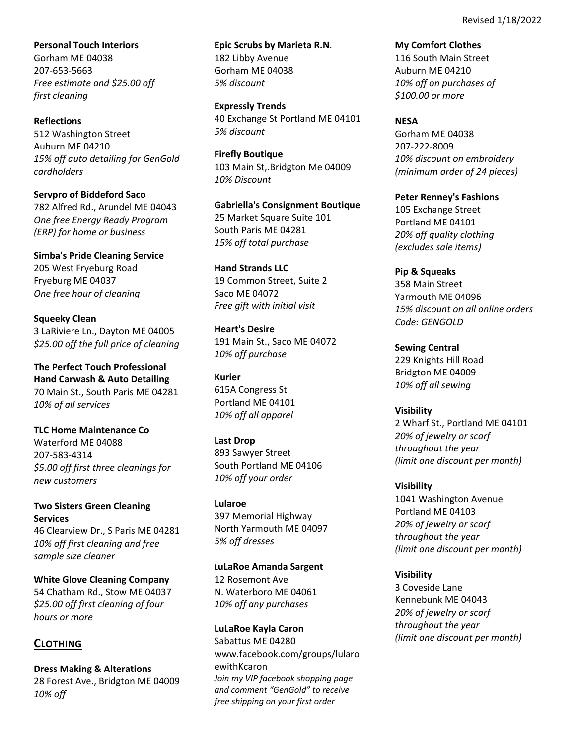Revised 1/18/2022

**Personal Touch Interiors**
Gorham ME 04038
207-653-5663
*Free estimate and $25.00 off first cleaning*

**Reflections**
512 Washington Street
Auburn ME 04210
*15% off auto detailing for GenGold cardholders*

**Servpro of Biddeford Saco**
782 Alfred Rd., Arundel ME 04043
*One free Energy Ready Program (ERP) for home or business*

**Simba's Pride Cleaning Service**
205 West Fryeburg Road
Fryeburg ME 04037
*One free hour of cleaning*

**Squeeky Clean**
3 LaRiviere Ln., Dayton ME 04005
*$25.00 off the full price of cleaning*

**The Perfect Touch Professional Hand Carwash & Auto Detailing**
70 Main St., South Paris ME 04281
*10% of all services*

**TLC Home Maintenance Co**
Waterford ME 04088
207-583-4314
*$5.00 off first three cleanings for new customers*

**Two Sisters Green Cleaning Services**
46 Clearview Dr., S Paris ME 04281
*10% off first cleaning and free sample size cleaner*

**White Glove Cleaning Company**
54 Chatham Rd., Stow ME 04037
*$25.00 off first cleaning of four hours or more*

## Clothing

**Dress Making & Alterations**
28 Forest Ave., Bridgton ME 04009
*10% off*

**Epic Scrubs by Marieta R.N.**
182 Libby Avenue
Gorham ME 04038
*5% discount*

**Expressly Trends**
40 Exchange St Portland ME 04101
*5% discount*

**Firefly Boutique**
103 Main St,.Bridgton Me 04009
*10% Discount*

**Gabriella's Consignment Boutique**
25 Market Square Suite 101
South Paris ME 04281
*15% off total purchase*

**Hand Strands LLC**
19 Common Street, Suite 2
Saco ME 04072
*Free gift with initial visit*

**Heart's Desire**
191 Main St., Saco ME 04072
*10% off purchase*

**Kurier**
615A Congress St
Portland ME 04101
*10% off all apparel*

**Last Drop**
893 Sawyer Street
South Portland ME 04106
*10% off your order*

**Lularoe**
397 Memorial Highway
North Yarmouth ME 04097
*5% off dresses*

**LuLaRoe Amanda Sargent**
12 Rosemont Ave
N. Waterboro ME 04061
*10% off any purchases*

**LuLaRoe Kayla Caron**
Sabattus ME 04280
www.facebook.com/groups/lularoewithKcaron
*Join my VIP facebook shopping page and comment "GenGold" to receive free shipping on your first order*

**My Comfort Clothes**
116 South Main Street
Auburn ME 04210
*10% off on purchases of $100.00 or more*

**NESA**
Gorham ME 04038
207-222-8009
*10% discount on embroidery (minimum order of 24 pieces)*

**Peter Renney's Fashions**
105 Exchange Street
Portland ME 04101
*20% off quality clothing (excludes sale items)*

**Pip & Squeaks**
358 Main Street
Yarmouth ME 04096
*15% discount on all online orders Code: GENGOLD*

**Sewing Central**
229 Knights Hill Road
Bridgton ME 04009
*10% off all sewing*

**Visibility**
2 Wharf St., Portland ME 04101
*20% of jewelry or scarf throughout the year (limit one discount per month)*

**Visibility**
1041 Washington Avenue
Portland ME 04103
*20% of jewelry or scarf throughout the year (limit one discount per month)*

**Visibility**
3 Coveside Lane
Kennebunk ME 04043
*20% of jewelry or scarf throughout the year (limit one discount per month)*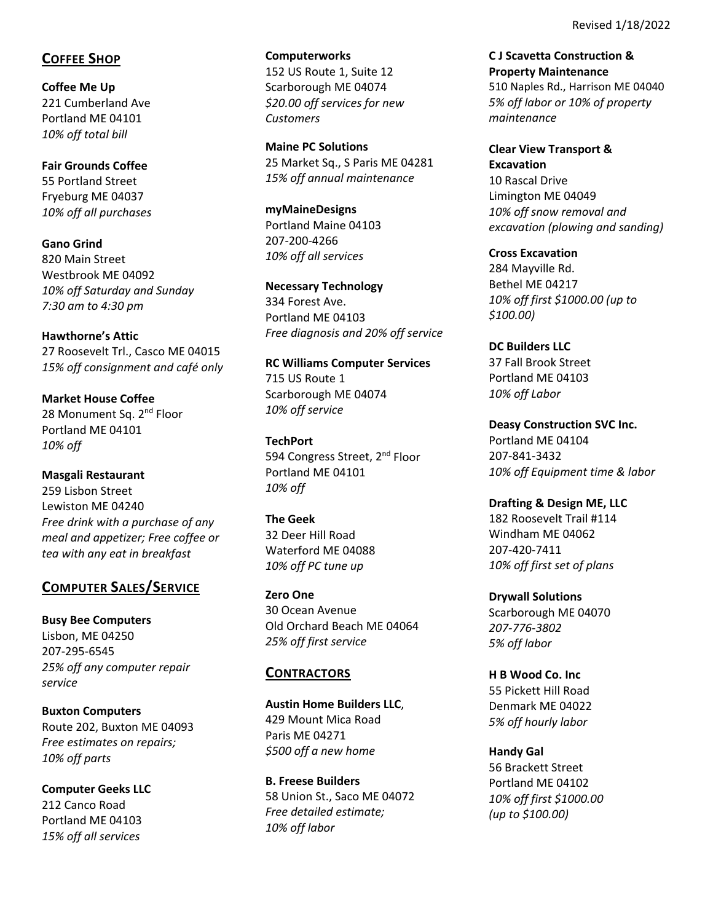Revised 1/18/2022

## Coffee Shop

**Coffee Me Up**
221 Cumberland Ave
Portland ME 04101
*10% off total bill*

**Fair Grounds Coffee**
55 Portland Street
Fryeburg ME 04037
*10% off all purchases*

**Gano Grind**
820 Main Street
Westbrook ME 04092
*10% off Saturday and Sunday 7:30 am to 4:30 pm*

**Hawthorne's Attic**
27 Roosevelt Trl., Casco ME 04015
*15% off consignment and café only*

**Market House Coffee**
28 Monument Sq. 2nd Floor
Portland ME 04101
*10% off*

**Masgali Restaurant**
259 Lisbon Street
Lewiston ME 04240
*Free drink with a purchase of any meal and appetizer; Free coffee or tea with any eat in breakfast*

## Computer Sales/Service

**Busy Bee Computers**
Lisbon, ME 04250
207-295-6545
*25% off any computer repair service*

**Buxton Computers**
Route 202, Buxton ME 04093
*Free estimates on repairs; 10% off parts*

**Computer Geeks LLC**
212 Canco Road
Portland ME 04103
*15% off all services*

**Computerworks**
152 US Route 1, Suite 12
Scarborough ME 04074
*$20.00 off services for new Customers*

**Maine PC Solutions**
25 Market Sq., S Paris ME 04281
*15% off annual maintenance*

**myMaineDesigns**
Portland Maine 04103
207-200-4266
*10% off all services*

**Necessary Technology**
334 Forest Ave.
Portland ME 04103
*Free diagnosis and 20% off service*

**RC Williams Computer Services**
715 US Route 1
Scarborough ME 04074
*10% off service*

**TechPort**
594 Congress Street, 2nd Floor
Portland ME 04101
*10% off*

**The Geek**
32 Deer Hill Road
Waterford ME 04088
*10% off PC tune up*

**Zero One**
30 Ocean Avenue
Old Orchard Beach ME 04064
*25% off first service*

## Contractors

**Austin Home Builders LLC**,
429 Mount Mica Road
Paris ME 04271
*$500 off a new home*

**B. Freese Builders**
58 Union St., Saco ME 04072
*Free detailed estimate; 10% off labor*

**C J Scavetta Construction & Property Maintenance**
510 Naples Rd., Harrison ME 04040
*5% off labor or 10% of property maintenance*

**Clear View Transport & Excavation**
10 Rascal Drive
Limington ME 04049
*10% off snow removal and excavation (plowing and sanding)*

**Cross Excavation**
284 Mayville Rd.
Bethel ME 04217
*10% off first $1000.00 (up to $100.00)*

**DC Builders LLC**
37 Fall Brook Street
Portland ME 04103
*10% off Labor*

**Deasy Construction SVC Inc.**
Portland ME 04104
207-841-3432
*10% off Equipment time & labor*

**Drafting & Design ME, LLC**
182 Roosevelt Trail #114
Windham ME 04062
207-420-7411
*10% off first set of plans*

**Drywall Solutions**
Scarborough ME 04070
*207-776-3802*
*5% off labor*

**H B Wood Co. Inc**
55 Pickett Hill Road
Denmark ME 04022
*5% off hourly labor*

**Handy Gal**
56 Brackett Street
Portland ME 04102
*10% off first $1000.00 (up to $100.00)*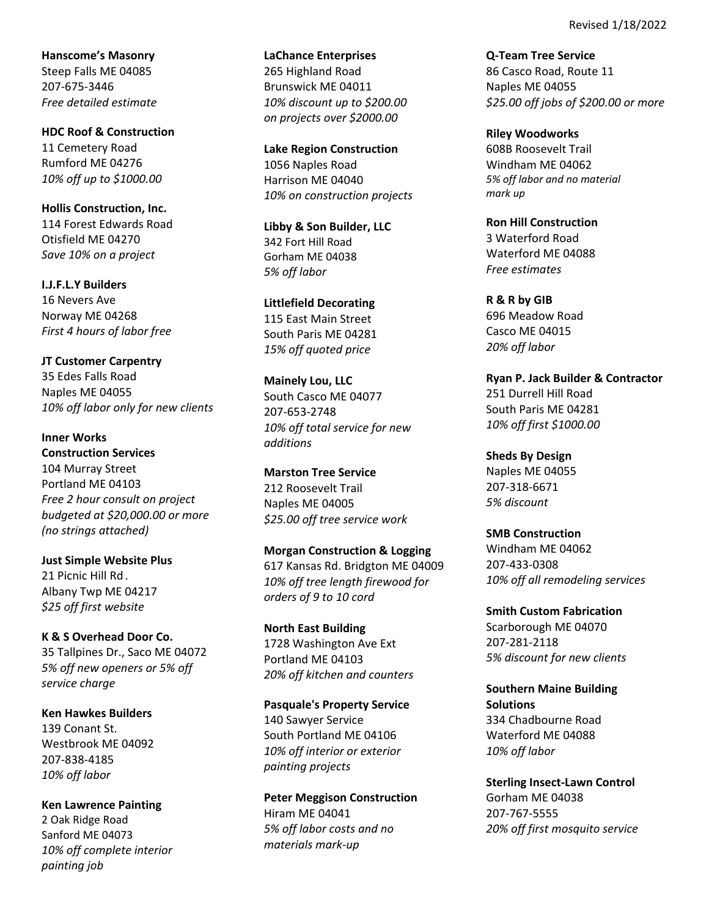Revised 1/18/2022

**Hanscome's Masonry**
Steep Falls ME 04085
207-675-3446
*Free detailed estimate*

**HDC Roof & Construction**
11 Cemetery Road
Rumford ME 04276
*10% off up to $1000.00*

**Hollis Construction, Inc.**
114 Forest Edwards Road
Otisfield ME 04270
*Save 10% on a project*

**I.J.F.L.Y Builders**
16 Nevers Ave
Norway ME 04268
*First 4 hours of labor free*

**JT Customer Carpentry**
35 Edes Falls Road
Naples ME 04055
*10% off labor only for new clients*

**Inner Works Construction Services**
104 Murray Street
Portland ME 04103
*Free 2 hour consult on project budgeted at $20,000.00 or more (no strings attached)*

**Just Simple Website Plus**
21 Picnic Hill Rd.
Albany Twp ME 04217
*$25 off first website*

**K & S Overhead Door Co.**
35 Tallpines Dr., Saco ME 04072
*5% off new openers or 5% off service charge*

**Ken Hawkes Builders**
139 Conant St.
Westbrook ME 04092
207-838-4185
*10% off labor*

**Ken Lawrence Painting**
2 Oak Ridge Road
Sanford ME 04073
*10% off complete interior painting job*

**LaChance Enterprises**
265 Highland Road
Brunswick ME 04011
*10% discount up to $200.00 on projects over $2000.00*

**Lake Region Construction**
1056 Naples Road
Harrison ME 04040
*10% on construction projects*

**Libby & Son Builder, LLC**
342 Fort Hill Road
Gorham ME 04038
*5% off labor*

**Littlefield Decorating**
115 East Main Street
South Paris ME 04281
*15% off quoted price*

**Mainely Lou, LLC**
South Casco ME 04077
207-653-2748
*10% off total service for new additions*

**Marston Tree Service**
212 Roosevelt Trail
Naples ME 04005
*$25.00 off tree service work*

**Morgan Construction & Logging**
617 Kansas Rd. Bridgton ME 04009
*10% off tree length firewood for orders of 9 to 10 cord*

**North East Building**
1728 Washington Ave Ext
Portland ME 04103
*20% off kitchen and counters*

**Pasquale's Property Service**
140 Sawyer Service
South Portland ME 04106
*10% off interior or exterior painting projects*

**Peter Meggison Construction**
Hiram ME 04041
*5% off labor costs and no materials mark-up*

**Q-Team Tree Service**
86 Casco Road, Route 11
Naples ME 04055
*$25.00 off jobs of $200.00 or more*

**Riley Woodworks**
608B Roosevelt Trail
Windham ME 04062
*5% off labor and no material mark up*

**Ron Hill Construction**
3 Waterford Road
Waterford ME 04088
*Free estimates*

**R & R by GIB**
696 Meadow Road
Casco ME 04015
*20% off labor*

**Ryan P. Jack Builder & Contractor**
251 Durrell Hill Road
South Paris ME 04281
*10% off first $1000.00*

**Sheds By Design**
Naples ME 04055
207-318-6671
*5% discount*

**SMB Construction**
Windham ME 04062
207-433-0308
*10% off all remodeling services*

**Smith Custom Fabrication**
Scarborough ME 04070
207-281-2118
*5% discount for new clients*

**Southern Maine Building Solutions**
334 Chadbourne Road
Waterford ME 04088
*10% off labor*

**Sterling Insect-Lawn Control**
Gorham ME 04038
207-767-5555
*20% off first mosquito service*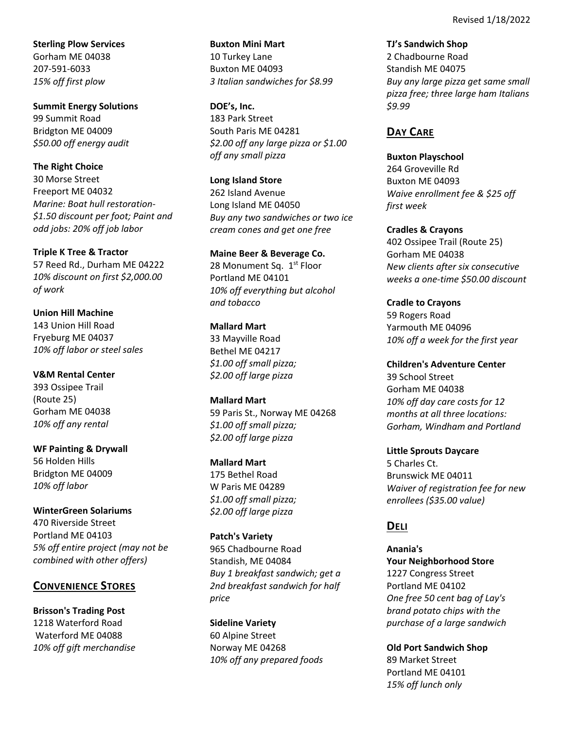**Sterling Plow Services**
Gorham ME 04038
207-591-6033
*15% off first plow*

**Summit Energy Solutions**
99 Summit Road
Bridgton ME 04009
*$50.00 off energy audit*

**The Right Choice**
30 Morse Street
Freeport ME 04032
*Marine: Boat hull restoration-$1.50 discount per foot; Paint and odd jobs: 20% off job labor*

**Triple K Tree & Tractor**
57 Reed Rd., Durham ME 04222
*10% discount on first $2,000.00 of work*

**Union Hill Machine**
143 Union Hill Road
Fryeburg ME 04037
*10% off labor or steel sales*

**V&M Rental Center**
393 Ossipee Trail
(Route 25)
Gorham ME 04038
*10% off any rental*

**WF Painting & Drywall**
56 Holden Hills
Bridgton ME 04009
*10% off labor*

**WinterGreen Solariums**
470 Riverside Street
Portland ME 04103
*5% off entire project (may not be combined with other offers)*

## CONVENIENCE STORES

**Brisson's Trading Post**
1218 Waterford Road
Waterford ME 04088
*10% off gift merchandise*

**Buxton Mini Mart**
10 Turkey Lane
Buxton ME 04093
*3 Italian sandwiches for $8.99*

**DOE's, Inc.**
183 Park Street
South Paris ME 04281
*$2.00 off any large pizza or $1.00 off any small pizza*

**Long Island Store**
262 Island Avenue
Long Island ME 04050
*Buy any two sandwiches or two ice cream cones and get one free*

**Maine Beer & Beverage Co.**
28 Monument Sq. 1st Floor
Portland ME 04101
*10% off everything but alcohol and tobacco*

**Mallard Mart**
33 Mayville Road
Bethel ME 04217
*$1.00 off small pizza;*
*$2.00 off large pizza*

**Mallard Mart**
59 Paris St., Norway ME 04268
*$1.00 off small pizza;*
*$2.00 off large pizza*

**Mallard Mart**
175 Bethel Road
W Paris ME 04289
*$1.00 off small pizza;*
*$2.00 off large pizza*

**Patch's Variety**
965 Chadbourne Road
Standish, ME 04084
*Buy 1 breakfast sandwich; get a 2nd breakfast sandwich for half price*

**Sideline Variety**
60 Alpine Street
Norway ME 04268
*10% off any prepared foods*

**TJ's Sandwich Shop**
2 Chadbourne Road
Standish ME 04075
*Buy any large pizza get same small pizza free; three large ham Italians $9.99*

## DAY CARE

**Buxton Playschool**
264 Groveville Rd
Buxton ME 04093
*Waive enrollment fee & $25 off first week*

**Cradles & Crayons**
402 Ossipee Trail (Route 25)
Gorham ME 04038
*New clients after six consecutive weeks a one-time $50.00 discount*

**Cradle to Crayons**
59 Rogers Road
Yarmouth ME 04096
*10% off a week for the first year*

**Children's Adventure Center**
39 School Street
Gorham ME 04038
*10% off day care costs for 12 months at all three locations: Gorham, Windham and Portland*

**Little Sprouts Daycare**
5 Charles Ct.
Brunswick ME 04011
*Waiver of registration fee for new enrollees ($35.00 value)*

## DELI

**Anania's**
**Your Neighborhood Store**
1227 Congress Street
Portland ME 04102
*One free 50 cent bag of Lay's brand potato chips with the purchase of a large sandwich*

**Old Port Sandwich Shop**
89 Market Street
Portland ME 04101
*15% off lunch only*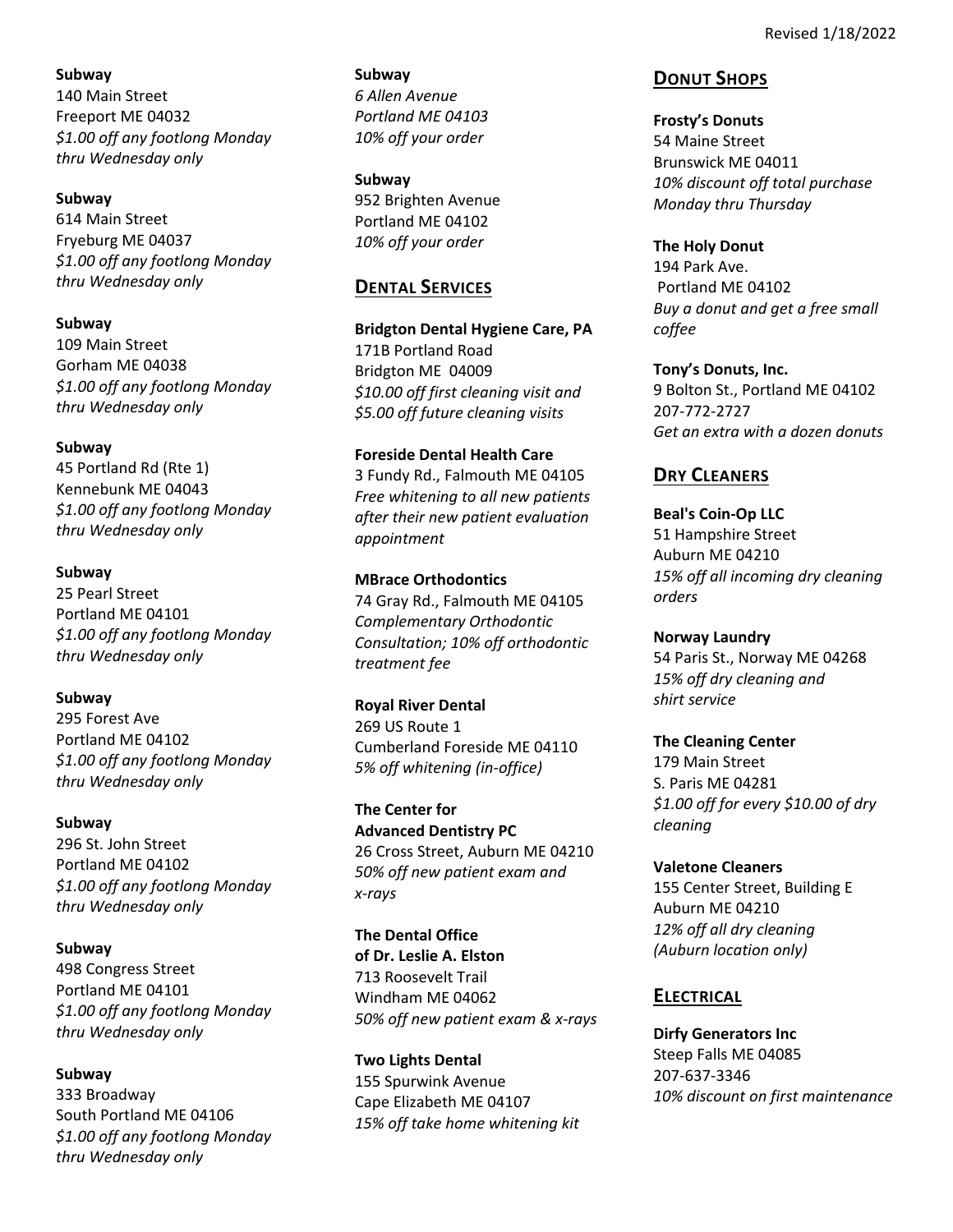**Subway**
140 Main Street
Freeport ME 04032
*$1.00 off any footlong Monday thru Wednesday only*

**Subway**
614 Main Street
Fryeburg ME 04037
*$1.00 off any footlong Monday thru Wednesday only*

**Subway**
109 Main Street
Gorham ME 04038
*$1.00 off any footlong Monday thru Wednesday only*

**Subway**
45 Portland Rd (Rte 1)
Kennebunk ME 04043
*$1.00 off any footlong Monday thru Wednesday only*

**Subway**
25 Pearl Street
Portland ME 04101
*$1.00 off any footlong Monday thru Wednesday only*

**Subway**
295 Forest Ave
Portland ME 04102
*$1.00 off any footlong Monday thru Wednesday only*

**Subway**
296 St. John Street
Portland ME 04102
*$1.00 off any footlong Monday thru Wednesday only*

**Subway**
498 Congress Street
Portland ME 04101
*$1.00 off any footlong Monday thru Wednesday only*

**Subway**
333 Broadway
South Portland ME 04106
*$1.00 off any footlong Monday thru Wednesday only*

**Subway**
*6 Allen Avenue*
*Portland ME 04103*
*10% off your order*

**Subway**
952 Brighten Avenue
Portland ME 04102
*10% off your order*

## DENTAL SERVICES

**Bridgton Dental Hygiene Care, PA**
171B Portland Road
Bridgton ME 04009
*$10.00 off first cleaning visit and $5.00 off future cleaning visits*

**Foreside Dental Health Care**
3 Fundy Rd., Falmouth ME 04105
*Free whitening to all new patients after their new patient evaluation appointment*

**MBrace Orthodontics**
74 Gray Rd., Falmouth ME 04105
*Complementary Orthodontic Consultation; 10% off orthodontic treatment fee*

**Royal River Dental**
269 US Route 1
Cumberland Foreside ME 04110
*5% off whitening (in-office)*

**The Center for Advanced Dentistry PC**
26 Cross Street, Auburn ME 04210
*50% off new patient exam and x-rays*

**The Dental Office of Dr. Leslie A. Elston**
713 Roosevelt Trail
Windham ME 04062
*50% off new patient exam & x-rays*

**Two Lights Dental**
155 Spurwink Avenue
Cape Elizabeth ME 04107
*15% off take home whitening kit*

## DONUT SHOPS

**Frosty's Donuts**
54 Maine Street
Brunswick ME 04011
*10% discount off total purchase Monday thru Thursday*

**The Holy Donut**
194 Park Ave.
Portland ME 04102
*Buy a donut and get a free small coffee*

**Tony's Donuts, Inc.**
9 Bolton St., Portland ME 04102
207-772-2727
*Get an extra with a dozen donuts*

## DRY CLEANERS

**Beal's Coin-Op LLC**
51 Hampshire Street
Auburn ME 04210
*15% off all incoming dry cleaning orders*

**Norway Laundry**
54 Paris St., Norway ME 04268
*15% off dry cleaning and shirt service*

**The Cleaning Center**
179 Main Street
S. Paris ME 04281
*$1.00 off for every $10.00 of dry cleaning*

**Valetone Cleaners**
155 Center Street, Building E
Auburn ME 04210
*12% off all dry cleaning (Auburn location only)*

## ELECTRICAL

**Dirfy Generators Inc**
Steep Falls ME 04085
207-637-3346
*10% discount on first maintenance*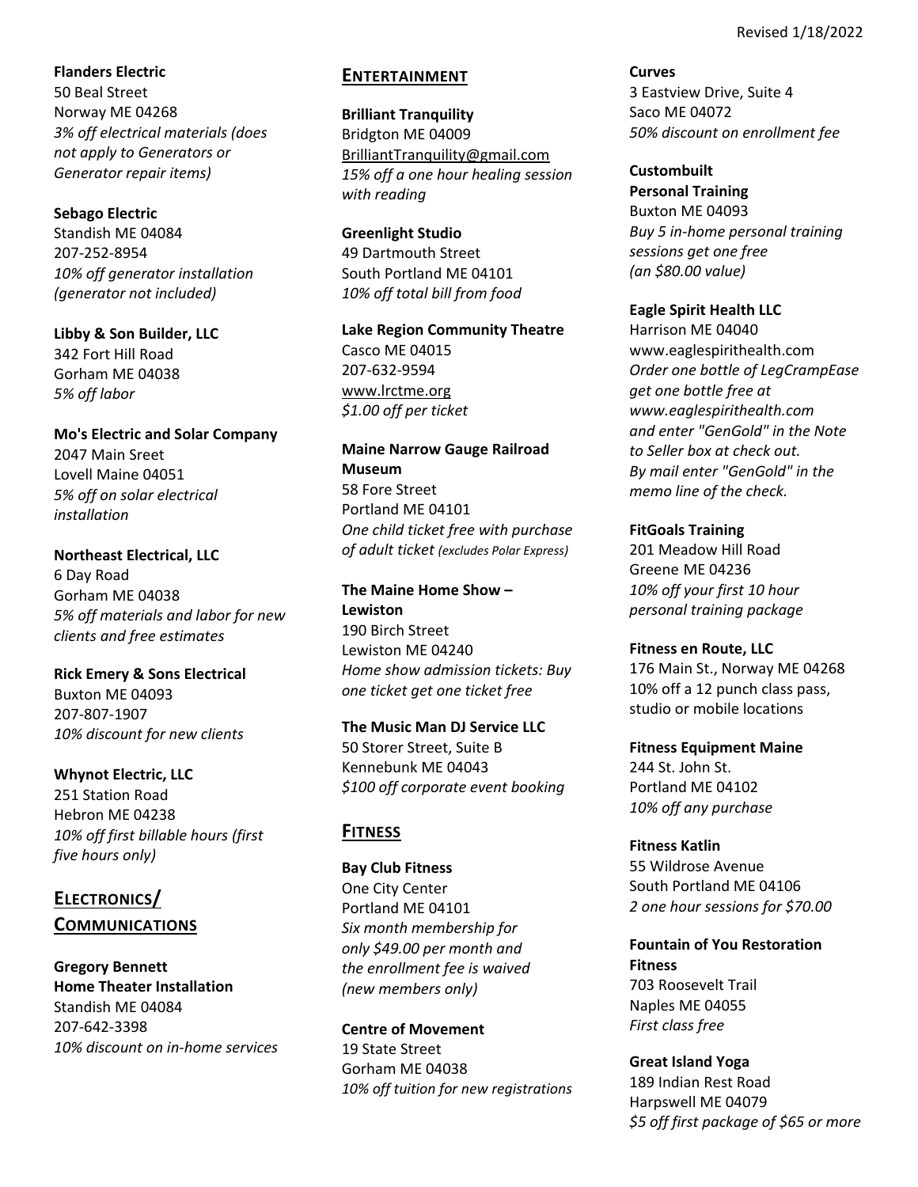**Flanders Electric**
50 Beal Street
Norway ME 04268
*3% off electrical materials (does not apply to Generators or Generator repair items)*

**Sebago Electric**
Standish ME 04084
207-252-8954
*10% off generator installation (generator not included)*

**Libby & Son Builder, LLC**
342 Fort Hill Road
Gorham ME 04038
*5% off labor*

**Mo's Electric and Solar Company**
2047 Main Sreet
Lovell Maine 04051
*5% off on solar electrical installation*

**Northeast Electrical, LLC**
6 Day Road
Gorham ME 04038
*5% off materials and labor for new clients and free estimates*

**Rick Emery & Sons Electrical**
Buxton ME 04093
207-807-1907
*10% discount for new clients*

**Whynot Electric, LLC**
251 Station Road
Hebron ME 04238
*10% off first billable hours (first five hours only)*

## Electronics/ Communications

**Gregory Bennett**
**Home Theater Installation**
Standish ME 04084
207-642-3398
*10% discount on in-home services*

## Entertainment

**Brilliant Tranquility**
Bridgton ME 04009
BrilliantTranquility@gmail.com
*15% off a one hour healing session with reading*

**Greenlight Studio**
49 Dartmouth Street
South Portland ME 04101
*10% off total bill from food*

**Lake Region Community Theatre**
Casco ME 04015
207-632-9594
www.lrctme.org
*$1.00 off per ticket*

**Maine Narrow Gauge Railroad Museum**
58 Fore Street
Portland ME 04101
*One child ticket free with purchase of adult ticket (excludes Polar Express)*

**The Maine Home Show – Lewiston**
190 Birch Street
Lewiston ME 04240
*Home show admission tickets: Buy one ticket get one ticket free*

**The Music Man DJ Service LLC**
50 Storer Street, Suite B
Kennebunk ME 04043
*$100 off corporate event booking*

## Fitness

**Bay Club Fitness**
One City Center
Portland ME 04101
*Six month membership for only $49.00 per month and the enrollment fee is waived (new members only)*

**Centre of Movement**
19 State Street
Gorham ME 04038
*10% off tuition for new registrations*

**Curves**
3 Eastview Drive, Suite 4
Saco ME 04072
*50% discount on enrollment fee*

**Custombuilt**
**Personal Training**
Buxton ME 04093
*Buy 5 in-home personal training sessions get one free (an $80.00 value)*

**Eagle Spirit Health LLC**
Harrison ME 04040
www.eaglespirithealth.com
*Order one bottle of LegCrampEase get one bottle free at www.eaglespirithealth.com and enter "GenGold" in the Note to Seller box at check out. By mail enter "GenGold" in the memo line of the check.*

**FitGoals Training**
201 Meadow Hill Road
Greene ME 04236
*10% off your first 10 hour personal training package*

**Fitness en Route, LLC**
176 Main St., Norway ME 04268
10% off a 12 punch class pass, studio or mobile locations

**Fitness Equipment Maine**
244 St. John St.
Portland ME 04102
*10% off any purchase*

**Fitness Katlin**
55 Wildrose Avenue
South Portland ME 04106
*2 one hour sessions for $70.00*

**Fountain of You Restoration Fitness**
703 Roosevelt Trail
Naples ME 04055
*First class free*

**Great Island Yoga**
189 Indian Rest Road
Harpswell ME 04079
*$5 off first package of $65 or more*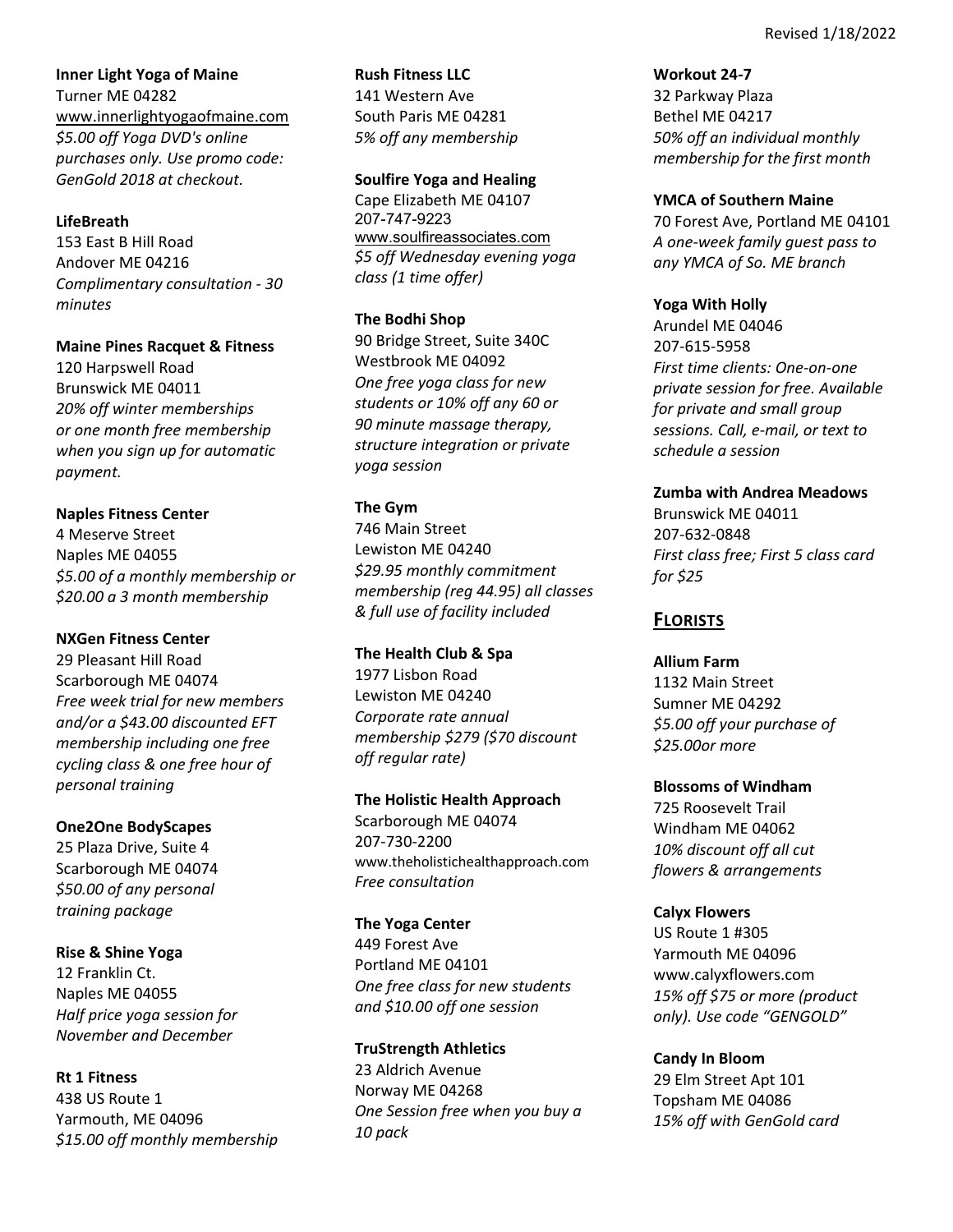**Inner Light Yoga of Maine**
Turner ME 04282
www.innerlightyogaofmaine.com
*$5.00 off Yoga DVD's online purchases only. Use promo code: GenGold 2018 at checkout.*

**LifeBreath**
153 East B Hill Road
Andover ME 04216
*Complimentary consultation - 30 minutes*

**Maine Pines Racquet & Fitness**
120 Harpswell Road
Brunswick ME 04011
*20% off winter memberships or one month free membership when you sign up for automatic payment.*

**Naples Fitness Center**
4 Meserve Street
Naples ME 04055
*$5.00 of a monthly membership or $20.00 a 3 month membership*

**NXGen Fitness Center**
29 Pleasant Hill Road
Scarborough ME 04074
*Free week trial for new members and/or a $43.00 discounted EFT membership including one free cycling class & one free hour of personal training*

**One2One BodyScapes**
25 Plaza Drive, Suite 4
Scarborough ME 04074
*$50.00 of any personal training package*

**Rise & Shine Yoga**
12 Franklin Ct.
Naples ME 04055
*Half price yoga session for November and December*

**Rt 1 Fitness**
438 US Route 1
Yarmouth, ME 04096
*$15.00 off monthly membership*

**Rush Fitness LLC**
141 Western Ave
South Paris ME 04281
*5% off any membership*

**Soulfire Yoga and Healing**
Cape Elizabeth ME 04107
207-747-9223
www.soulfireassociates.com
*$5 off Wednesday evening yoga class (1 time offer)*

**The Bodhi Shop**
90 Bridge Street, Suite 340C
Westbrook ME 04092
*One free yoga class for new students or 10% off any 60 or 90 minute massage therapy, structure integration or private yoga session*

**The Gym**
746 Main Street
Lewiston ME 04240
*$29.95 monthly commitment membership (reg 44.95) all classes & full use of facility included*

**The Health Club & Spa**
1977 Lisbon Road
Lewiston ME 04240
*Corporate rate annual membership $279 ($70 discount off regular rate)*

**The Holistic Health Approach**
Scarborough ME 04074
207-730-2200
www.theholistichealthapproach.com
*Free consultation*

**The Yoga Center**
449 Forest Ave
Portland ME 04101
*One free class for new students and $10.00 off one session*

**TruStrength Athletics**
23 Aldrich Avenue
Norway ME 04268
*One Session free when you buy a 10 pack*

**Workout 24-7**
32 Parkway Plaza
Bethel ME 04217
*50% off an individual monthly membership for the first month*

**YMCA of Southern Maine**
70 Forest Ave, Portland ME 04101
*A one-week family guest pass to any YMCA of So. ME branch*

**Yoga With Holly**
Arundel ME 04046
207-615-5958
*First time clients: One-on-one private session for free. Available for private and small group sessions. Call, e-mail, or text to schedule a session*

**Zumba with Andrea Meadows**
Brunswick ME 04011
207-632-0848
*First class free; First 5 class card for $25*

## FLORISTS

**Allium Farm**
1132 Main Street
Sumner ME 04292
*$5.00 off your purchase of $25.00or more*

**Blossoms of Windham**
725 Roosevelt Trail
Windham ME 04062
*10% discount off all cut flowers & arrangements*

**Calyx Flowers**
US Route 1 #305
Yarmouth ME 04096
www.calyxflowers.com
*15% off $75 or more (product only). Use code "GENGOLD"*

**Candy In Bloom**
29 Elm Street Apt 101
Topsham ME 04086
*15% off with GenGold card*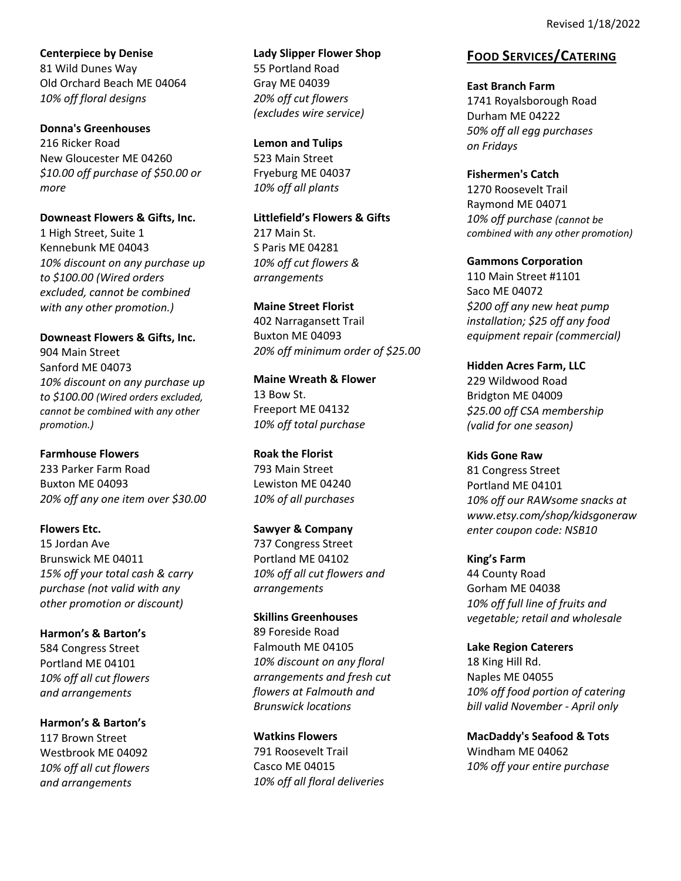Revised 1/18/2022

**Centerpiece by Denise**
81 Wild Dunes Way
Old Orchard Beach ME 04064
*10% off floral designs*

**Donna's Greenhouses**
216 Ricker Road
New Gloucester ME 04260
*$10.00 off purchase of $50.00 or more*

**Downeast Flowers & Gifts, Inc.**
1 High Street, Suite 1
Kennebunk ME 04043
*10% discount on any purchase up to $100.00 (Wired orders excluded, cannot be combined with any other promotion.)*

**Downeast Flowers & Gifts, Inc.**
904 Main Street
Sanford ME 04073
*10% discount on any purchase up to $100.00 (Wired orders excluded, cannot be combined with any other promotion.)*

**Farmhouse Flowers**
233 Parker Farm Road
Buxton ME 04093
*20% off any one item over $30.00*

**Flowers Etc.**
15 Jordan Ave
Brunswick ME 04011
*15% off your total cash & carry purchase (not valid with any other promotion or discount)*

**Harmon's & Barton's**
584 Congress Street
Portland ME 04101
*10% off all cut flowers and arrangements*

**Harmon's & Barton's**
117 Brown Street
Westbrook ME 04092
*10% off all cut flowers and arrangements*

**Lady Slipper Flower Shop**
55 Portland Road
Gray ME 04039
*20% off cut flowers (excludes wire service)*

**Lemon and Tulips**
523 Main Street
Fryeburg ME 04037
*10% off all plants*

**Littlefield's Flowers & Gifts**
217 Main St.
S Paris ME 04281
*10% off cut flowers & arrangements*

**Maine Street Florist**
402 Narragansett Trail
Buxton ME 04093
*20% off minimum order of $25.00*

**Maine Wreath & Flower**
13 Bow St.
Freeport ME 04132
*10% off total purchase*

**Roak the Florist**
793 Main Street
Lewiston ME 04240
*10% of all purchases*

**Sawyer & Company**
737 Congress Street
Portland ME 04102
*10% off all cut flowers and arrangements*

**Skillins Greenhouses**
89 Foreside Road
Falmouth ME 04105
*10% discount on any floral arrangements and fresh cut flowers at Falmouth and Brunswick locations*

**Watkins Flowers**
791 Roosevelt Trail
Casco ME 04015
*10% off all floral deliveries*

## FOOD SERVICES/CATERING

**East Branch Farm**
1741 Royalsborough Road
Durham ME 04222
*50% off all egg purchases on Fridays*

**Fishermen's Catch**
1270 Roosevelt Trail
Raymond ME 04071
*10% off purchase (cannot be combined with any other promotion)*

**Gammons Corporation**
110 Main Street #1101
Saco ME 04072
*$200 off any new heat pump installation; $25 off any food equipment repair (commercial)*

**Hidden Acres Farm, LLC**
229 Wildwood Road
Bridgton ME 04009
*$25.00 off CSA membership (valid for one season)*

**Kids Gone Raw**
81 Congress Street
Portland ME 04101
*10% off our RAWsome snacks at www.etsy.com/shop/kidsgoneraw enter coupon code: NSB10*

**King's Farm**
44 County Road
Gorham ME 04038
*10% off full line of fruits and vegetable; retail and wholesale*

**Lake Region Caterers**
18 King Hill Rd.
Naples ME 04055
*10% off food portion of catering bill valid November - April only*

**MacDaddy's Seafood & Tots**
Windham ME 04062
*10% off your entire purchase*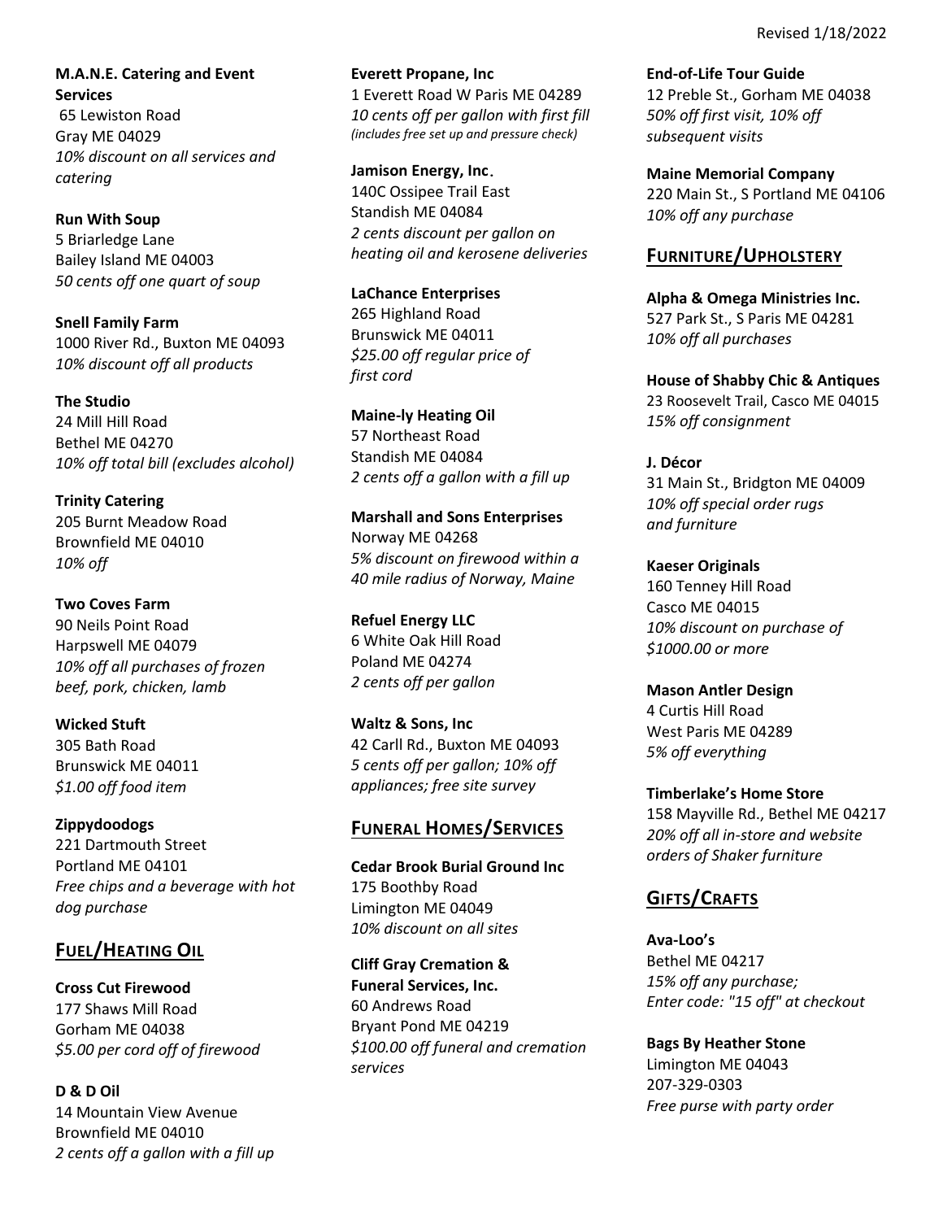**M.A.N.E. Catering and Event Services**
65 Lewiston Road
Gray ME 04029
*10% discount on all services and catering*

**Run With Soup**
5 Briarledge Lane
Bailey Island ME 04003
*50 cents off one quart of soup*

**Snell Family Farm**
1000 River Rd., Buxton ME 04093
*10% discount off all products*

**The Studio**
24 Mill Hill Road
Bethel ME 04270
*10% off total bill (excludes alcohol)*

**Trinity Catering**
205 Burnt Meadow Road
Brownfield ME 04010
*10% off*

**Two Coves Farm**
90 Neils Point Road
Harpswell ME 04079
*10% off all purchases of frozen beef, pork, chicken, lamb*

**Wicked Stuft**
305 Bath Road
Brunswick ME 04011
*$1.00 off food item*

**Zippydoodogs**
221 Dartmouth Street
Portland ME 04101
*Free chips and a beverage with hot dog purchase*

## FUEL/HEATING OIL

**Cross Cut Firewood**
177 Shaws Mill Road
Gorham ME 04038
*$5.00 per cord off of firewood*

**D & D Oil**
14 Mountain View Avenue
Brownfield ME 04010
*2 cents off a gallon with a fill up*

**Everett Propane, Inc**
1 Everett Road W Paris ME 04289
*10 cents off per gallon with first fill (includes free set up and pressure check)*

**Jamison Energy, Inc.**
140C Ossipee Trail East
Standish ME 04084
*2 cents discount per gallon on heating oil and kerosene deliveries*

**LaChance Enterprises**
265 Highland Road
Brunswick ME 04011
*$25.00 off regular price of first cord*

**Maine-ly Heating Oil**
57 Northeast Road
Standish ME 04084
*2 cents off a gallon with a fill up*

**Marshall and Sons Enterprises**
Norway ME 04268
*5% discount on firewood within a 40 mile radius of Norway, Maine*

**Refuel Energy LLC**
6 White Oak Hill Road
Poland ME 04274
*2 cents off per gallon*

**Waltz & Sons, Inc**
42 Carll Rd., Buxton ME 04093
*5 cents off per gallon; 10% off appliances; free site survey*

## FUNERAL HOMES/SERVICES

**Cedar Brook Burial Ground Inc**
175 Boothby Road
Limington ME 04049
*10% discount on all sites*

**Cliff Gray Cremation & Funeral Services, Inc.**
60 Andrews Road
Bryant Pond ME 04219
*$100.00 off funeral and cremation services*

**End-of-Life Tour Guide**
12 Preble St., Gorham ME 04038
*50% off first visit, 10% off subsequent visits*

**Maine Memorial Company**
220 Main St., S Portland ME 04106
*10% off any purchase*

## FURNITURE/UPHOLSTERY

**Alpha & Omega Ministries Inc.**
527 Park St., S Paris ME 04281
*10% off all purchases*

**House of Shabby Chic & Antiques**
23 Roosevelt Trail, Casco ME 04015
*15% off consignment*

**J. Décor**
31 Main St., Bridgton ME 04009
*10% off special order rugs and furniture*

**Kaeser Originals**
160 Tenney Hill Road
Casco ME 04015
*10% discount on purchase of $1000.00 or more*

**Mason Antler Design**
4 Curtis Hill Road
West Paris ME 04289
*5% off everything*

**Timberlake's Home Store**
158 Mayville Rd., Bethel ME 04217
*20% off all in-store and website orders of Shaker furniture*

## GIFTS/CRAFTS

**Ava-Loo's**
Bethel ME 04217
*15% off any purchase; Enter code: "15 off" at checkout*

**Bags By Heather Stone**
Limington ME 04043
207-329-0303
*Free purse with party order*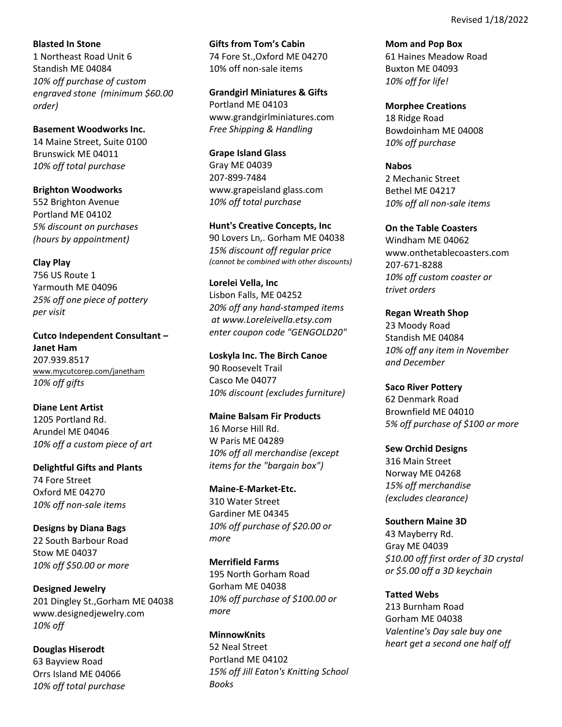Revised 1/18/2022

**Blasted In Stone**
1 Northeast Road Unit 6
Standish ME 04084
*10% off purchase of custom engraved stone (minimum $60.00 order)*

**Basement Woodworks Inc.**
14 Maine Street, Suite 0100
Brunswick ME 04011
*10% off total purchase*

**Brighton Woodworks**
552 Brighton Avenue
Portland ME 04102
*5% discount on purchases (hours by appointment)*

**Clay Play**
756 US Route 1
Yarmouth ME 04096
*25% off one piece of pottery per visit*

**Cutco Independent Consultant – Janet Ham**
207.939.8517
www.mycutcorep.com/janetham
*10% off gifts*

**Diane Lent Artist**
1205 Portland Rd.
Arundel ME 04046
*10% off a custom piece of art*

**Delightful Gifts and Plants**
74 Fore Street
Oxford ME 04270
*10% off non-sale items*

**Designs by Diana Bags**
22 South Barbour Road
Stow ME 04037
*10% off $50.00 or more*

**Designed Jewelry**
201 Dingley St.,Gorham ME 04038
www.designedjewelry.com
*10% off*

**Douglas Hiserodt**
63 Bayview Road
Orrs Island ME 04066
*10% off total purchase*

**Gifts from Tom's Cabin**
74 Fore St.,Oxford ME 04270
10% off non-sale items

**Grandgirl Miniatures & Gifts**
Portland ME 04103
www.grandgirlminiatures.com
*Free Shipping & Handling*

**Grape Island Glass**
Gray ME 04039
207-899-7484
www.grapeisland glass.com
*10% off total purchase*

**Hunt's Creative Concepts, Inc**
90 Lovers Ln,. Gorham ME 04038
*15% discount off regular price*
*(cannot be combined with other discounts)*

**Lorelei Vella, Inc**
Lisbon Falls, ME 04252
*20% off any hand-stamped items at www.Loreleivella.etsy.com enter coupon code "GENGOLD20"*

**Loskyla Inc. The Birch Canoe**
90 Roosevelt Trail
Casco Me 04077
*10% discount (excludes furniture)*

**Maine Balsam Fir Products**
16 Morse Hill Rd.
W Paris ME 04289
*10% off all merchandise (except items for the "bargain box")*

**Maine-E-Market-Etc.**
310 Water Street
Gardiner ME 04345
*10% off purchase of $20.00 or more*

**Merrifield Farms**
195 North Gorham Road
Gorham ME 04038
*10% off purchase of $100.00 or more*

**MinnowKnits**
52 Neal Street
Portland ME 04102
*15% off Jill Eaton's Knitting School Books*

**Mom and Pop Box**
61 Haines Meadow Road
Buxton ME 04093
*10% off for life!*

**Morphee Creations**
18 Ridge Road
Bowdoinham ME 04008
*10% off purchase*

**Nabos**
2 Mechanic Street
Bethel ME 04217
*10% off all non-sale items*

**On the Table Coasters**
Windham ME 04062
www.onthetablecoasters.com
207-671-8288
*10% off custom coaster or trivet orders*

**Regan Wreath Shop**
23 Moody Road
Standish ME 04084
*10% off any item in November and December*

**Saco River Pottery**
62 Denmark Road
Brownfield ME 04010
*5% off purchase of $100 or more*

**Sew Orchid Designs**
316 Main Street
Norway ME 04268
*15% off merchandise (excludes clearance)*

**Southern Maine 3D**
43 Mayberry Rd.
Gray ME 04039
*$10.00 off first order of 3D crystal or $5.00 off a 3D keychain*

**Tatted Webs**
213 Burnham Road
Gorham ME 04038
*Valentine's Day sale buy one heart get a second one half off*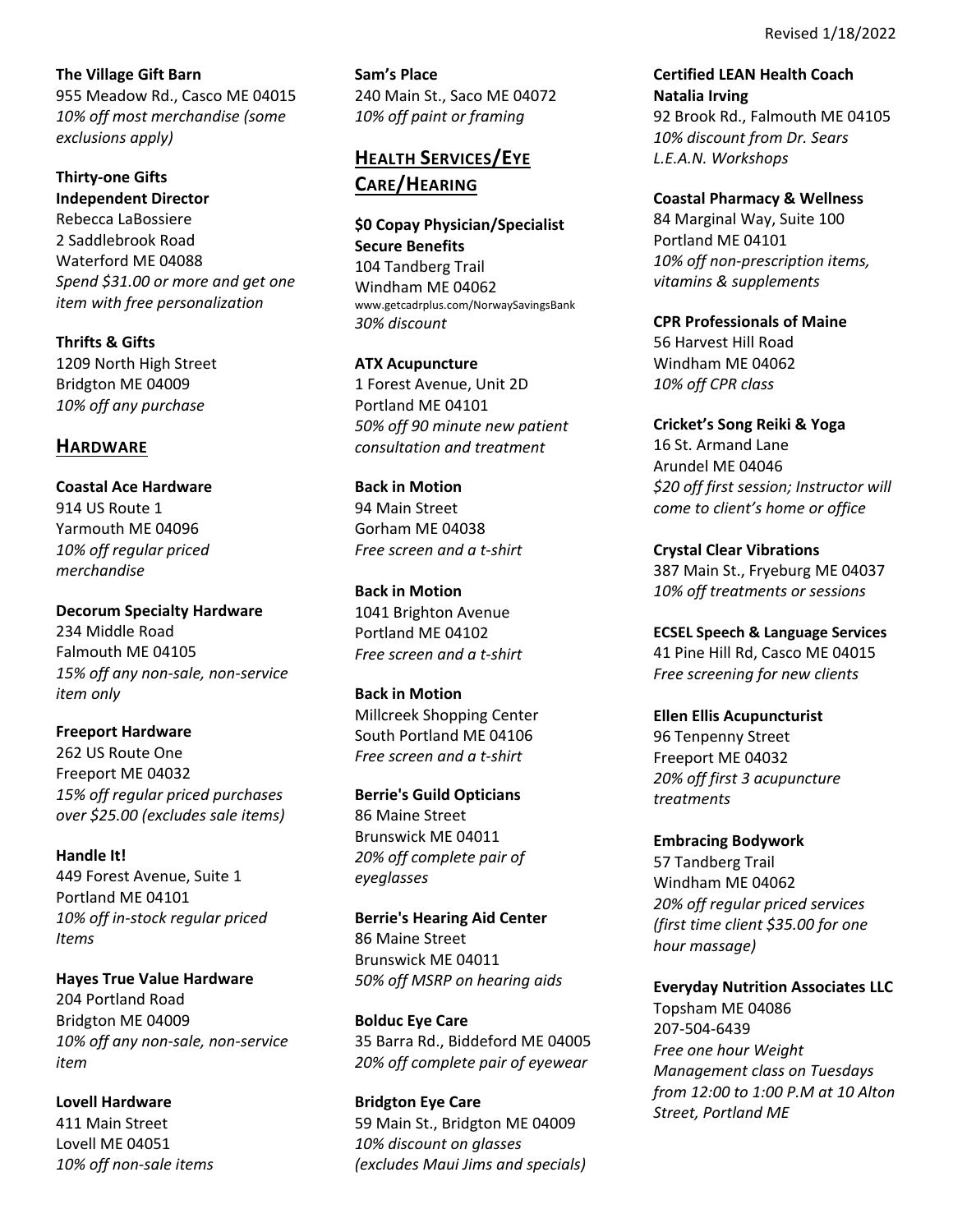**The Village Gift Barn**
955 Meadow Rd., Casco ME 04015
*10% off most merchandise (some exclusions apply)*

**Thirty-one Gifts Independent Director**
Rebecca LaBossiere
2 Saddlebrook Road
Waterford ME 04088
*Spend $31.00 or more and get one item with free personalization*

**Thrifts & Gifts**
1209 North High Street
Bridgton ME 04009
*10% off any purchase*

## Hardware

**Coastal Ace Hardware**
914 US Route 1
Yarmouth ME 04096
*10% off regular priced merchandise*

**Decorum Specialty Hardware**
234 Middle Road
Falmouth ME 04105
*15% off any non-sale, non-service item only*

**Freeport Hardware**
262 US Route One
Freeport ME 04032
*15% off regular priced purchases over $25.00 (excludes sale items)*

**Handle It!**
449 Forest Avenue, Suite 1
Portland ME 04101
*10% off in-stock regular priced Items*

**Hayes True Value Hardware**
204 Portland Road
Bridgton ME 04009
*10% off any non-sale, non-service item*

**Lovell Hardware**
411 Main Street
Lovell ME 04051
*10% off non-sale items*

**Sam's Place**
240 Main St., Saco ME 04072
*10% off paint or framing*

## Health Services/Eye Care/Hearing

**$0 Copay Physician/Specialist Secure Benefits**
104 Tandberg Trail
Windham ME 04062
www.getcadrplus.com/NorwaySavingsBank
*30% discount*

**ATX Acupuncture**
1 Forest Avenue, Unit 2D
Portland ME 04101
*50% off 90 minute new patient consultation and treatment*

**Back in Motion**
94 Main Street
Gorham ME 04038
*Free screen and a t-shirt*

**Back in Motion**
1041 Brighton Avenue
Portland ME 04102
*Free screen and a t-shirt*

**Back in Motion**
Millcreek Shopping Center
South Portland ME 04106
*Free screen and a t-shirt*

**Berrie's Guild Opticians**
86 Maine Street
Brunswick ME 04011
*20% off complete pair of eyeglasses*

**Berrie's Hearing Aid Center**
86 Maine Street
Brunswick ME 04011
*50% off MSRP on hearing aids*

**Bolduc Eye Care**
35 Barra Rd., Biddeford ME 04005
*20% off complete pair of eyewear*

**Bridgton Eye Care**
59 Main St., Bridgton ME 04009
*10% discount on glasses (excludes Maui Jims and specials)*

**Certified LEAN Health Coach Natalia Irving**
92 Brook Rd., Falmouth ME 04105
*10% discount from Dr. Sears L.E.A.N. Workshops*

**Coastal Pharmacy & Wellness**
84 Marginal Way, Suite 100
Portland ME 04101
*10% off non-prescription items, vitamins & supplements*

**CPR Professionals of Maine**
56 Harvest Hill Road
Windham ME 04062
*10% off CPR class*

**Cricket's Song Reiki & Yoga**
16 St. Armand Lane
Arundel ME 04046
*$20 off first session; Instructor will come to client's home or office*

**Crystal Clear Vibrations**
387 Main St., Fryeburg ME 04037
*10% off treatments or sessions*

**ECSEL Speech & Language Services**
41 Pine Hill Rd, Casco ME 04015
*Free screening for new clients*

**Ellen Ellis Acupuncturist**
96 Tenpenny Street
Freeport ME 04032
*20% off first 3 acupuncture treatments*

**Embracing Bodywork**
57 Tandberg Trail
Windham ME 04062
*20% off regular priced services (first time client $35.00 for one hour massage)*

**Everyday Nutrition Associates LLC**
Topsham ME 04086
207-504-6439
*Free one hour Weight Management class on Tuesdays from 12:00 to 1:00 P.M at 10 Alton Street, Portland ME*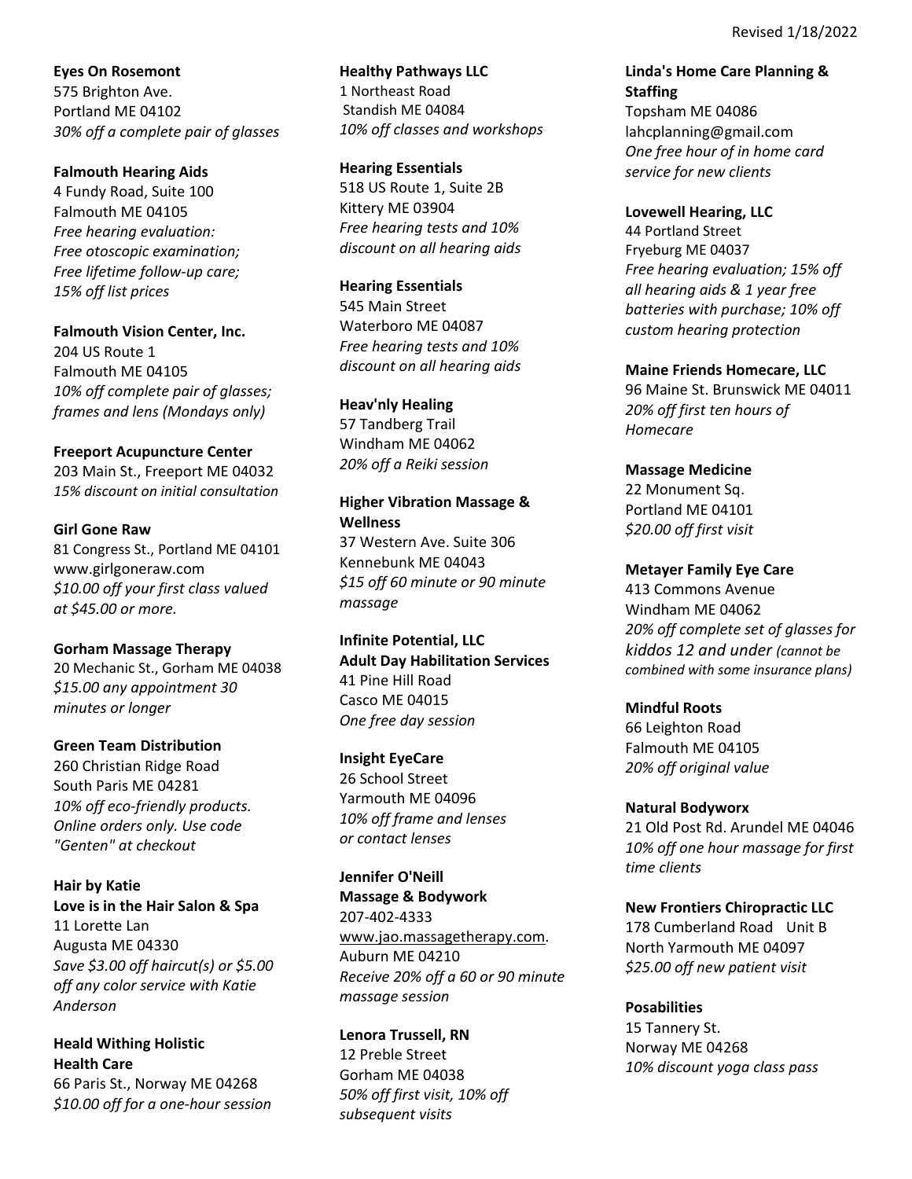Revised 1/18/2022

**Eyes On Rosemont**
575 Brighton Ave.
Portland ME 04102
*30% off a complete pair of glasses*

**Falmouth Hearing Aids**
4 Fundy Road, Suite 100
Falmouth ME 04105
*Free hearing evaluation:*
*Free otoscopic examination;*
*Free lifetime follow-up care;*
*15% off list prices*

**Falmouth Vision Center, Inc.**
204 US Route 1
Falmouth ME 04105
*10% off complete pair of glasses; frames and lens (Mondays only)*

**Freeport Acupuncture Center**
203 Main St., Freeport ME 04032
*15% discount on initial consultation*

**Girl Gone Raw**
81 Congress St., Portland ME 04101
www.girlgoneraw.com
*$10.00 off your first class valued at $45.00 or more.*

**Gorham Massage Therapy**
20 Mechanic St., Gorham ME 04038
*$15.00 any appointment 30 minutes or longer*

**Green Team Distribution**
260 Christian Ridge Road
South Paris ME 04281
*10% off eco-friendly products. Online orders only. Use code "Genten" at checkout*

**Hair by Katie**
**Love is in the Hair Salon & Spa**
11 Lorette Lan
Augusta ME 04330
*Save $3.00 off haircut(s) or $5.00 off any color service with Katie Anderson*

**Heald Withing Holistic Health Care**
66 Paris St., Norway ME 04268
*$10.00 off for a one-hour session*

**Healthy Pathways LLC**
1 Northeast Road
Standish ME 04084
*10% off classes and workshops*

**Hearing Essentials**
518 US Route 1, Suite 2B
Kittery ME 03904
*Free hearing tests and 10% discount on all hearing aids*

**Hearing Essentials**
545 Main Street
Waterboro ME 04087
*Free hearing tests and 10% discount on all hearing aids*

**Heav'nly Healing**
57 Tandberg Trail
Windham ME 04062
*20% off a Reiki session*

**Higher Vibration Massage & Wellness**
37 Western Ave. Suite 306
Kennebunk ME 04043
*$15 off 60 minute or 90 minute massage*

**Infinite Potential, LLC**
**Adult Day Habilitation Services**
41 Pine Hill Road
Casco ME 04015
*One free day session*

**Insight EyeCare**
26 School Street
Yarmouth ME 04096
*10% off frame and lenses or contact lenses*

**Jennifer O'Neill**
**Massage & Bodywork**
207-402-4333
www.jao.massagetherapy.com.
Auburn ME 04210
*Receive 20% off a 60 or 90 minute massage session*

**Lenora Trussell, RN**
12 Preble Street
Gorham ME 04038
*50% off first visit, 10% off subsequent visits*

**Linda's Home Care Planning & Staffing**
Topsham ME 04086
lahcplanning@gmail.com
*One free hour of in home card service for new clients*

**Lovewell Hearing, LLC**
44 Portland Street
Fryeburg ME 04037
*Free hearing evaluation; 15% off all hearing aids & 1 year free batteries with purchase; 10% off custom hearing protection*

**Maine Friends Homecare, LLC**
96 Maine St. Brunswick ME 04011
*20% off first ten hours of Homecare*

**Massage Medicine**
22 Monument Sq.
Portland ME 04101
*$20.00 off first visit*

**Metayer Family Eye Care**
413 Commons Avenue
Windham ME 04062
*20% off complete set of glasses for kiddos 12 and under (cannot be combined with some insurance plans)*

**Mindful Roots**
66 Leighton Road
Falmouth ME 04105
*20% off original value*

**Natural Bodyworx**
21 Old Post Rd. Arundel ME 04046
*10% off one hour massage for first time clients*

**New Frontiers Chiropractic LLC**
178 Cumberland Road Unit B
North Yarmouth ME 04097
*$25.00 off new patient visit*

**Posabilities**
15 Tannery St.
Norway ME 04268
*10% discount yoga class pass*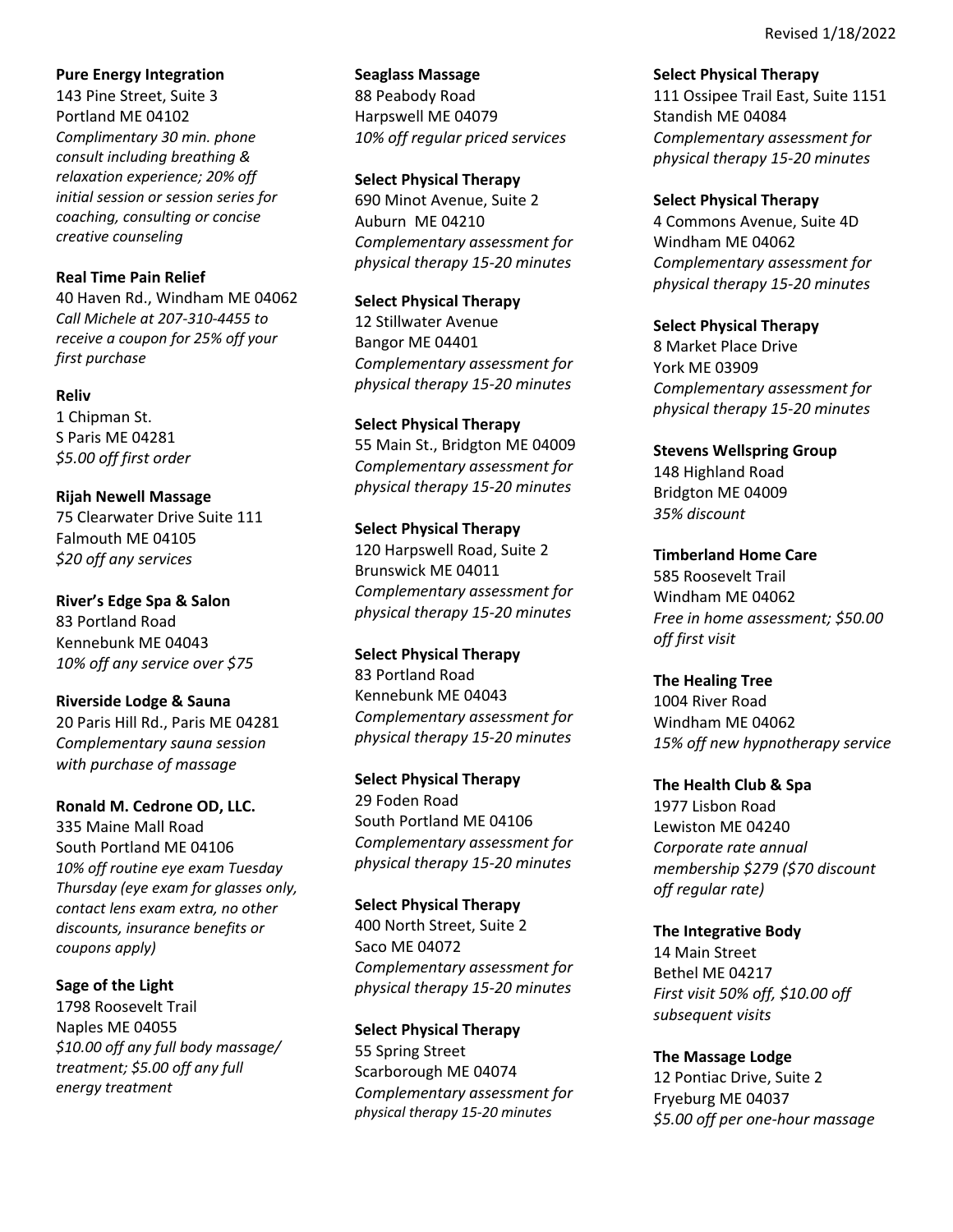Revised 1/18/2022

**Pure Energy Integration**
143 Pine Street, Suite 3
Portland ME 04102
*Complimentary 30 min. phone consult including breathing & relaxation experience; 20% off initial session or session series for coaching, consulting or concise creative counseling*

**Real Time Pain Relief**
40 Haven Rd., Windham ME 04062
*Call Michele at 207-310-4455 to receive a coupon for 25% off your first purchase*

**Reliv**
1 Chipman St.
S Paris ME 04281
*$5.00 off first order*

**Rijah Newell Massage**
75 Clearwater Drive Suite 111
Falmouth ME 04105
*$20 off any services*

**River's Edge Spa & Salon**
83 Portland Road
Kennebunk ME 04043
*10% off any service over $75*

**Riverside Lodge & Sauna**
20 Paris Hill Rd., Paris ME 04281
*Complementary sauna session with purchase of massage*

**Ronald M. Cedrone OD, LLC.**
335 Maine Mall Road
South Portland ME 04106
*10% off routine eye exam Tuesday Thursday (eye exam for glasses only, contact lens exam extra, no other discounts, insurance benefits or coupons apply)*

**Sage of the Light**
1798 Roosevelt Trail
Naples ME 04055
*$10.00 off any full body massage/ treatment; $5.00 off any full energy treatment*

**Seaglass Massage**
88 Peabody Road
Harpswell ME 04079
*10% off regular priced services*

**Select Physical Therapy**
690 Minot Avenue, Suite 2
Auburn ME 04210
*Complementary assessment for physical therapy 15-20 minutes*

**Select Physical Therapy**
12 Stillwater Avenue
Bangor ME 04401
*Complementary assessment for physical therapy 15-20 minutes*

**Select Physical Therapy**
55 Main St., Bridgton ME 04009
*Complementary assessment for physical therapy 15-20 minutes*

**Select Physical Therapy**
120 Harpswell Road, Suite 2
Brunswick ME 04011
*Complementary assessment for physical therapy 15-20 minutes*

**Select Physical Therapy**
83 Portland Road
Kennebunk ME 04043
*Complementary assessment for physical therapy 15-20 minutes*

**Select Physical Therapy**
29 Foden Road
South Portland ME 04106
*Complementary assessment for physical therapy 15-20 minutes*

**Select Physical Therapy**
400 North Street, Suite 2
Saco ME 04072
*Complementary assessment for physical therapy 15-20 minutes*

**Select Physical Therapy**
55 Spring Street
Scarborough ME 04074
*Complementary assessment for physical therapy 15-20 minutes*

**Select Physical Therapy**
111 Ossipee Trail East, Suite 1151
Standish ME 04084
*Complementary assessment for physical therapy 15-20 minutes*

**Select Physical Therapy**
4 Commons Avenue, Suite 4D
Windham ME 04062
*Complementary assessment for physical therapy 15-20 minutes*

**Select Physical Therapy**
8 Market Place Drive
York ME 03909
*Complementary assessment for physical therapy 15-20 minutes*

**Stevens Wellspring Group**
148 Highland Road
Bridgton ME 04009
*35% discount*

**Timberland Home Care**
585 Roosevelt Trail
Windham ME 04062
*Free in home assessment; $50.00 off first visit*

**The Healing Tree**
1004 River Road
Windham ME 04062
*15% off new hypnotherapy service*

**The Health Club & Spa**
1977 Lisbon Road
Lewiston ME 04240
*Corporate rate annual membership $279 ($70 discount off regular rate)*

**The Integrative Body**
14 Main Street
Bethel ME 04217
*First visit 50% off, $10.00 off subsequent visits*

**The Massage Lodge**
12 Pontiac Drive, Suite 2
Fryeburg ME 04037
*$5.00 off per one-hour massage*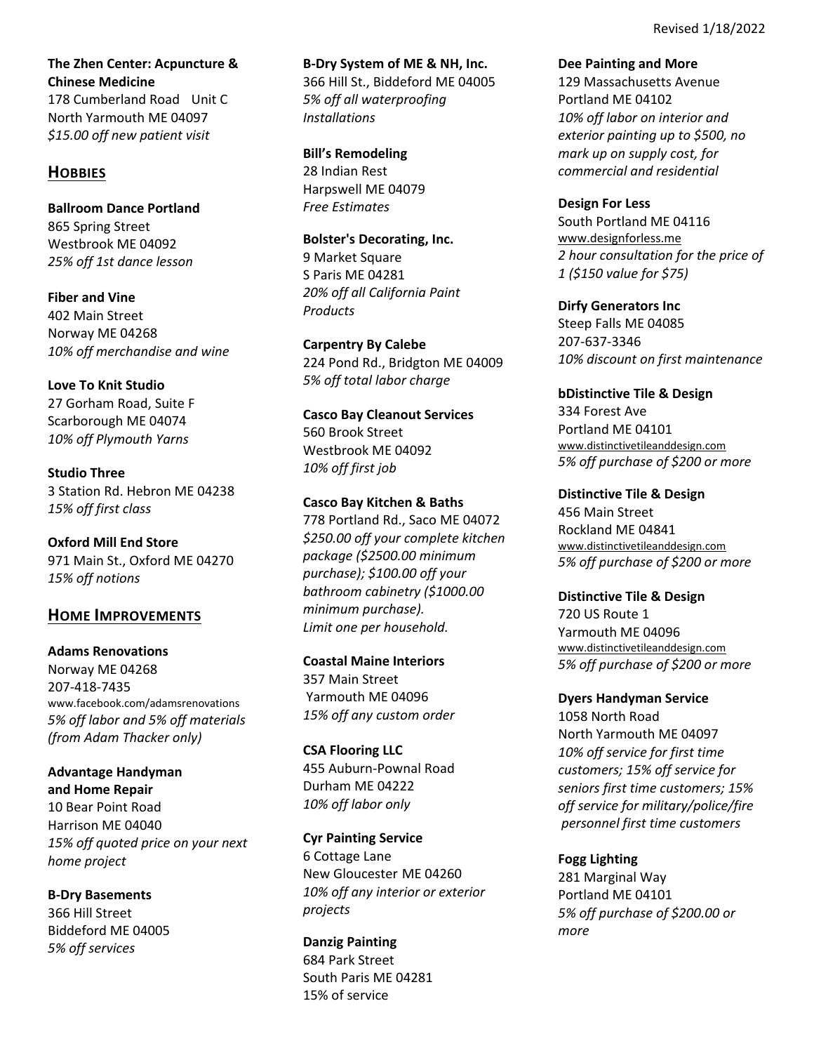**The Zen Center: Acupuncture & Chinese Medicine**
178 Cumberland Road Unit C
North Yarmouth ME 04097
*$15.00 off new patient visit*

## Hobbies

**Ballroom Dance Portland**
865 Spring Street
Westbrook ME 04092
*25% off 1st dance lesson*

**Fiber and Vine**
402 Main Street
Norway ME 04268
*10% off merchandise and wine*

**Love To Knit Studio**
27 Gorham Road, Suite F
Scarborough ME 04074
*10% off Plymouth Yarns*

**Studio Three**
3 Station Rd. Hebron ME 04238
*15% off first class*

**Oxford Mill End Store**
971 Main St., Oxford ME 04270
*15% off notions*

## Home Improvements

**Adams Renovations**
Norway ME 04268
207-418-7435
www.facebook.com/adamsrenovations
*5% off labor and 5% off materials (from Adam Thacker only)*

**Advantage Handyman and Home Repair**
10 Bear Point Road
Harrison ME 04040
*15% off quoted price on your next home project*

**B-Dry Basements**
366 Hill Street
Biddeford ME 04005
*5% off services*

**B-Dry System of ME & NH, Inc.**
366 Hill St., Biddeford ME 04005
*5% off all waterproofing Installations*

**Bill's Remodeling**
28 Indian Rest
Harpswell ME 04079
*Free Estimates*

**Bolster's Decorating, Inc.**
9 Market Square
S Paris ME 04281
*20% off all California Paint Products*

**Carpentry By Calebe**
224 Pond Rd., Bridgton ME 04009
*5% off total labor charge*

**Casco Bay Cleanout Services**
560 Brook Street
Westbrook ME 04092
*10% off first job*

**Casco Bay Kitchen & Baths**
778 Portland Rd., Saco ME 04072
*$250.00 off your complete kitchen package ($2500.00 minimum purchase); $100.00 off your bathroom cabinetry ($1000.00 minimum purchase). Limit one per household.*

**Coastal Maine Interiors**
357 Main Street
Yarmouth ME 04096
*15% off any custom order*

**CSA Flooring LLC**
455 Auburn-Pownal Road
Durham ME 04222
*10% off labor only*

**Cyr Painting Service**
6 Cottage Lane
New Gloucester ME 04260
*10% off any interior or exterior projects*

**Danzig Painting**
684 Park Street
South Paris ME 04281
15% of service

**Dee Painting and More**
129 Massachusetts Avenue
Portland ME 04102
*10% off labor on interior and exterior painting up to $500, no mark up on supply cost, for commercial and residential*

**Design For Less**
South Portland ME 04116
www.designforless.me
*2 hour consultation for the price of 1 ($150 value for $75)*

**Dirfy Generators Inc**
Steep Falls ME 04085
207-637-3346
*10% discount on first maintenance*

**bDistinctive Tile & Design**
334 Forest Ave
Portland ME 04101
www.distinctivetileanddesign.com
*5% off purchase of $200 or more*

**Distinctive Tile & Design**
456 Main Street
Rockland ME 04841
www.distinctivetileanddesign.com
*5% off purchase of $200 or more*

**Distinctive Tile & Design**
720 US Route 1
Yarmouth ME 04096
www.distinctivetileanddesign.com
*5% off purchase of $200 or more*

**Dyers Handyman Service**
1058 North Road
North Yarmouth ME 04097
*10% off service for first time customers; 15% off service for seniors first time customers; 15% off service for military/police/fire personnel first time customers*

**Fogg Lighting**
281 Marginal Way
Portland ME 04101
*5% off purchase of $200.00 or more*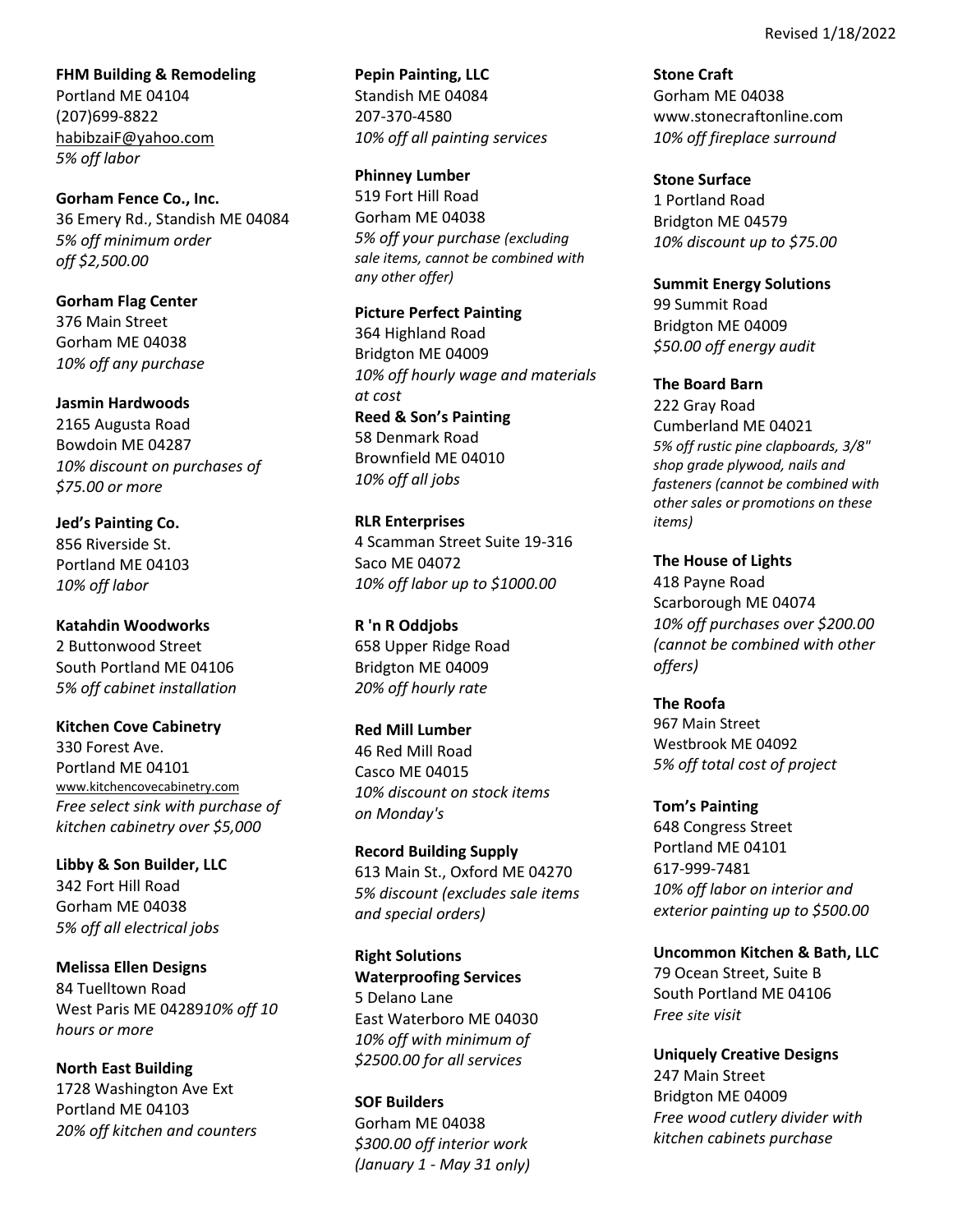Revised 1/18/2022

**FHM Building & Remodeling**
Portland ME 04104
(207)699-8822
habibzaiF@yahoo.com
*5% off labor*

**Gorham Fence Co., Inc.**
36 Emery Rd., Standish ME 04084
*5% off minimum order off $2,500.00*

**Gorham Flag Center**
376 Main Street
Gorham ME 04038
*10% off any purchase*

**Jasmin Hardwoods**
2165 Augusta Road
Bowdoin ME 04287
*10% discount on purchases of $75.00 or more*

**Jed's Painting Co.**
856 Riverside St.
Portland ME 04103
*10% off labor*

**Katahdin Woodworks**
2 Buttonwood Street
South Portland ME 04106
*5% off cabinet installation*

**Kitchen Cove Cabinetry**
330 Forest Ave.
Portland ME 04101
www.kitchencovecabinetry.com
*Free select sink with purchase of kitchen cabinetry over $5,000*

**Libby & Son Builder, LLC**
342 Fort Hill Road
Gorham ME 04038
*5% off all electrical jobs*

**Melissa Ellen Designs**
84 Tuelltown Road
West Paris ME 04289*10% off 10 hours or more*

**North East Building**
1728 Washington Ave Ext
Portland ME 04103
*20% off kitchen and counters*

**Pepin Painting, LLC**
Standish ME 04084
207-370-4580
*10% off all painting services*

**Phinney Lumber**
519 Fort Hill Road
Gorham ME 04038
*5% off your purchase (excluding sale items, cannot be combined with any other offer)*

**Picture Perfect Painting**
364 Highland Road
Bridgton ME 04009
*10% off hourly wage and materials at cost*

**Reed & Son's Painting**
58 Denmark Road
Brownfield ME 04010
*10% off all jobs*

**RLR Enterprises**
4 Scamman Street Suite 19-316
Saco ME 04072
*10% off labor up to $1000.00*

**R 'n R Oddjobs**
658 Upper Ridge Road
Bridgton ME 04009
*20% off hourly rate*

**Red Mill Lumber**
46 Red Mill Road
Casco ME 04015
*10% discount on stock items on Monday's*

**Record Building Supply**
613 Main St., Oxford ME 04270
*5% discount (excludes sale items and special orders)*

**Right Solutions Waterproofing Services**
5 Delano Lane
East Waterboro ME 04030
*10% off with minimum of $2500.00 for all services*

**SOF Builders**
Gorham ME 04038
*$300.00 off interior work (January 1 - May 31 only)*

**Stone Craft**
Gorham ME 04038
www.stonecraftonline.com
*10% off fireplace surround*

**Stone Surface**
1 Portland Road
Bridgton ME 04579
*10% discount up to $75.00*

**Summit Energy Solutions**
99 Summit Road
Bridgton ME 04009
*$50.00 off energy audit*

**The Board Barn**
222 Gray Road
Cumberland ME 04021
*5% off rustic pine clapboards, 3/8" shop grade plywood, nails and fasteners (cannot be combined with other sales or promotions on these items)*

**The House of Lights**
418 Payne Road
Scarborough ME 04074
*10% off purchases over $200.00 (cannot be combined with other offers)*

**The Roofa**
967 Main Street
Westbrook ME 04092
*5% off total cost of project*

**Tom's Painting**
648 Congress Street
Portland ME 04101
617-999-7481
*10% off labor on interior and exterior painting up to $500.00*

**Uncommon Kitchen & Bath, LLC**
79 Ocean Street, Suite B
South Portland ME 04106
*Free site visit*

**Uniquely Creative Designs**
247 Main Street
Bridgton ME 04009
*Free wood cutlery divider with kitchen cabinets purchase*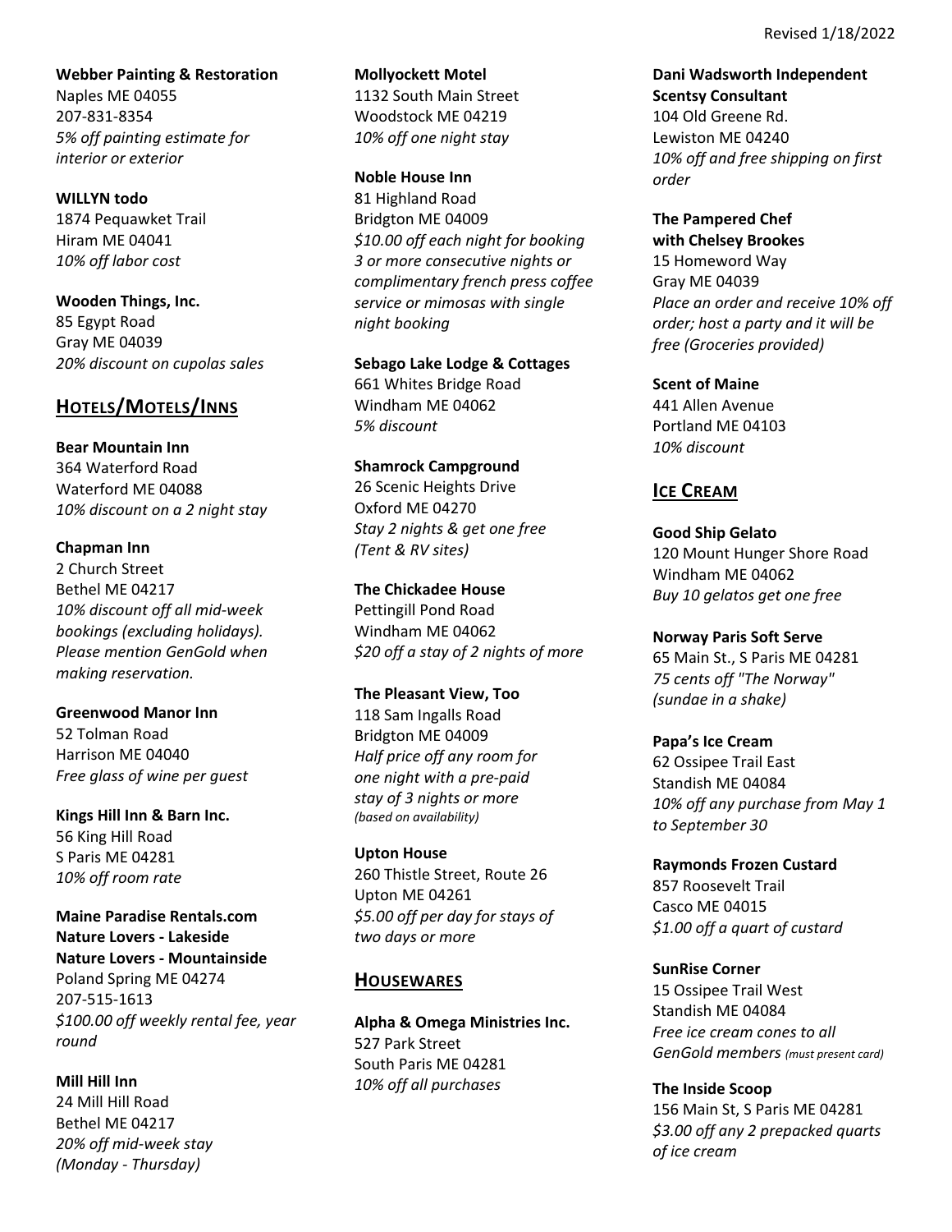**Webber Painting & Restoration**
Naples ME 04055
207-831-8354
*5% off painting estimate for interior or exterior*

**WILLYN todo**
1874 Pequawket Trail
Hiram ME 04041
*10% off labor cost*

**Wooden Things, Inc.**
85 Egypt Road
Gray ME 04039
*20% discount on cupolas sales*

## HOTELS/MOTELS/INNS

**Bear Mountain Inn**
364 Waterford Road
Waterford ME 04088
*10% discount on a 2 night stay*

**Chapman Inn**
2 Church Street
Bethel ME 04217
*10% discount off all mid-week bookings (excluding holidays). Please mention GenGold when making reservation.*

**Greenwood Manor Inn**
52 Tolman Road
Harrison ME 04040
*Free glass of wine per guest*

**Kings Hill Inn & Barn Inc.**
56 King Hill Road
S Paris ME 04281
*10% off room rate*

**Maine Paradise Rentals.com**
**Nature Lovers - Lakeside**
**Nature Lovers - Mountainside**
Poland Spring ME 04274
207-515-1613
*$100.00 off weekly rental fee, year round*

**Mill Hill Inn**
24 Mill Hill Road
Bethel ME 04217
*20% off mid-week stay (Monday - Thursday)*

**Mollyockett Motel**
1132 South Main Street
Woodstock ME 04219
*10% off one night stay*

**Noble House Inn**
81 Highland Road
Bridgton ME 04009
*$10.00 off each night for booking 3 or more consecutive nights or complimentary french press coffee service or mimosas with single night booking*

**Sebago Lake Lodge & Cottages**
661 Whites Bridge Road
Windham ME 04062
*5% discount*

**Shamrock Campground**
26 Scenic Heights Drive
Oxford ME 04270
*Stay 2 nights & get one free (Tent & RV sites)*

**The Chickadee House**
Pettingill Pond Road
Windham ME 04062
*$20 off a stay of 2 nights of more*

**The Pleasant View, Too**
118 Sam Ingalls Road
Bridgton ME 04009
*Half price off any room for one night with a pre-paid stay of 3 nights or more (based on availability)*

**Upton House**
260 Thistle Street, Route 26
Upton ME 04261
*$5.00 off per day for stays of two days or more*

## HOUSEWARES

**Alpha & Omega Ministries Inc.**
527 Park Street
South Paris ME 04281
*10% off all purchases*

**Dani Wadsworth Independent Scentsy Consultant**
104 Old Greene Rd.
Lewiston ME 04240
*10% off and free shipping on first order*

**The Pampered Chef with Chelsey Brookes**
15 Homeword Way
Gray ME 04039
*Place an order and receive 10% off order; host a party and it will be free (Groceries provided)*

**Scent of Maine**
441 Allen Avenue
Portland ME 04103
*10% discount*

## ICE CREAM

**Good Ship Gelato**
120 Mount Hunger Shore Road
Windham ME 04062
*Buy 10 gelatos get one free*

**Norway Paris Soft Serve**
65 Main St., S Paris ME 04281
*75 cents off "The Norway" (sundae in a shake)*

**Papa's Ice Cream**
62 Ossipee Trail East
Standish ME 04084
*10% off any purchase from May 1 to September 30*

**Raymonds Frozen Custard**
857 Roosevelt Trail
Casco ME 04015
*$1.00 off a quart of custard*

**SunRise Corner**
15 Ossipee Trail West
Standish ME 04084
*Free ice cream cones to all GenGold members (must present card)*

**The Inside Scoop**
156 Main St, S Paris ME 04281
*$3.00 off any 2 prepacked quarts of ice cream*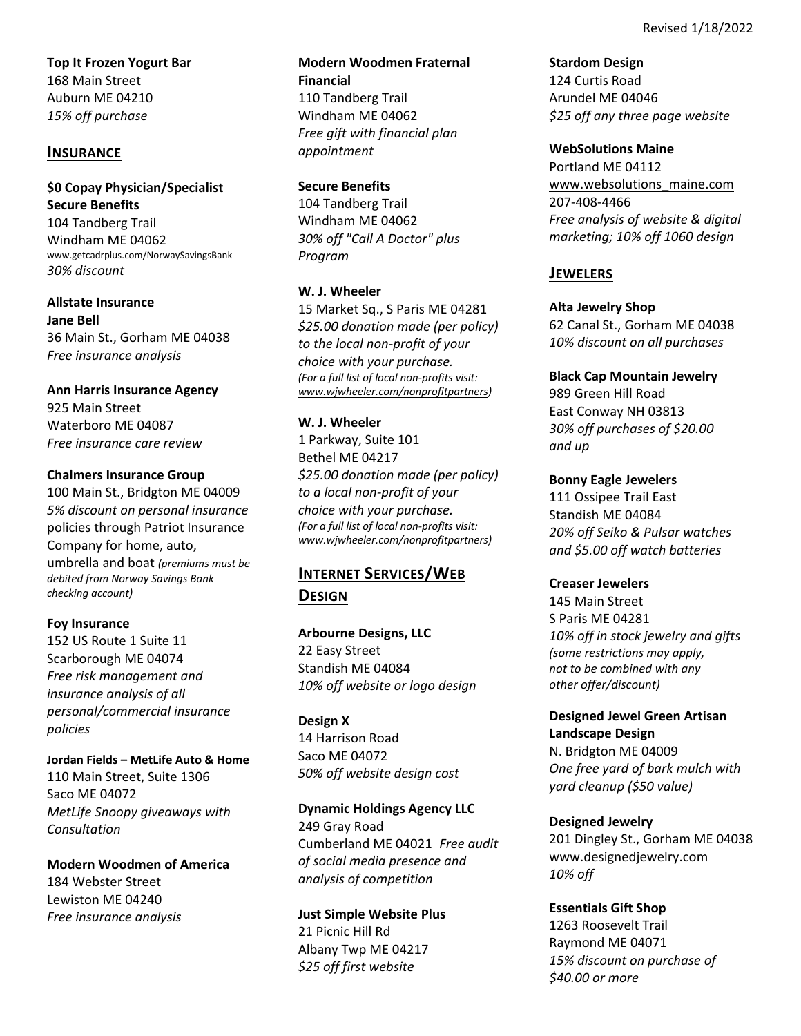**Top It Frozen Yogurt Bar**
168 Main Street
Auburn ME 04210
*15% off purchase*

## INSURANCE

**$0 Copay Physician/Specialist Secure Benefits**
104 Tandberg Trail
Windham ME 04062
www.getcadrplus.com/NorwaySavingsBank
*30% discount*

**Allstate Insurance Jane Bell**
36 Main St., Gorham ME 04038
*Free insurance analysis*

**Ann Harris Insurance Agency**
925 Main Street
Waterboro ME 04087
*Free insurance care review*

**Chalmers Insurance Group**
100 Main St., Bridgton ME 04009
*5% discount on personal insurance* policies through Patriot Insurance Company for home, auto, umbrella and boat *(premiums must be debited from Norway Savings Bank checking account)*

**Foy Insurance**
152 US Route 1 Suite 11
Scarborough ME 04074
*Free risk management and insurance analysis of all personal/commercial insurance policies*

**Jordan Fields – MetLife Auto & Home**
110 Main Street, Suite 1306
Saco ME 04072
*MetLife Snoopy giveaways with Consultation*

**Modern Woodmen of America**
184 Webster Street
Lewiston ME 04240
*Free insurance analysis*

**Modern Woodmen Fraternal Financial**
110 Tandberg Trail
Windham ME 04062
*Free gift with financial plan appointment*

**Secure Benefits**
104 Tandberg Trail
Windham ME 04062
*30% off "Call A Doctor" plus Program*

**W. J. Wheeler**
15 Market Sq., S Paris ME 04281
*$25.00 donation made (per policy) to the local non-profit of your choice with your purchase.*
*(For a full list of local non-profits visit: www.wjwheeler.com/nonprofitpartners)*

**W. J. Wheeler**
1 Parkway, Suite 101
Bethel ME 04217
*$25.00 donation made (per policy) to a local non-profit of your choice with your purchase.*
*(For a full list of local non-profits visit: www.wjwheeler.com/nonprofitpartners)*

## INTERNET SERVICES/WEB DESIGN

**Arbourne Designs, LLC**
22 Easy Street
Standish ME 04084
*10% off website or logo design*

**Design X**
14 Harrison Road
Saco ME 04072
*50% off website design cost*

**Dynamic Holdings Agency LLC**
249 Gray Road
Cumberland ME 04021 *Free audit of social media presence and analysis of competition*

**Just Simple Website Plus**
21 Picnic Hill Rd
Albany Twp ME 04217
*$25 off first website*

**Stardom Design**
124 Curtis Road
Arundel ME 04046
*$25 off any three page website*

**WebSolutions Maine**
Portland ME 04112
www.websolutions_maine.com
207-408-4466
*Free analysis of website & digital marketing; 10% off 1060 design*

## JEWELERS

**Alta Jewelry Shop**
62 Canal St., Gorham ME 04038
*10% discount on all purchases*

**Black Cap Mountain Jewelry**
989 Green Hill Road
East Conway NH 03813
*30% off purchases of $20.00 and up*

**Bonny Eagle Jewelers**
111 Ossipee Trail East
Standish ME 04084
*20% off Seiko & Pulsar watches and $5.00 off watch batteries*

**Creaser Jewelers**
145 Main Street
S Paris ME 04281
*10% off in stock jewelry and gifts*
*(some restrictions may apply, not to be combined with any other offer/discount)*

**Designed Jewel Green Artisan Landscape Design**
N. Bridgton ME 04009
*One free yard of bark mulch with yard cleanup ($50 value)*

**Designed Jewelry**
201 Dingley St., Gorham ME 04038
www.designedjewelry.com
*10% off*

**Essentials Gift Shop**
1263 Roosevelt Trail
Raymond ME 04071
*15% discount on purchase of $40.00 or more*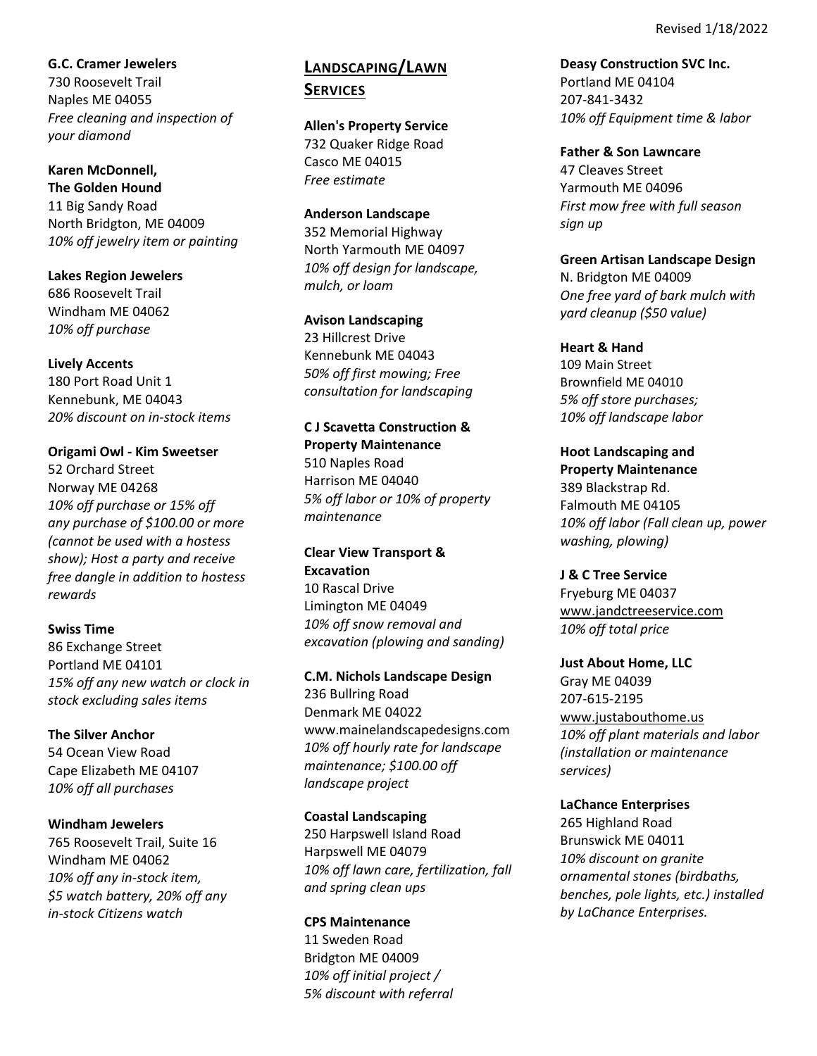**G.C. Cramer Jewelers**
730 Roosevelt Trail
Naples ME 04055
*Free cleaning and inspection of your diamond*

**Karen McDonnell, The Golden Hound**
11 Big Sandy Road
North Bridgton, ME 04009
*10% off jewelry item or painting*

**Lakes Region Jewelers**
686 Roosevelt Trail
Windham ME 04062
*10% off purchase*

**Lively Accents**
180 Port Road Unit 1
Kennebunk, ME 04043
*20% discount on in-stock items*

**Origami Owl - Kim Sweetser**
52 Orchard Street
Norway ME 04268
*10% off purchase or 15% off any purchase of $100.00 or more (cannot be used with a hostess show); Host a party and receive free dangle in addition to hostess rewards*

**Swiss Time**
86 Exchange Street
Portland ME 04101
*15% off any new watch or clock in stock excluding sales items*

**The Silver Anchor**
54 Ocean View Road
Cape Elizabeth ME 04107
*10% off all purchases*

**Windham Jewelers**
765 Roosevelt Trail, Suite 16
Windham ME 04062
*10% off any in-stock item, $5 watch battery, 20% off any in-stock Citizens watch*

## Landscaping/Lawn Services

**Allen's Property Service**
732 Quaker Ridge Road
Casco ME 04015
*Free estimate*

**Anderson Landscape**
352 Memorial Highway
North Yarmouth ME 04097
*10% off design for landscape, mulch, or loam*

**Avison Landscaping**
23 Hillcrest Drive
Kennebunk ME 04043
*50% off first mowing; Free consultation for landscaping*

**C J Scavetta Construction & Property Maintenance**
510 Naples Road
Harrison ME 04040
*5% off labor or 10% of property maintenance*

**Clear View Transport & Excavation**
10 Rascal Drive
Limington ME 04049
*10% off snow removal and excavation (plowing and sanding)*

**C.M. Nichols Landscape Design**
236 Bullring Road
Denmark ME 04022
www.mainelandscapedesigns.com
*10% off hourly rate for landscape maintenance; $100.00 off landscape project*

**Coastal Landscaping**
250 Harpswell Island Road
Harpswell ME 04079
*10% off lawn care, fertilization, fall and spring clean ups*

**CPS Maintenance**
11 Sweden Road
Bridgton ME 04009
*10% off initial project / 5% discount with referral*

**Deasy Construction SVC Inc.**
Portland ME 04104
207-841-3432
*10% off Equipment time & labor*

**Father & Son Lawncare**
47 Cleaves Street
Yarmouth ME 04096
*First mow free with full season sign up*

**Green Artisan Landscape Design**
N. Bridgton ME 04009
*One free yard of bark mulch with yard cleanup ($50 value)*

**Heart & Hand**
109 Main Street
Brownfield ME 04010
*5% off store purchases; 10% off landscape labor*

**Hoot Landscaping and Property Maintenance**
389 Blackstrap Rd.
Falmouth ME 04105
*10% off labor (Fall clean up, power washing, plowing)*

**J & C Tree Service**
Fryeburg ME 04037
www.jandctreeservice.com
*10% off total price*

**Just About Home, LLC**
Gray ME 04039
207-615-2195
www.justabouthome.us
*10% off plant materials and labor (installation or maintenance services)*

**LaChance Enterprises**
265 Highland Road
Brunswick ME 04011
*10% discount on granite ornamental stones (birdbaths, benches, pole lights, etc.) installed by LaChance Enterprises.*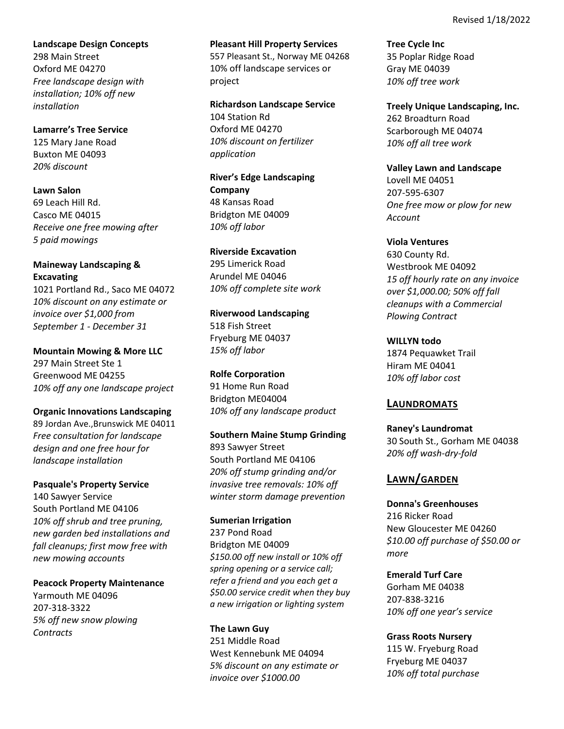**Landscape Design Concepts**
298 Main Street
Oxford ME 04270
*Free landscape design with installation; 10% off new installation*

**Lamarre's Tree Service**
125 Mary Jane Road
Buxton ME 04093
*20% discount*

**Lawn Salon**
69 Leach Hill Rd.
Casco ME 04015
*Receive one free mowing after 5 paid mowings*

**Maineway Landscaping & Excavating**
1021 Portland Rd., Saco ME 04072
*10% discount on any estimate or invoice over $1,000 from September 1 - December 31*

**Mountain Mowing & More LLC**
297 Main Street Ste 1
Greenwood ME 04255
*10% off any one landscape project*

**Organic Innovations Landscaping**
89 Jordan Ave.,Brunswick ME 04011
*Free consultation for landscape design and one free hour for landscape installation*

**Pasquale's Property Service**
140 Sawyer Service
South Portland ME 04106
*10% off shrub and tree pruning, new garden bed installations and fall cleanups; first mow free with new mowing accounts*

**Peacock Property Maintenance**
Yarmouth ME 04096
207-318-3322
*5% off new snow plowing Contracts*

**Pleasant Hill Property Services**
557 Pleasant St., Norway ME 04268
10% off landscape services or project

**Richardson Landscape Service**
104 Station Rd
Oxford ME 04270
*10% discount on fertilizer application*

**River's Edge Landscaping Company**
48 Kansas Road
Bridgton ME 04009
*10% off labor*

**Riverside Excavation**
295 Limerick Road
Arundel ME 04046
*10% off complete site work*

**Riverwood Landscaping**
518 Fish Street
Fryeburg ME 04037
*15% off labor*

**Rolfe Corporation**
91 Home Run Road
Bridgton ME04004
*10% off any landscape product*

**Southern Maine Stump Grinding**
893 Sawyer Street
South Portland ME 04106
*20% off stump grinding and/or invasive tree removals: 10% off winter storm damage prevention*

**Sumerian Irrigation**
237 Pond Road
Bridgton ME 04009
*$150.00 off new install or 10% off spring opening or a service call; refer a friend and you each get a $50.00 service credit when they buy a new irrigation or lighting system*

**The Lawn Guy**
251 Middle Road
West Kennebunk ME 04094
*5% discount on any estimate or invoice over $1000.00*

**Tree Cycle Inc**
35 Poplar Ridge Road
Gray ME 04039
*10% off tree work*

**Treely Unique Landscaping, Inc.**
262 Broadturn Road
Scarborough ME 04074
*10% off all tree work*

**Valley Lawn and Landscape**
Lovell ME 04051
207-595-6307
*One free mow or plow for new Account*

**Viola Ventures**
630 County Rd.
Westbrook ME 04092
*15 off hourly rate on any invoice over $1,000.00; 50% off fall cleanups with a Commercial Plowing Contract*

**WILLYN todo**
1874 Pequawket Trail
Hiram ME 04041
*10% off labor cost*

## LAUNDROMATS

**Raney's Laundromat**
30 South St., Gorham ME 04038
*20% off wash-dry-fold*

## LAWN/GARDEN

**Donna's Greenhouses**
216 Ricker Road
New Gloucester ME 04260
*$10.00 off purchase of $50.00 or more*

**Emerald Turf Care**
Gorham ME 04038
207-838-3216
*10% off one year's service*

**Grass Roots Nursery**
115 W. Fryeburg Road
Fryeburg ME 04037
*10% off total purchase*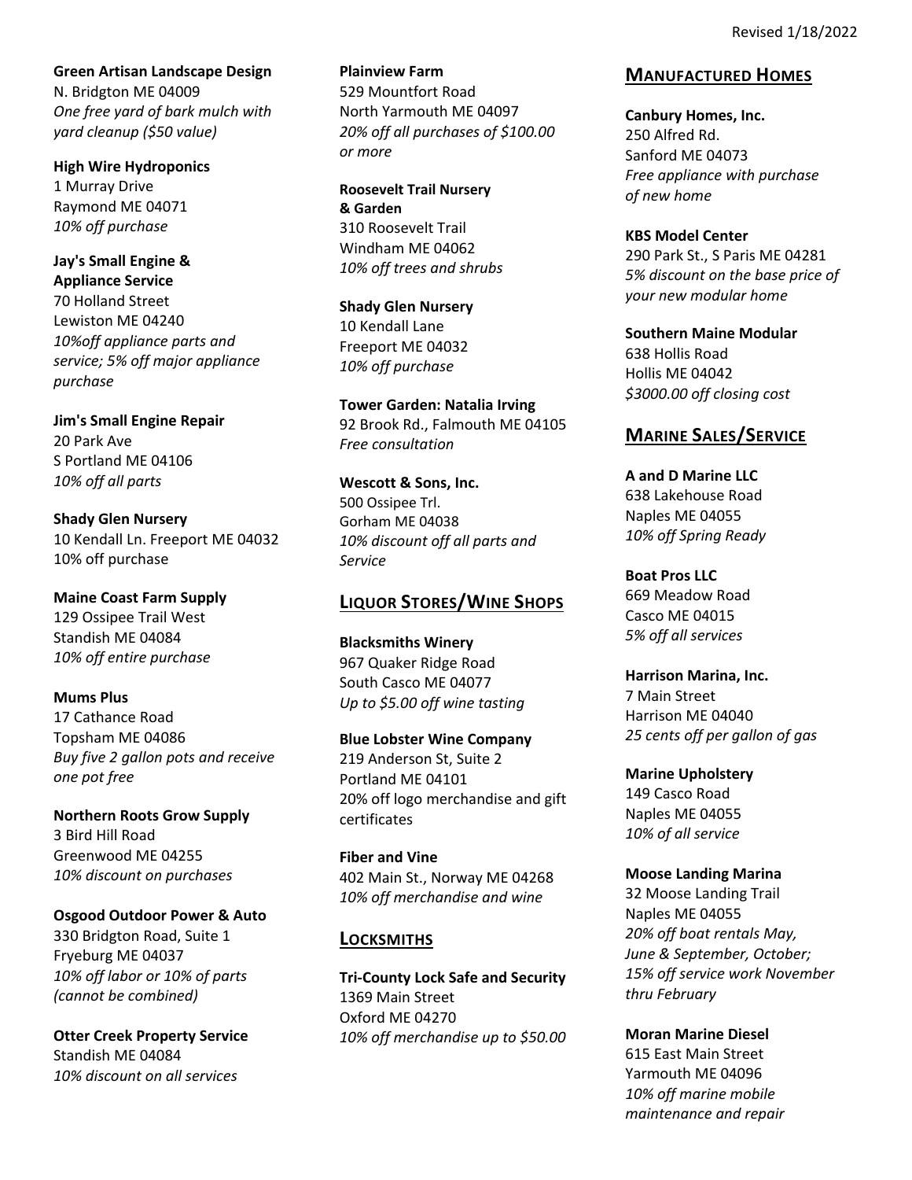Revised 1/18/2022

**Green Artisan Landscape Design**
N. Bridgton ME 04009
*One free yard of bark mulch with yard cleanup ($50 value)*

**High Wire Hydroponics**
1 Murray Drive
Raymond ME 04071
*10% off purchase*

**Jay's Small Engine & Appliance Service**
70 Holland Street
Lewiston ME 04240
*10%off appliance parts and service; 5% off major appliance purchase*

**Jim's Small Engine Repair**
20 Park Ave
S Portland ME 04106
*10% off all parts*

**Shady Glen Nursery**
10 Kendall Ln. Freeport ME 04032
10% off purchase

**Maine Coast Farm Supply**
129 Ossipee Trail West
Standish ME 04084
*10% off entire purchase*

**Mums Plus**
17 Cathance Road
Topsham ME 04086
*Buy five 2 gallon pots and receive one pot free*

**Northern Roots Grow Supply**
3 Bird Hill Road
Greenwood ME 04255
*10% discount on purchases*

**Osgood Outdoor Power & Auto**
330 Bridgton Road, Suite 1
Fryeburg ME 04037
*10% off labor or 10% of parts (cannot be combined)*

**Otter Creek Property Service**
Standish ME 04084
*10% discount on all services*

**Plainview Farm**
529 Mountfort Road
North Yarmouth ME 04097
*20% off all purchases of $100.00 or more*

**Roosevelt Trail Nursery & Garden**
310 Roosevelt Trail
Windham ME 04062
*10% off trees and shrubs*

**Shady Glen Nursery**
10 Kendall Lane
Freeport ME 04032
*10% off purchase*

**Tower Garden: Natalia Irving**
92 Brook Rd., Falmouth ME 04105
*Free consultation*

**Wescott & Sons, Inc.**
500 Ossipee Trl.
Gorham ME 04038
*10% discount off all parts and Service*

## Liquor Stores/Wine Shops

**Blacksmiths Winery**
967 Quaker Ridge Road
South Casco ME 04077
*Up to $5.00 off wine tasting*

**Blue Lobster Wine Company**
219 Anderson St, Suite 2
Portland ME 04101
20% off logo merchandise and gift certificates

**Fiber and Vine**
402 Main St., Norway ME 04268
*10% off merchandise and wine*

## Locksmiths

**Tri-County Lock Safe and Security**
1369 Main Street
Oxford ME 04270
*10% off merchandise up to $50.00*

## Manufactured Homes

**Canbury Homes, Inc.**
250 Alfred Rd.
Sanford ME 04073
*Free appliance with purchase of new home*

**KBS Model Center**
290 Park St., S Paris ME 04281
*5% discount on the base price of your new modular home*

**Southern Maine Modular**
638 Hollis Road
Hollis ME 04042
*$3000.00 off closing cost*

## Marine Sales/Service

**A and D Marine LLC**
638 Lakehouse Road
Naples ME 04055
*10% off Spring Ready*

**Boat Pros LLC**
669 Meadow Road
Casco ME 04015
*5% off all services*

**Harrison Marina, Inc.**
7 Main Street
Harrison ME 04040
*25 cents off per gallon of gas*

**Marine Upholstery**
149 Casco Road
Naples ME 04055
*10% of all service*

**Moose Landing Marina**
32 Moose Landing Trail
Naples ME 04055
*20% off boat rentals May, June & September, October; 15% off service work November thru February*

**Moran Marine Diesel**
615 East Main Street
Yarmouth ME 04096
*10% off marine mobile maintenance and repair*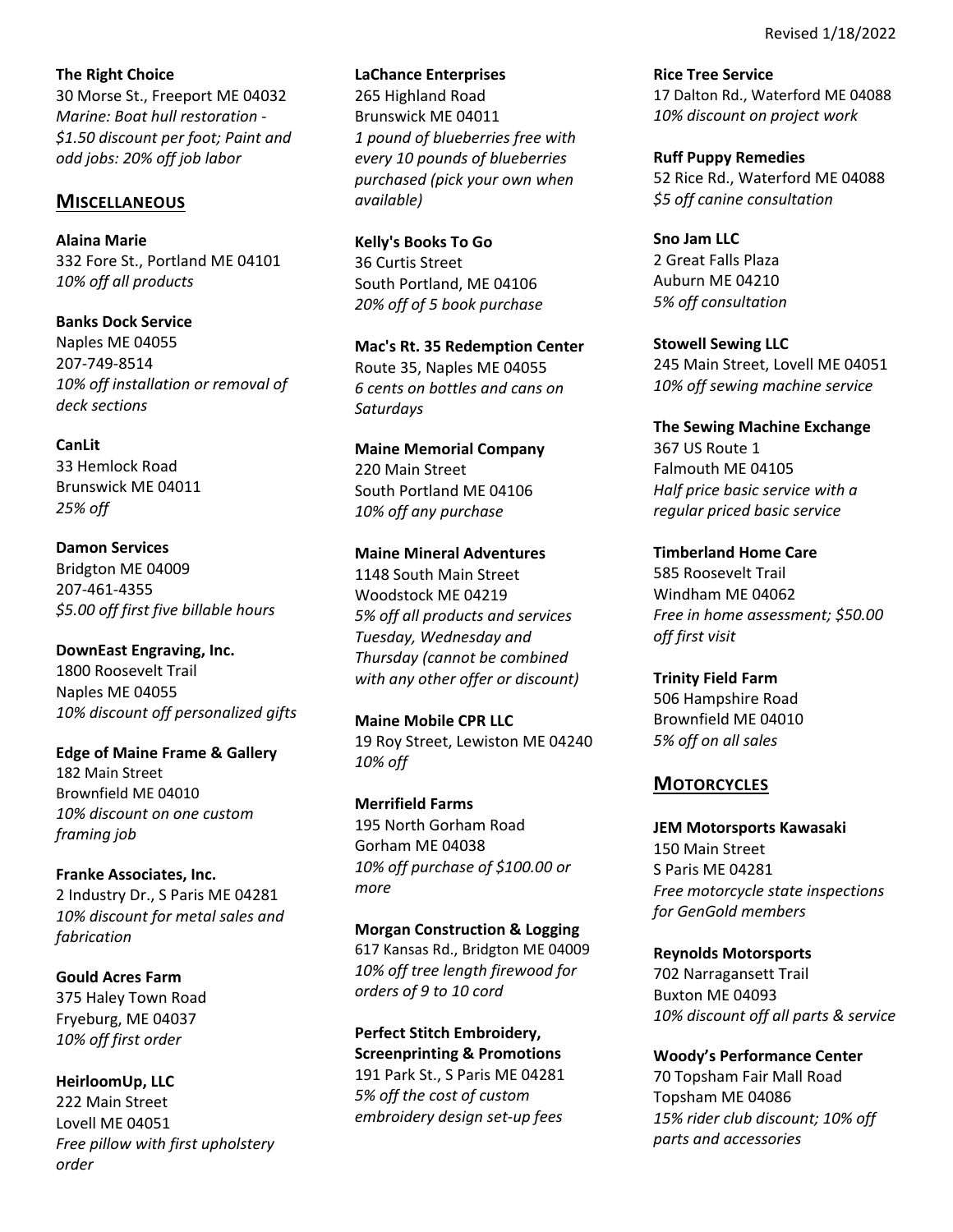Revised 1/18/2022

**The Right Choice**
30 Morse St., Freeport ME 04032
*Marine: Boat hull restoration - $1.50 discount per foot; Paint and odd jobs: 20% off job labor*

## MISCELLANEOUS

**Alaina Marie**
332 Fore St., Portland ME 04101
*10% off all products*

**Banks Dock Service**
Naples ME 04055
207-749-8514
*10% off installation or removal of deck sections*

**CanLit**
33 Hemlock Road
Brunswick ME 04011
*25% off*

**Damon Services**
Bridgton ME 04009
207-461-4355
*$5.00 off first five billable hours*

**DownEast Engraving, Inc.**
1800 Roosevelt Trail
Naples ME 04055
*10% discount off personalized gifts*

**Edge of Maine Frame & Gallery**
182 Main Street
Brownfield ME 04010
*10% discount on one custom framing job*

**Franke Associates, Inc.**
2 Industry Dr., S Paris ME 04281
*10% discount for metal sales and fabrication*

**Gould Acres Farm**
375 Haley Town Road
Fryeburg, ME 04037
*10% off first order*

**HeirloomUp, LLC**
222 Main Street
Lovell ME 04051
*Free pillow with first upholstery order*

**LaChance Enterprises**
265 Highland Road
Brunswick ME 04011
*1 pound of blueberries free with every 10 pounds of blueberries purchased (pick your own when available)*

**Kelly's Books To Go**
36 Curtis Street
South Portland, ME 04106
*20% off of 5 book purchase*

**Mac's Rt. 35 Redemption Center**
Route 35, Naples ME 04055
*6 cents on bottles and cans on Saturdays*

**Maine Memorial Company**
220 Main Street
South Portland ME 04106
*10% off any purchase*

**Maine Mineral Adventures**
1148 South Main Street
Woodstock ME 04219
*5% off all products and services Tuesday, Wednesday and Thursday (cannot be combined with any other offer or discount)*

**Maine Mobile CPR LLC**
19 Roy Street, Lewiston ME 04240
*10% off*

**Merrifield Farms**
195 North Gorham Road
Gorham ME 04038
*10% off purchase of $100.00 or more*

**Morgan Construction & Logging**
617 Kansas Rd., Bridgton ME 04009
*10% off tree length firewood for orders of 9 to 10 cord*

**Perfect Stitch Embroidery, Screenprinting & Promotions**
191 Park St., S Paris ME 04281
*5% off the cost of custom embroidery design set-up fees*

**Rice Tree Service**
17 Dalton Rd., Waterford ME 04088
*10% discount on project work*

**Ruff Puppy Remedies**
52 Rice Rd., Waterford ME 04088
*$5 off canine consultation*

**Sno Jam LLC**
2 Great Falls Plaza
Auburn ME 04210
*5% off consultation*

**Stowell Sewing LLC**
245 Main Street, Lovell ME 04051
*10% off sewing machine service*

**The Sewing Machine Exchange**
367 US Route 1
Falmouth ME 04105
*Half price basic service with a regular priced basic service*

**Timberland Home Care**
585 Roosevelt Trail
Windham ME 04062
*Free in home assessment; $50.00 off first visit*

**Trinity Field Farm**
506 Hampshire Road
Brownfield ME 04010
*5% off on all sales*

## MOTORCYCLES

**JEM Motorsports Kawasaki**
150 Main Street
S Paris ME 04281
*Free motorcycle state inspections for GenGold members*

**Reynolds Motorsports**
702 Narragansett Trail
Buxton ME 04093
*10% discount off all parts & service*

**Woody's Performance Center**
70 Topsham Fair Mall Road
Topsham ME 04086
*15% rider club discount; 10% off parts and accessories*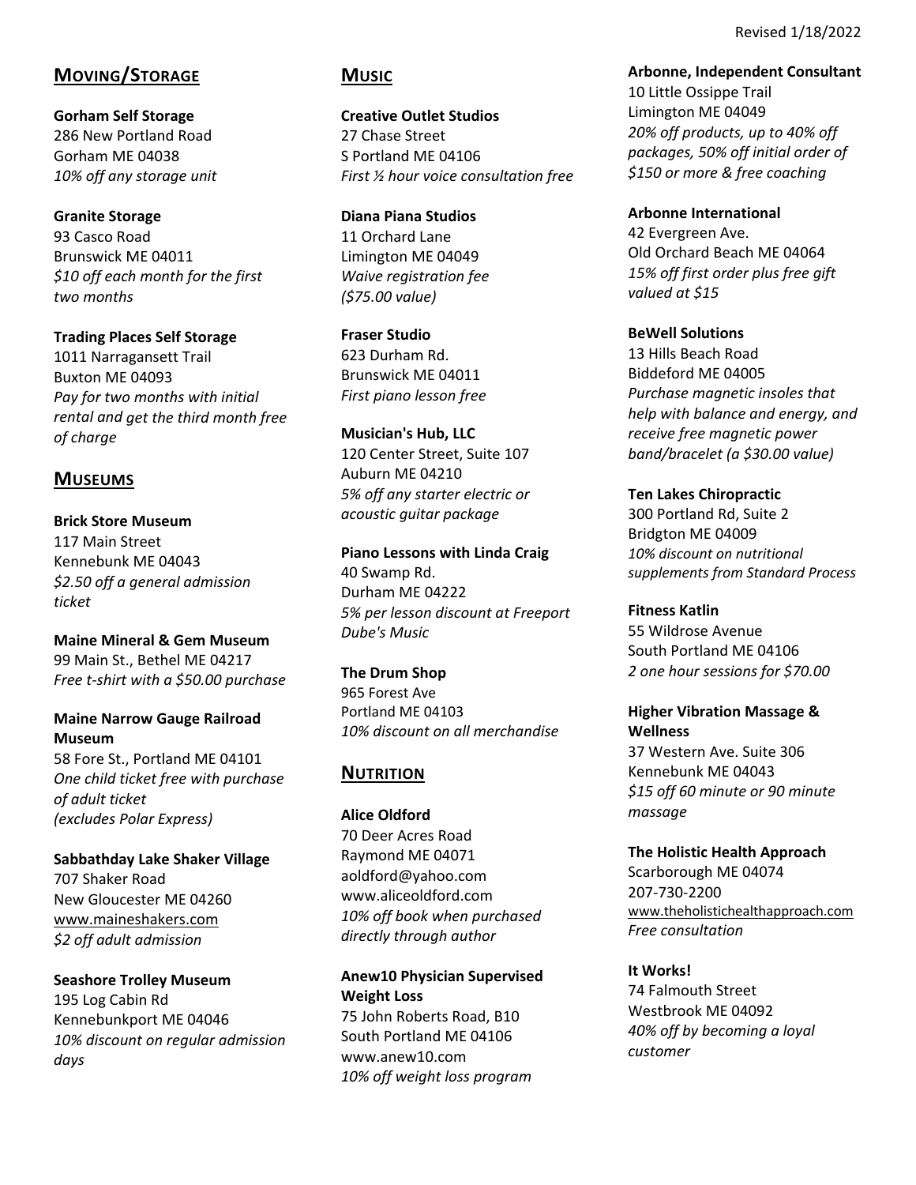Revised 1/18/2022

## MOVING/STORAGE

**Gorham Self Storage**
286 New Portland Road
Gorham ME 04038
*10% off any storage unit*

**Granite Storage**
93 Casco Road
Brunswick ME 04011
*$10 off each month for the first two months*

**Trading Places Self Storage**
1011 Narragansett Trail
Buxton ME 04093
*Pay for two months with initial rental and get the third month free of charge*

## MUSEUMS

**Brick Store Museum**
117 Main Street
Kennebunk ME 04043
*$2.50 off a general admission ticket*

**Maine Mineral & Gem Museum**
99 Main St., Bethel ME 04217
*Free t-shirt with a $50.00 purchase*

**Maine Narrow Gauge Railroad Museum**
58 Fore St., Portland ME 04101
*One child ticket free with purchase of adult ticket*
*(excludes Polar Express)*

**Sabbathday Lake Shaker Village**
707 Shaker Road
New Gloucester ME 04260
www.maineshakers.com
*$2 off adult admission*

**Seashore Trolley Museum**
195 Log Cabin Rd
Kennebunkport ME 04046
*10% discount on regular admission days*

## MUSIC

**Creative Outlet Studios**
27 Chase Street
S Portland ME 04106
*First ½ hour voice consultation free*

**Diana Piana Studios**
11 Orchard Lane
Limington ME 04049
*Waive registration fee*
*($75.00 value)*

**Fraser Studio**
623 Durham Rd.
Brunswick ME 04011
*First piano lesson free*

**Musician's Hub, LLC**
120 Center Street, Suite 107
Auburn ME 04210
*5% off any starter electric or acoustic guitar package*

**Piano Lessons with Linda Craig**
40 Swamp Rd.
Durham ME 04222
*5% per lesson discount at Freeport Dube's Music*

**The Drum Shop**
965 Forest Ave
Portland ME 04103
*10% discount on all merchandise*

## NUTRITION

**Alice Oldford**
70 Deer Acres Road
Raymond ME 04071
aoldford@yahoo.com
www.aliceoldford.com
*10% off book when purchased directly through author*

**Anew10 Physician Supervised Weight Loss**
75 John Roberts Road, B10
South Portland ME 04106
www.anew10.com
*10% off weight loss program*

**Arbonne, Independent Consultant**
10 Little Ossipee Trail
Limington ME 04049
*20% off products, up to 40% off packages, 50% off initial order of $150 or more & free coaching*

**Arbonne International**
42 Evergreen Ave.
Old Orchard Beach ME 04064
*15% off first order plus free gift valued at $15*

**BeWell Solutions**
13 Hills Beach Road
Biddeford ME 04005
*Purchase magnetic insoles that help with balance and energy, and receive free magnetic power band/bracelet (a $30.00 value)*

**Ten Lakes Chiropractic**
300 Portland Rd, Suite 2
Bridgton ME 04009
*10% discount on nutritional supplements from Standard Process*

**Fitness Katlin**
55 Wildrose Avenue
South Portland ME 04106
*2 one hour sessions for $70.00*

**Higher Vibration Massage & Wellness**
37 Western Ave. Suite 306
Kennebunk ME 04043
*$15 off 60 minute or 90 minute massage*

**The Holistic Health Approach**
Scarborough ME 04074
207-730-2200
www.theholistichealthapproach.com
*Free consultation*

**It Works!**
74 Falmouth Street
Westbrook ME 04092
*40% off by becoming a loyal customer*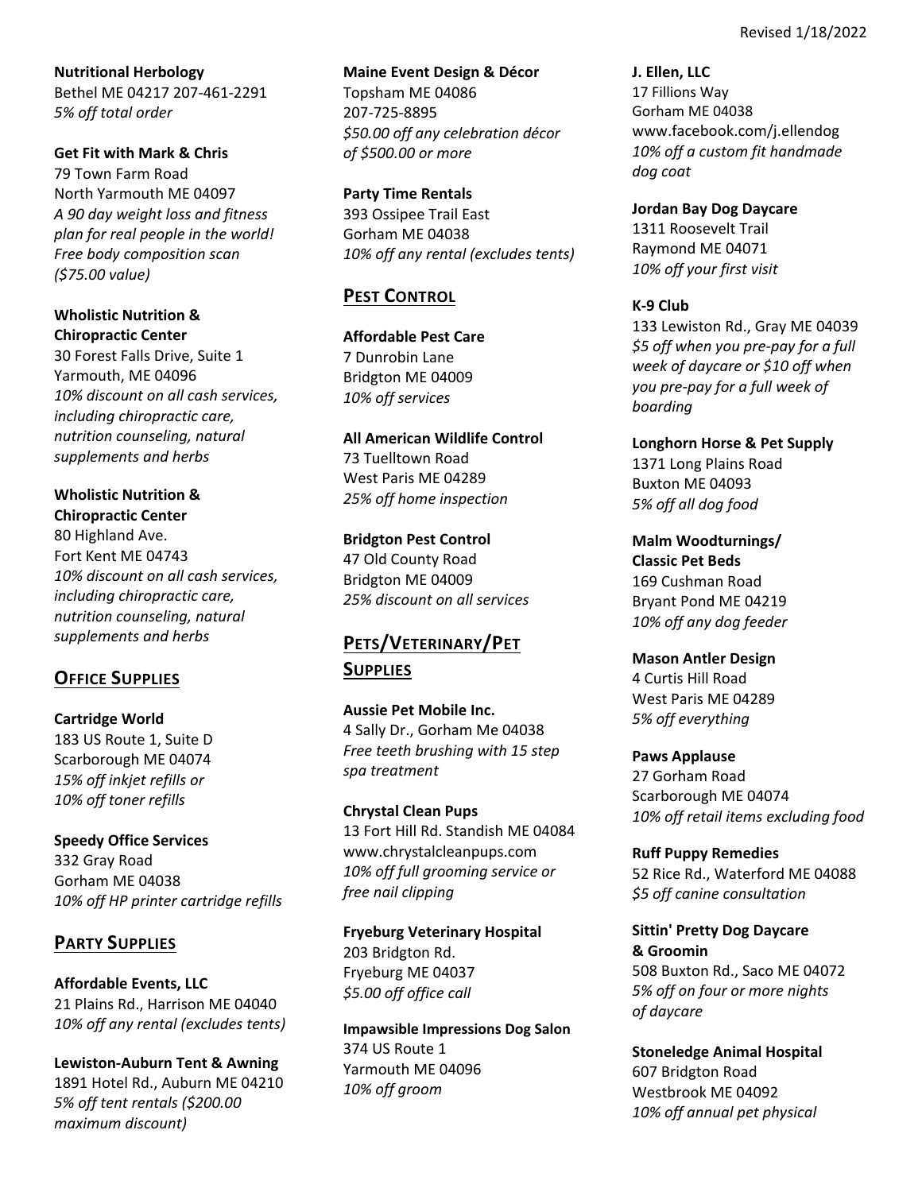**Nutritional Herbology**
Bethel ME 04217 207-461-2291
*5% off total order*

**Get Fit with Mark & Chris**
79 Town Farm Road
North Yarmouth ME 04097
*A 90 day weight loss and fitness plan for real people in the world! Free body composition scan ($75.00 value)*

**Wholistic Nutrition & Chiropractic Center**
30 Forest Falls Drive, Suite 1
Yarmouth, ME 04096
*10% discount on all cash services, including chiropractic care, nutrition counseling, natural supplements and herbs*

**Wholistic Nutrition & Chiropractic Center**
80 Highland Ave.
Fort Kent ME 04743
*10% discount on all cash services, including chiropractic care, nutrition counseling, natural supplements and herbs*

## Office Supplies

**Cartridge World**
183 US Route 1, Suite D
Scarborough ME 04074
*15% off inkjet refills or 10% off toner refills*

**Speedy Office Services**
332 Gray Road
Gorham ME 04038
*10% off HP printer cartridge refills*

## Party Supplies

**Affordable Events, LLC**
21 Plains Rd., Harrison ME 04040
*10% off any rental (excludes tents)*

**Lewiston-Auburn Tent & Awning**
1891 Hotel Rd., Auburn ME 04210
*5% off tent rentals ($200.00 maximum discount)*

**Maine Event Design & Décor**
Topsham ME 04086
207-725-8895
*$50.00 off any celebration décor of $500.00 or more*

**Party Time Rentals**
393 Ossipee Trail East
Gorham ME 04038
*10% off any rental (excludes tents)*

## Pest Control

**Affordable Pest Care**
7 Dunrobin Lane
Bridgton ME 04009
*10% off services*

**All American Wildlife Control**
73 Tuelltown Road
West Paris ME 04289
*25% off home inspection*

**Bridgton Pest Control**
47 Old County Road
Bridgton ME 04009
*25% discount on all services*

## Pets/Veterinary/Pet Supplies

**Aussie Pet Mobile Inc.**
4 Sally Dr., Gorham Me 04038
*Free teeth brushing with 15 step spa treatment*

**Chrystal Clean Pups**
13 Fort Hill Rd. Standish ME 04084
www.chrystalcleanpups.com
*10% off full grooming service or free nail clipping*

**Fryeburg Veterinary Hospital**
203 Bridgton Rd.
Fryeburg ME 04037
*$5.00 off office call*

**Impawsible Impressions Dog Salon**
374 US Route 1
Yarmouth ME 04096
*10% off groom*

**J. Ellen, LLC**
17 Fillions Way
Gorham ME 04038
www.facebook.com/j.ellendog
*10% off a custom fit handmade dog coat*

**Jordan Bay Dog Daycare**
1311 Roosevelt Trail
Raymond ME 04071
*10% off your first visit*

**K-9 Club**
133 Lewiston Rd., Gray ME 04039
*$5 off when you pre-pay for a full week of daycare or $10 off when you pre-pay for a full week of boarding*

**Longhorn Horse & Pet Supply**
1371 Long Plains Road
Buxton ME 04093
*5% off all dog food*

**Malm Woodturnings/ Classic Pet Beds**
169 Cushman Road
Bryant Pond ME 04219
*10% off any dog feeder*

**Mason Antler Design**
4 Curtis Hill Road
West Paris ME 04289
*5% off everything*

**Paws Applause**
27 Gorham Road
Scarborough ME 04074
*10% off retail items excluding food*

**Ruff Puppy Remedies**
52 Rice Rd., Waterford ME 04088
*$5 off canine consultation*

**Sittin' Pretty Dog Daycare & Groomin**
508 Buxton Rd., Saco ME 04072
*5% off on four or more nights of daycare*

**Stoneledge Animal Hospital**
607 Bridgton Road
Westbrook ME 04092
*10% off annual pet physical*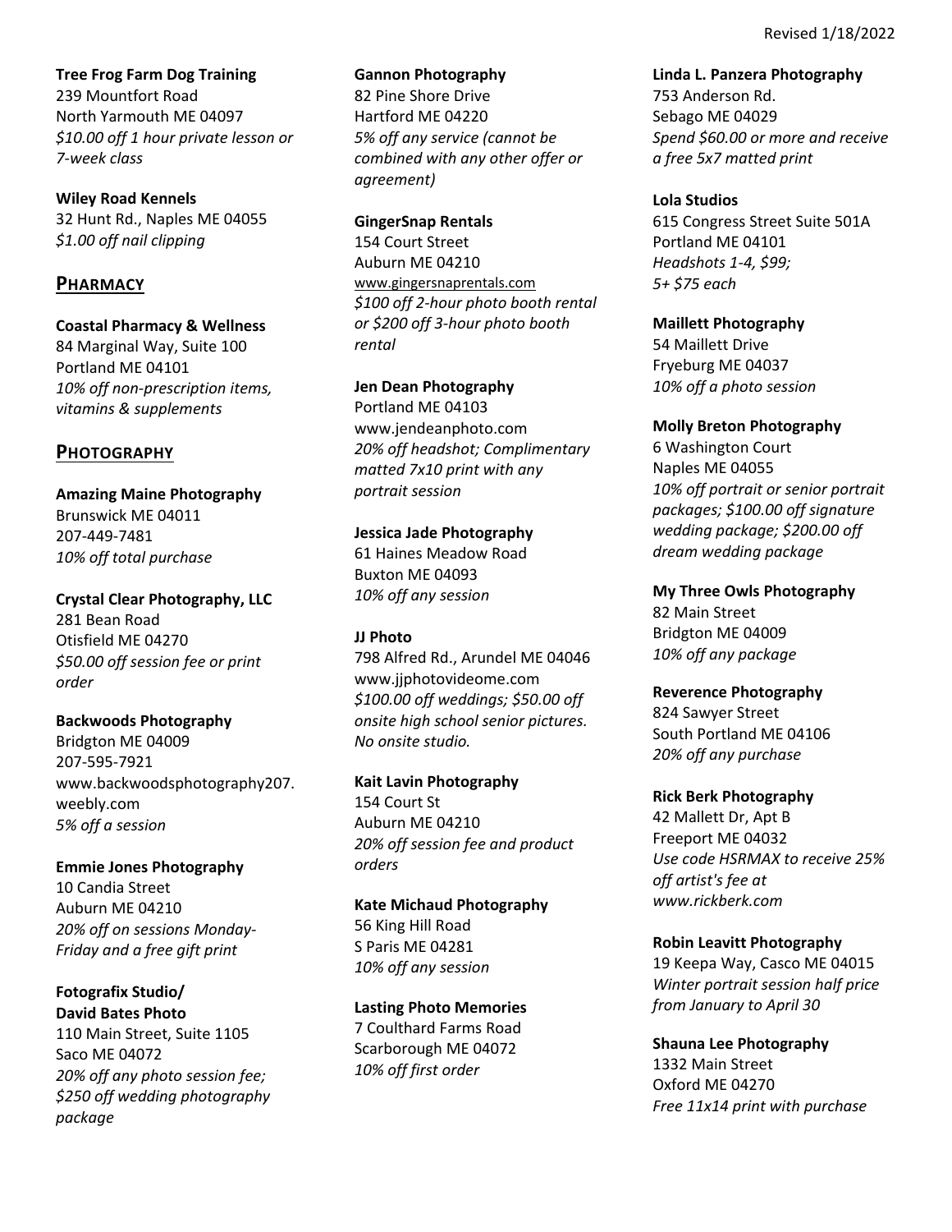Revised 1/18/2022

**Tree Frog Farm Dog Training**
239 Mountfort Road
North Yarmouth ME 04097
*$10.00 off 1 hour private lesson or 7-week class*

**Wiley Road Kennels**
32 Hunt Rd., Naples ME 04055
*$1.00 off nail clipping*

## PHARMACY

**Coastal Pharmacy & Wellness**
84 Marginal Way, Suite 100
Portland ME 04101
*10% off non-prescription items, vitamins & supplements*

## PHOTOGRAPHY

**Amazing Maine Photography**
Brunswick ME 04011
207-449-7481
*10% off total purchase*

**Crystal Clear Photography, LLC**
281 Bean Road
Otisfield ME 04270
*$50.00 off session fee or print order*

**Backwoods Photography**
Bridgton ME 04009
207-595-7921
www.backwoodsphotography207.weebly.com
*5% off a session*

**Emmie Jones Photography**
10 Candia Street
Auburn ME 04210
*20% off on sessions Monday-Friday and a free gift print*

**Fotografix Studio/ David Bates Photo**
110 Main Street, Suite 1105
Saco ME 04072
*20% off any photo session fee; $250 off wedding photography package*

**Gannon Photography**
82 Pine Shore Drive
Hartford ME 04220
*5% off any service (cannot be combined with any other offer or agreement)*

**GingerSnap Rentals**
154 Court Street
Auburn ME 04210
www.gingersnaprentals.com
*$100 off 2-hour photo booth rental or $200 off 3-hour photo booth rental*

**Jen Dean Photography**
Portland ME 04103
www.jendeanphoto.com
*20% off headshot; Complimentary matted 7x10 print with any portrait session*

**Jessica Jade Photography**
61 Haines Meadow Road
Buxton ME 04093
*10% off any session*

**JJ Photo**
798 Alfred Rd., Arundel ME 04046
www.jjphotovideome.com
*$100.00 off weddings; $50.00 off onsite high school senior pictures. No onsite studio.*

**Kait Lavin Photography**
154 Court St
Auburn ME 04210
*20% off session fee and product orders*

**Kate Michaud Photography**
56 King Hill Road
S Paris ME 04281
*10% off any session*

**Lasting Photo Memories**
7 Coulthard Farms Road
Scarborough ME 04072
*10% off first order*

**Linda L. Panzera Photography**
753 Anderson Rd.
Sebago ME 04029
*Spend $60.00 or more and receive a free 5x7 matted print*

**Lola Studios**
615 Congress Street Suite 501A
Portland ME 04101
*Headshots 1-4, $99; 5+ $75 each*

**Maillett Photography**
54 Maillett Drive
Fryeburg ME 04037
*10% off a photo session*

**Molly Breton Photography**
6 Washington Court
Naples ME 04055
*10% off portrait or senior portrait packages; $100.00 off signature wedding package; $200.00 off dream wedding package*

**My Three Owls Photography**
82 Main Street
Bridgton ME 04009
*10% off any package*

**Reverence Photography**
824 Sawyer Street
South Portland ME 04106
*20% off any purchase*

**Rick Berk Photography**
42 Mallett Dr, Apt B
Freeport ME 04032
*Use code HSRMAX to receive 25% off artist's fee at www.rickberk.com*

**Robin Leavitt Photography**
19 Keepa Way, Casco ME 04015
*Winter portrait session half price from January to April 30*

**Shauna Lee Photography**
1332 Main Street
Oxford ME 04270
*Free 11x14 print with purchase*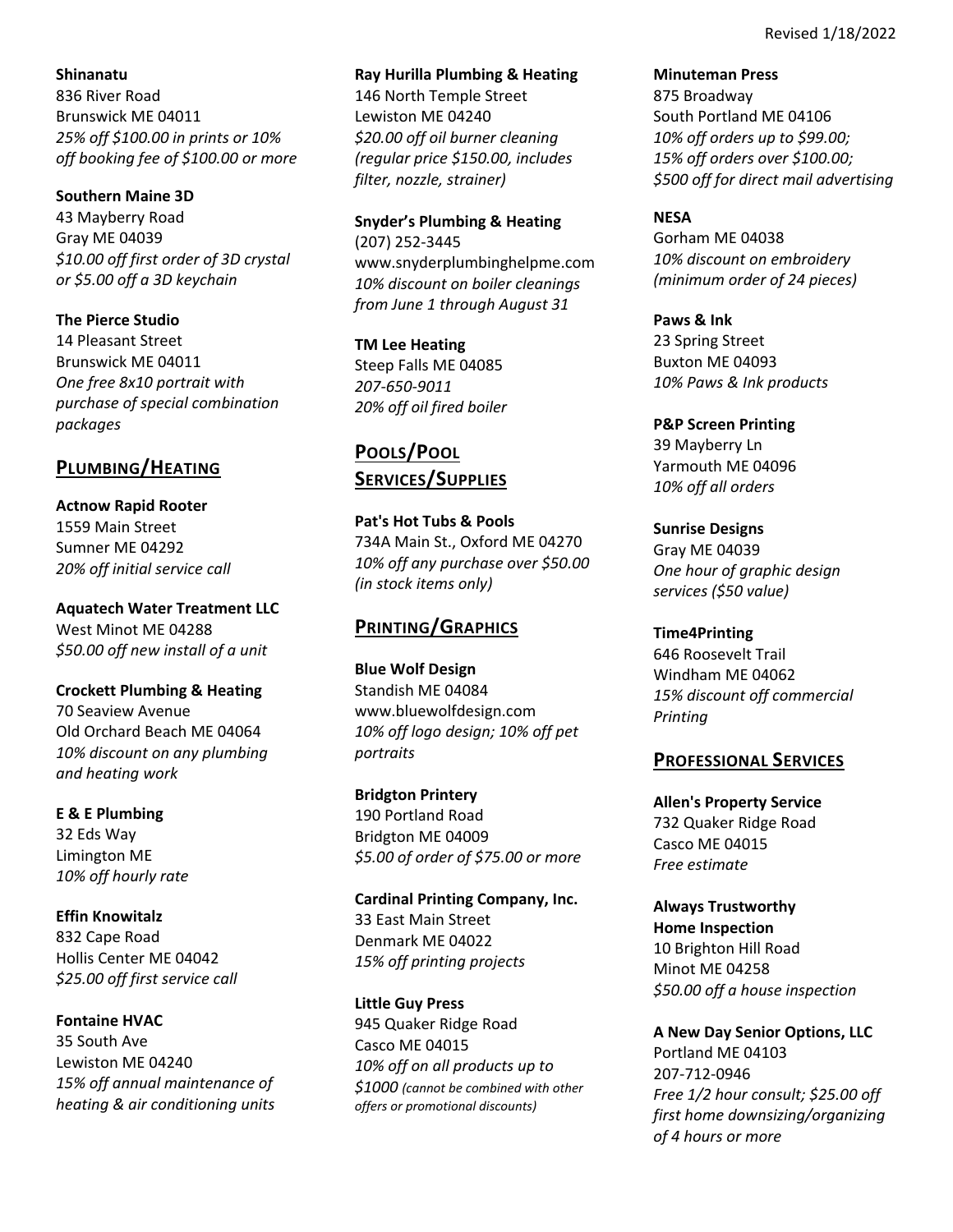**Shinanatu**
836 River Road
Brunswick ME 04011
*25% off $100.00 in prints or 10% off booking fee of $100.00 or more*

**Southern Maine 3D**
43 Mayberry Road
Gray ME 04039
*$10.00 off first order of 3D crystal or $5.00 off a 3D keychain*

**The Pierce Studio**
14 Pleasant Street
Brunswick ME 04011
*One free 8x10 portrait with purchase of special combination packages*

## PLUMBING/HEATING

**Actnow Rapid Rooter**
1559 Main Street
Sumner ME 04292
*20% off initial service call*

**Aquatech Water Treatment LLC**
West Minot ME 04288
*$50.00 off new install of a unit*

**Crockett Plumbing & Heating**
70 Seaview Avenue
Old Orchard Beach ME 04064
*10% discount on any plumbing and heating work*

**E & E Plumbing**
32 Eds Way
Limington ME
*10% off hourly rate*

**Effin Knowitalz**
832 Cape Road
Hollis Center ME 04042
*$25.00 off first service call*

**Fontaine HVAC**
35 South Ave
Lewiston ME 04240
*15% off annual maintenance of heating & air conditioning units*

**Ray Hurilla Plumbing & Heating**
146 North Temple Street
Lewiston ME 04240
*$20.00 off oil burner cleaning (regular price $150.00, includes filter, nozzle, strainer)*

**Snyder's Plumbing & Heating**
(207) 252-3445
www.snyderplumbinghelpme.com
*10% discount on boiler cleanings from June 1 through August 31*

**TM Lee Heating**
Steep Falls ME 04085
*207-650-9011*
*20% off oil fired boiler*

## POOLS/POOL SERVICES/SUPPLIES

**Pat's Hot Tubs & Pools**
734A Main St., Oxford ME 04270
*10% off any purchase over $50.00 (in stock items only)*

## PRINTING/GRAPHICS

**Blue Wolf Design**
Standish ME 04084
www.bluewolfdesign.com
*10% off logo design; 10% off pet portraits*

**Bridgton Printery**
190 Portland Road
Bridgton ME 04009
*$5.00 of order of $75.00 or more*

**Cardinal Printing Company, Inc.**
33 East Main Street
Denmark ME 04022
*15% off printing projects*

**Little Guy Press**
945 Quaker Ridge Road
Casco ME 04015
*10% off on all products up to $1000 (cannot be combined with other offers or promotional discounts)*

**Minuteman Press**
875 Broadway
South Portland ME 04106
*10% off orders up to $99.00;*
*15% off orders over $100.00;*
*$500 off for direct mail advertising*

**NESA**
Gorham ME 04038
*10% discount on embroidery (minimum order of 24 pieces)*

**Paws & Ink**
23 Spring Street
Buxton ME 04093
*10% Paws & Ink products*

**P&P Screen Printing**
39 Mayberry Ln
Yarmouth ME 04096
*10% off all orders*

**Sunrise Designs**
Gray ME 04039
*One hour of graphic design services ($50 value)*

**Time4Printing**
646 Roosevelt Trail
Windham ME 04062
*15% discount off commercial Printing*

## PROFESSIONAL SERVICES

**Allen's Property Service**
732 Quaker Ridge Road
Casco ME 04015
*Free estimate*

**Always Trustworthy Home Inspection**
10 Brighton Hill Road
Minot ME 04258
*$50.00 off a house inspection*

**A New Day Senior Options, LLC**
Portland ME 04103
207-712-0946
*Free 1/2 hour consult; $25.00 off first home downsizing/organizing of 4 hours or more*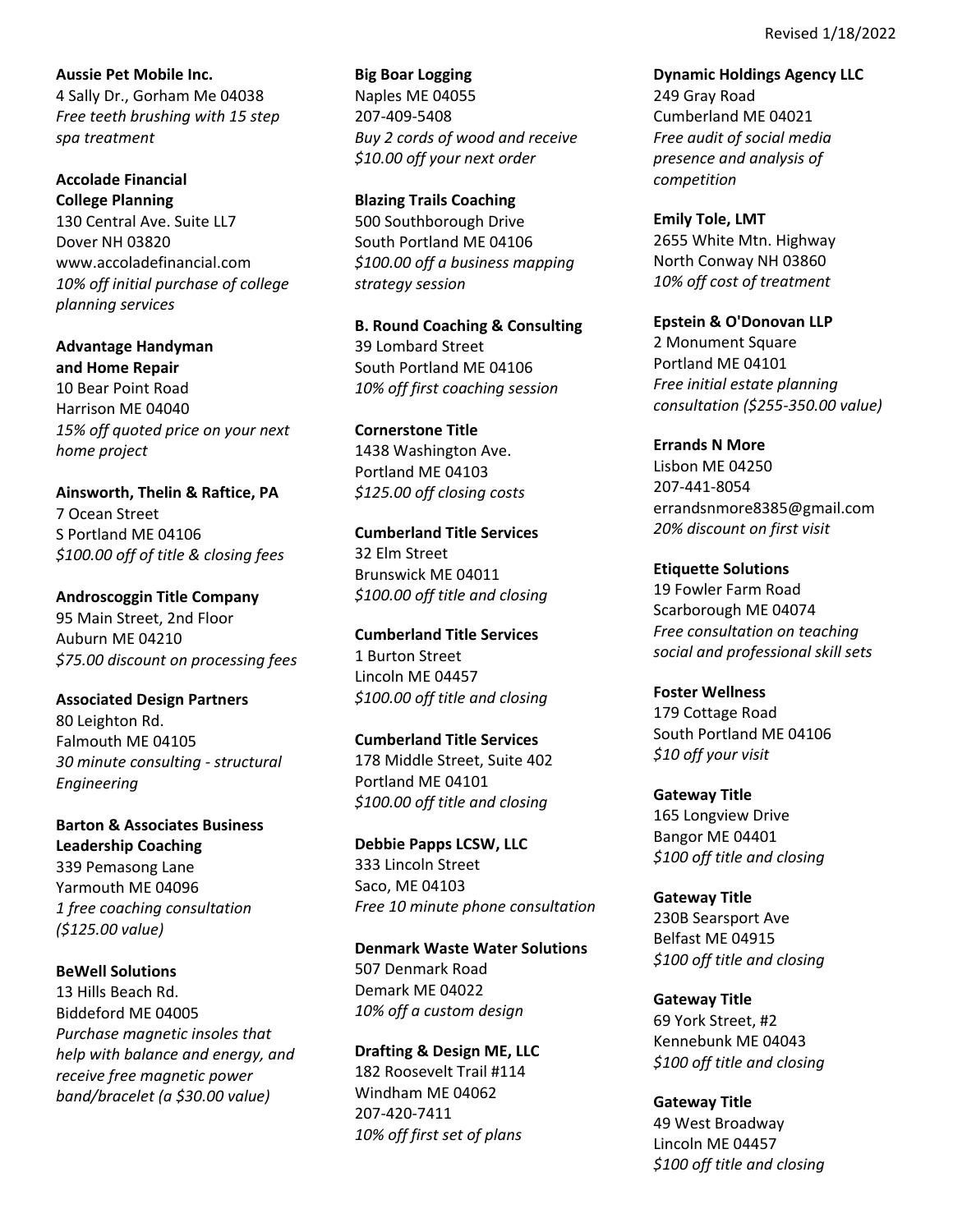Revised 1/18/2022

**Aussie Pet Mobile Inc.**
4 Sally Dr., Gorham Me 04038
*Free teeth brushing with 15 step spa treatment*

**Accolade Financial College Planning**
130 Central Ave. Suite LL7
Dover NH 03820
www.accoladefinancial.com
*10% off initial purchase of college planning services*

**Advantage Handyman and Home Repair**
10 Bear Point Road
Harrison ME 04040
*15% off quoted price on your next home project*

**Ainsworth, Thelin & Raftice, PA**
7 Ocean Street
S Portland ME 04106
*$100.00 off of title & closing fees*

**Androscoggin Title Company**
95 Main Street, 2nd Floor
Auburn ME 04210
*$75.00 discount on processing fees*

**Associated Design Partners**
80 Leighton Rd.
Falmouth ME 04105
*30 minute consulting - structural Engineering*

**Barton & Associates Business Leadership Coaching**
339 Pemasong Lane
Yarmouth ME 04096
*1 free coaching consultation ($125.00 value)*

**BeWell Solutions**
13 Hills Beach Rd.
Biddeford ME 04005
*Purchase magnetic insoles that help with balance and energy, and receive free magnetic power band/bracelet (a $30.00 value)*

**Big Boar Logging**
Naples ME 04055
207-409-5408
*Buy 2 cords of wood and receive $10.00 off your next order*

**Blazing Trails Coaching**
500 Southborough Drive
South Portland ME 04106
*$100.00 off a business mapping strategy session*

**B. Round Coaching & Consulting**
39 Lombard Street
South Portland ME 04106
*10% off first coaching session*

**Cornerstone Title**
1438 Washington Ave.
Portland ME 04103
*$125.00 off closing costs*

**Cumberland Title Services**
32 Elm Street
Brunswick ME 04011
*$100.00 off title and closing*

**Cumberland Title Services**
1 Burton Street
Lincoln ME 04457
*$100.00 off title and closing*

**Cumberland Title Services**
178 Middle Street, Suite 402
Portland ME 04101
*$100.00 off title and closing*

**Debbie Papps LCSW, LLC**
333 Lincoln Street
Saco, ME 04103
*Free 10 minute phone consultation*

**Denmark Waste Water Solutions**
507 Denmark Road
Demark ME 04022
*10% off a custom design*

**Drafting & Design ME, LLC**
182 Roosevelt Trail #114
Windham ME 04062
207-420-7411
*10% off first set of plans*

**Dynamic Holdings Agency LLC**
249 Gray Road
Cumberland ME 04021
*Free audit of social media presence and analysis of competition*

**Emily Tole, LMT**
2655 White Mtn. Highway
North Conway NH 03860
*10% off cost of treatment*

**Epstein & O'Donovan LLP**
2 Monument Square
Portland ME 04101
*Free initial estate planning consultation ($255-350.00 value)*

**Errands N More**
Lisbon ME 04250
207-441-8054
errandsnmore8385@gmail.com
*20% discount on first visit*

**Etiquette Solutions**
19 Fowler Farm Road
Scarborough ME 04074
*Free consultation on teaching social and professional skill sets*

**Foster Wellness**
179 Cottage Road
South Portland ME 04106
*$10 off your visit*

**Gateway Title**
165 Longview Drive
Bangor ME 04401
*$100 off title and closing*

**Gateway Title**
230B Searsport Ave
Belfast ME 04915
*$100 off title and closing*

**Gateway Title**
69 York Street, #2
Kennebunk ME 04043
*$100 off title and closing*

**Gateway Title**
49 West Broadway
Lincoln ME 04457
*$100 off title and closing*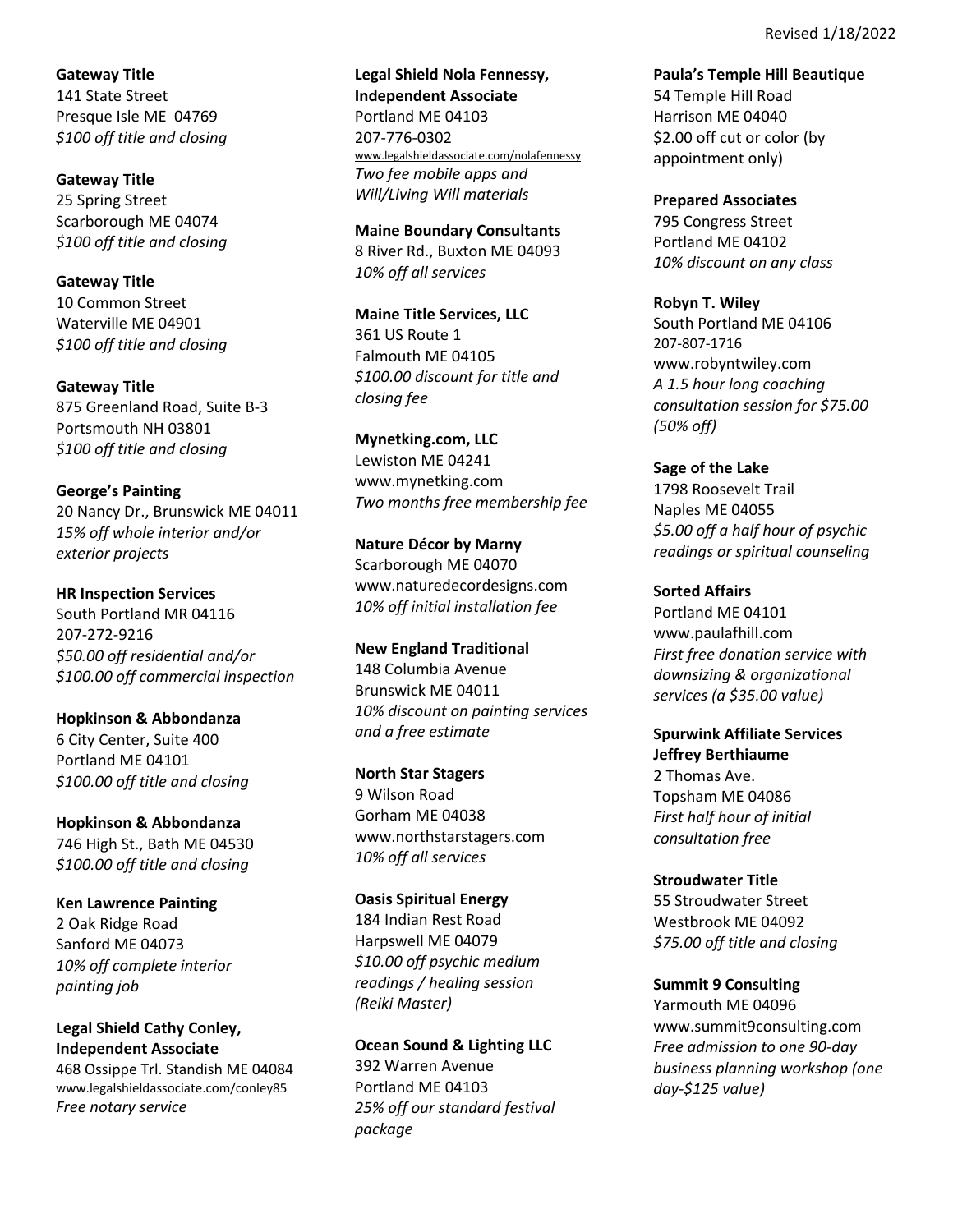Revised 1/18/2022

**Gateway Title**
141 State Street
Presque Isle ME 04769
*$100 off title and closing*

**Gateway Title**
25 Spring Street
Scarborough ME 04074
*$100 off title and closing*

**Gateway Title**
10 Common Street
Waterville ME 04901
*$100 off title and closing*

**Gateway Title**
875 Greenland Road, Suite B-3
Portsmouth NH 03801
*$100 off title and closing*

**George's Painting**
20 Nancy Dr., Brunswick ME 04011
*15% off whole interior and/or exterior projects*

**HR Inspection Services**
South Portland MR 04116
207-272-9216
*$50.00 off residential and/or $100.00 off commercial inspection*

**Hopkinson & Abbondanza**
6 City Center, Suite 400
Portland ME 04101
*$100.00 off title and closing*

**Hopkinson & Abbondanza**
746 High St., Bath ME 04530
*$100.00 off title and closing*

**Ken Lawrence Painting**
2 Oak Ridge Road
Sanford ME 04073
*10% off complete interior painting job*

**Legal Shield Cathy Conley, Independent Associate**
468 Ossippe Trl. Standish ME 04084
www.legalshieldassociate.com/conley85
*Free notary service*

**Legal Shield Nola Fennessy, Independent Associate**
Portland ME 04103
207-776-0302
www.legalshieldassociate.com/nolafennessy
*Two fee mobile apps and Will/Living Will materials*

**Maine Boundary Consultants**
8 River Rd., Buxton ME 04093
*10% off all services*

**Maine Title Services, LLC**
361 US Route 1
Falmouth ME 04105
*$100.00 discount for title and closing fee*

**Mynetking.com, LLC**
Lewiston ME 04241
www.mynetking.com
*Two months free membership fee*

**Nature Décor by Marny**
Scarborough ME 04070
www.naturedecordesigns.com
*10% off initial installation fee*

**New England Traditional**
148 Columbia Avenue
Brunswick ME 04011
*10% discount on painting services and a free estimate*

**North Star Stagers**
9 Wilson Road
Gorham ME 04038
www.northstarstagers.com
*10% off all services*

**Oasis Spiritual Energy**
184 Indian Rest Road
Harpswell ME 04079
*$10.00 off psychic medium readings / healing session (Reiki Master)*

**Ocean Sound & Lighting LLC**
392 Warren Avenue
Portland ME 04103
*25% off our standard festival package*

**Paula's Temple Hill Beautique**
54 Temple Hill Road
Harrison ME 04040
$2.00 off cut or color (by appointment only)

**Prepared Associates**
795 Congress Street
Portland ME 04102
*10% discount on any class*

**Robyn T. Wiley**
South Portland ME 04106
207-807-1716
www.robyntwiley.com
*A 1.5 hour long coaching consultation session for $75.00 (50% off)*

**Sage of the Lake**
1798 Roosevelt Trail
Naples ME 04055
*$5.00 off a half hour of psychic readings or spiritual counseling*

**Sorted Affairs**
Portland ME 04101
www.paulafhill.com
*First free donation service with downsizing & organizational services (a $35.00 value)*

**Spurwink Affiliate Services Jeffrey Berthiaume**
2 Thomas Ave.
Topsham ME 04086
*First half hour of initial consultation free*

**Stroudwater Title**
55 Stroudwater Street
Westbrook ME 04092
*$75.00 off title and closing*

**Summit 9 Consulting**
Yarmouth ME 04096
www.summit9consulting.com
*Free admission to one 90-day business planning workshop (one day-$125 value)*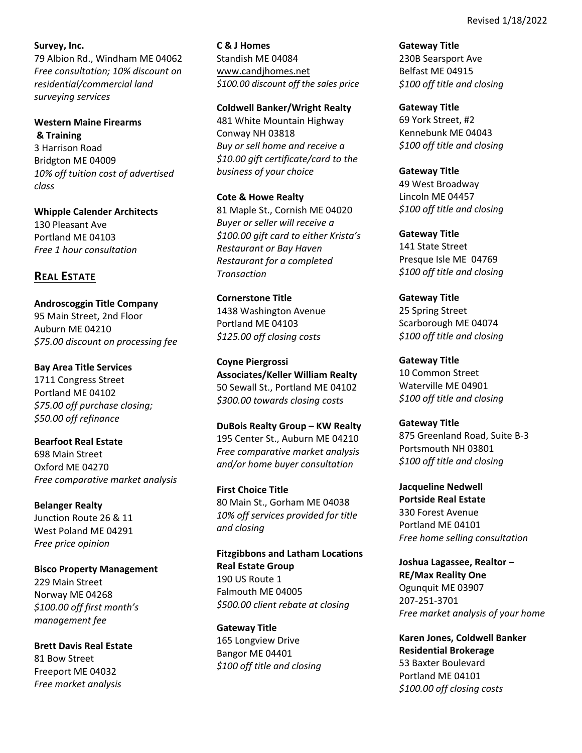**Survey, Inc.**
79 Albion Rd., Windham ME 04062
*Free consultation; 10% discount on residential/commercial land surveying services*

**Western Maine Firearms & Training**
3 Harrison Road
Bridgton ME 04009
*10% off tuition cost of advertised class*

**Whipple Calender Architects**
130 Pleasant Ave
Portland ME 04103
*Free 1 hour consultation*

## REAL ESTATE

**Androscoggin Title Company**
95 Main Street, 2nd Floor
Auburn ME 04210
*$75.00 discount on processing fee*

**Bay Area Title Services**
1711 Congress Street
Portland ME 04102
*$75.00 off purchase closing; $50.00 off refinance*

**Bearfoot Real Estate**
698 Main Street
Oxford ME 04270
*Free comparative market analysis*

**Belanger Realty**
Junction Route 26 & 11
West Poland ME 04291
*Free price opinion*

**Bisco Property Management**
229 Main Street
Norway ME 04268
*$100.00 off first month's management fee*

**Brett Davis Real Estate**
81 Bow Street
Freeport ME 04032
*Free market analysis*

**C & J Homes**
Standish ME 04084
www.candjhomes.net
*$100.00 discount off the sales price*

**Coldwell Banker/Wright Realty**
481 White Mountain Highway
Conway NH 03818
*Buy or sell home and receive a $10.00 gift certificate/card to the business of your choice*

**Cote & Howe Realty**
81 Maple St., Cornish ME 04020
*Buyer or seller will receive a $100.00 gift card to either Krista's Restaurant or Bay Haven Restaurant for a completed Transaction*

**Cornerstone Title**
1438 Washington Avenue
Portland ME 04103
*$125.00 off closing costs*

**Coyne Piergrossi Associates/Keller William Realty**
50 Sewall St., Portland ME 04102
*$300.00 towards closing costs*

**DuBois Realty Group – KW Realty**
195 Center St., Auburn ME 04210
*Free comparative market analysis and/or home buyer consultation*

**First Choice Title**
80 Main St., Gorham ME 04038
*10% off services provided for title and closing*

**Fitzgibbons and Latham Locations Real Estate Group**
190 US Route 1
Falmouth ME 04005
*$500.00 client rebate at closing*

**Gateway Title**
165 Longview Drive
Bangor ME 04401
*$100 off title and closing*

**Gateway Title**
230B Searsport Ave
Belfast ME 04915
*$100 off title and closing*

**Gateway Title**
69 York Street, #2
Kennebunk ME 04043
*$100 off title and closing*

**Gateway Title**
49 West Broadway
Lincoln ME 04457
*$100 off title and closing*

**Gateway Title**
141 State Street
Presque Isle ME 04769
*$100 off title and closing*

**Gateway Title**
25 Spring Street
Scarborough ME 04074
*$100 off title and closing*

**Gateway Title**
10 Common Street
Waterville ME 04901
*$100 off title and closing*

**Gateway Title**
875 Greenland Road, Suite B-3
Portsmouth NH 03801
*$100 off title and closing*

**Jacqueline Nedwell Portside Real Estate**
330 Forest Avenue
Portland ME 04101
*Free home selling consultation*

**Joshua Lagassee, Realtor – RE/Max Reality One**
Ogunquit ME 03907
207-251-3701
*Free market analysis of your home*

**Karen Jones, Coldwell Banker Residential Brokerage**
53 Baxter Boulevard
Portland ME 04101
*$100.00 off closing costs*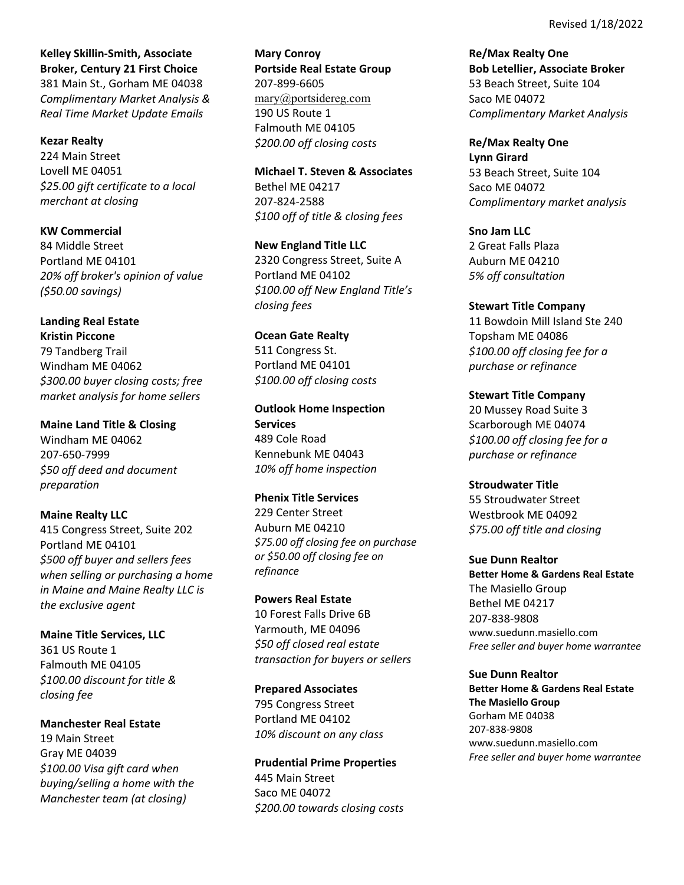Revised 1/18/2022

**Kelley Skillin-Smith, Associate Broker, Century 21 First Choice**
381 Main St., Gorham ME 04038
*Complimentary Market Analysis & Real Time Market Update Emails*

**Kezar Realty**
224 Main Street
Lovell ME 04051
*$25.00 gift certificate to a local merchant at closing*

**KW Commercial**
84 Middle Street
Portland ME 04101
*20% off broker's opinion of value ($50.00 savings)*

**Landing Real Estate**
**Kristin Piccone**
79 Tandberg Trail
Windham ME 04062
*$300.00 buyer closing costs; free market analysis for home sellers*

**Maine Land Title & Closing**
Windham ME 04062
207-650-7999
*$50 off deed and document preparation*

**Maine Realty LLC**
415 Congress Street, Suite 202
Portland ME 04101
*$500 off buyer and sellers fees when selling or purchasing a home in Maine and Maine Realty LLC is the exclusive agent*

**Maine Title Services, LLC**
361 US Route 1
Falmouth ME 04105
*$100.00 discount for title & closing fee*

**Manchester Real Estate**
19 Main Street
Gray ME 04039
*$100.00 Visa gift card when buying/selling a home with the Manchester team (at closing)*

**Mary Conroy**
**Portside Real Estate Group**
207-899-6605
mary@portsidereg.com
190 US Route 1
Falmouth ME 04105
*$200.00 off closing costs*

**Michael T. Steven & Associates**
Bethel ME 04217
207-824-2588
*$100 off of title & closing fees*

**New England Title LLC**
2320 Congress Street, Suite A
Portland ME 04102
*$100.00 off New England Title's closing fees*

**Ocean Gate Realty**
511 Congress St.
Portland ME 04101
*$100.00 off closing costs*

**Outlook Home Inspection Services**
489 Cole Road
Kennebunk ME 04043
*10% off home inspection*

**Phenix Title Services**
229 Center Street
Auburn ME 04210
*$75.00 off closing fee on purchase or $50.00 off closing fee on refinance*

**Powers Real Estate**
10 Forest Falls Drive 6B
Yarmouth, ME 04096
*$50 off closed real estate transaction for buyers or sellers*

**Prepared Associates**
795 Congress Street
Portland ME 04102
*10% discount on any class*

**Prudential Prime Properties**
445 Main Street
Saco ME 04072
*$200.00 towards closing costs*

**Re/Max Realty One**
**Bob Letellier, Associate Broker**
53 Beach Street, Suite 104
Saco ME 04072
*Complimentary Market Analysis*

**Re/Max Realty One**
**Lynn Girard**
53 Beach Street, Suite 104
Saco ME 04072
*Complimentary market analysis*

**Sno Jam LLC**
2 Great Falls Plaza
Auburn ME 04210
*5% off consultation*

**Stewart Title Company**
11 Bowdoin Mill Island Ste 240
Topsham ME 04086
*$100.00 off closing fee for a purchase or refinance*

**Stewart Title Company**
20 Mussey Road Suite 3
Scarborough ME 04074
*$100.00 off closing fee for a purchase or refinance*

**Stroudwater Title**
55 Stroudwater Street
Westbrook ME 04092
*$75.00 off title and closing*

**Sue Dunn Realtor**
**Better Home & Gardens Real Estate**
The Masiello Group
Bethel ME 04217
207-838-9808
www.suedunn.masiello.com
*Free seller and buyer home warrantee*

**Sue Dunn Realtor**
**Better Home & Gardens Real Estate**
**The Masiello Group**
Gorham ME 04038
207-838-9808
www.suedunn.masiello.com
*Free seller and buyer home warrantee*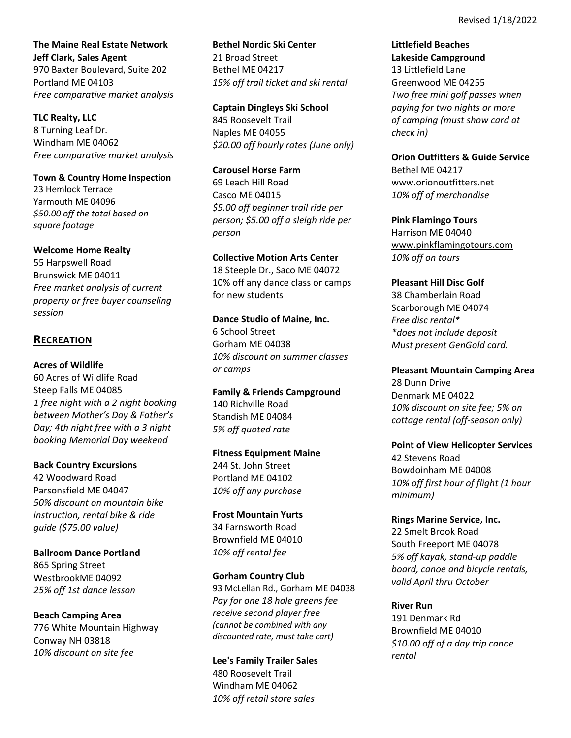Revised 1/18/2022

**The Maine Real Estate Network**
**Jeff Clark, Sales Agent**
970 Baxter Boulevard, Suite 202
Portland ME 04103
*Free comparative market analysis*

**TLC Realty, LLC**
8 Turning Leaf Dr.
Windham ME 04062
*Free comparative market analysis*

**Town & Country Home Inspection**
23 Hemlock Terrace
Yarmouth ME 04096
*$50.00 off the total based on square footage*

**Welcome Home Realty**
55 Harpswell Road
Brunswick ME 04011
*Free market analysis of current property or free buyer counseling session*

## RECREATION

**Acres of Wildlife**
60 Acres of Wildlife Road
Steep Falls ME 04085
*1 free night with a 2 night booking between Mother's Day & Father's Day; 4th night free with a 3 night booking Memorial Day weekend*

**Back Country Excursions**
42 Woodward Road
Parsonsfield ME 04047
*50% discount on mountain bike instruction, rental bike & ride guide ($75.00 value)*

**Ballroom Dance Portland**
865 Spring Street
WestbrookME 04092
*25% off 1st dance lesson*

**Beach Camping Area**
776 White Mountain Highway
Conway NH 03818
*10% discount on site fee*

**Bethel Nordic Ski Center**
21 Broad Street
Bethel ME 04217
*15% off trail ticket and ski rental*

**Captain Dingleys Ski School**
845 Roosevelt Trail
Naples ME 04055
*$20.00 off hourly rates (June only)*

**Carousel Horse Farm**
69 Leach Hill Road
Casco ME 04015
*$5.00 off beginner trail ride per person; $5.00 off a sleigh ride per person*

**Collective Motion Arts Center**
18 Steeple Dr., Saco ME 04072
10% off any dance class or camps for new students

**Dance Studio of Maine, Inc.**
6 School Street
Gorham ME 04038
*10% discount on summer classes or camps*

**Family & Friends Campground**
140 Richville Road
Standish ME 04084
*5% off quoted rate*

**Fitness Equipment Maine**
244 St. John Street
Portland ME 04102
*10% off any purchase*

**Frost Mountain Yurts**
34 Farnsworth Road
Brownfield ME 04010
*10% off rental fee*

**Gorham Country Club**
93 McLellan Rd., Gorham ME 04038
*Pay for one 18 hole greens fee receive second player free (cannot be combined with any discounted rate, must take cart)*

**Lee's Family Trailer Sales**
480 Roosevelt Trail
Windham ME 04062
*10% off retail store sales*

**Littlefield Beaches**
**Lakeside Campground**
13 Littlefield Lane
Greenwood ME 04255
*Two free mini golf passes when paying for two nights or more of camping (must show card at check in)*

**Orion Outfitters & Guide Service**
Bethel ME 04217
www.orionoutfitters.net
*10% off of merchandise*

**Pink Flamingo Tours**
Harrison ME 04040
www.pinkflamingotours.com
*10% off on tours*

**Pleasant Hill Disc Golf**
38 Chamberlain Road
Scarborough ME 04074
*Free disc rental**
**does not include deposit*
*Must present GenGold card.*

**Pleasant Mountain Camping Area**
28 Dunn Drive
Denmark ME 04022
*10% discount on site fee; 5% on cottage rental (off-season only)*

**Point of View Helicopter Services**
42 Stevens Road
Bowdoinham ME 04008
*10% off first hour of flight (1 hour minimum)*

**Rings Marine Service, Inc.**
22 Smelt Brook Road
South Freeport ME 04078
*5% off kayak, stand-up paddle board, canoe and bicycle rentals, valid April thru October*

**River Run**
191 Denmark Rd
Brownfield ME 04010
*$10.00 off of a day trip canoe rental*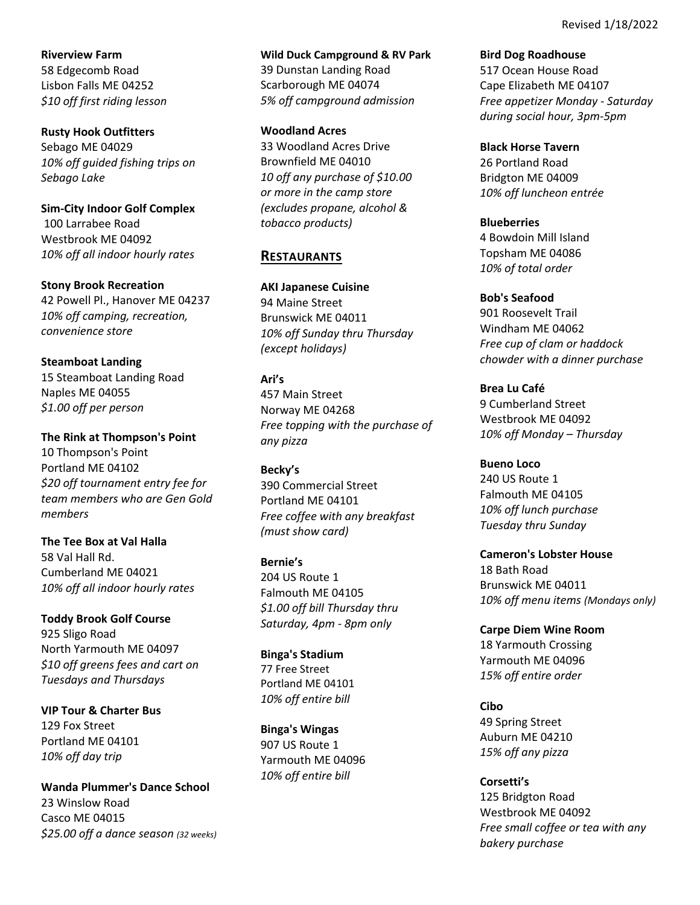**Riverview Farm**
58 Edgecomb Road
Lisbon Falls ME 04252
*$10 off first riding lesson*

**Rusty Hook Outfitters**
Sebago ME 04029
*10% off guided fishing trips on Sebago Lake*

**Sim-City Indoor Golf Complex**
100 Larrabee Road
Westbrook ME 04092
*10% off all indoor hourly rates*

**Stony Brook Recreation**
42 Powell Pl., Hanover ME 04237
*10% off camping, recreation, convenience store*

**Steamboat Landing**
15 Steamboat Landing Road
Naples ME 04055
*$1.00 off per person*

**The Rink at Thompson's Point**
10 Thompson's Point
Portland ME 04102
*$20 off tournament entry fee for team members who are Gen Gold members*

**The Tee Box at Val Halla**
58 Val Hall Rd.
Cumberland ME 04021
*10% off all indoor hourly rates*

**Toddy Brook Golf Course**
925 Sligo Road
North Yarmouth ME 04097
*$10 off greens fees and cart on Tuesdays and Thursdays*

**VIP Tour & Charter Bus**
129 Fox Street
Portland ME 04101
*10% off day trip*

**Wanda Plummer's Dance School**
23 Winslow Road
Casco ME 04015
*$25.00 off a dance season (32 weeks)*

**Wild Duck Campground & RV Park**
39 Dunstan Landing Road
Scarborough ME 04074
*5% off campground admission*

**Woodland Acres**
33 Woodland Acres Drive
Brownfield ME 04010
*10 off any purchase of $10.00 or more in the camp store (excludes propane, alcohol & tobacco products)*

## RESTAURANTS

**AKI Japanese Cuisine**
94 Maine Street
Brunswick ME 04011
*10% off Sunday thru Thursday (except holidays)*

**Ari's**
457 Main Street
Norway ME 04268
*Free topping with the purchase of any pizza*

**Becky's**
390 Commercial Street
Portland ME 04101
*Free coffee with any breakfast (must show card)*

**Bernie's**
204 US Route 1
Falmouth ME 04105
*$1.00 off bill Thursday thru Saturday, 4pm - 8pm only*

**Binga's Stadium**
77 Free Street
Portland ME 04101
*10% off entire bill*

**Binga's Wingas**
907 US Route 1
Yarmouth ME 04096
*10% off entire bill*

**Bird Dog Roadhouse**
517 Ocean House Road
Cape Elizabeth ME 04107
*Free appetizer Monday - Saturday during social hour, 3pm-5pm*

**Black Horse Tavern**
26 Portland Road
Bridgton ME 04009
*10% off luncheon entrée*

**Blueberries**
4 Bowdoin Mill Island
Topsham ME 04086
*10% of total order*

**Bob's Seafood**
901 Roosevelt Trail
Windham ME 04062
*Free cup of clam or haddock chowder with a dinner purchase*

**Brea Lu Café**
9 Cumberland Street
Westbrook ME 04092
*10% off Monday – Thursday*

**Bueno Loco**
240 US Route 1
Falmouth ME 04105
*10% off lunch purchase Tuesday thru Sunday*

**Cameron's Lobster House**
18 Bath Road
Brunswick ME 04011
*10% off menu items (Mondays only)*

**Carpe Diem Wine Room**
18 Yarmouth Crossing
Yarmouth ME 04096
*15% off entire order*

**Cibo**
49 Spring Street
Auburn ME 04210
*15% off any pizza*

**Corsetti's**
125 Bridgton Road
Westbrook ME 04092
*Free small coffee or tea with any bakery purchase*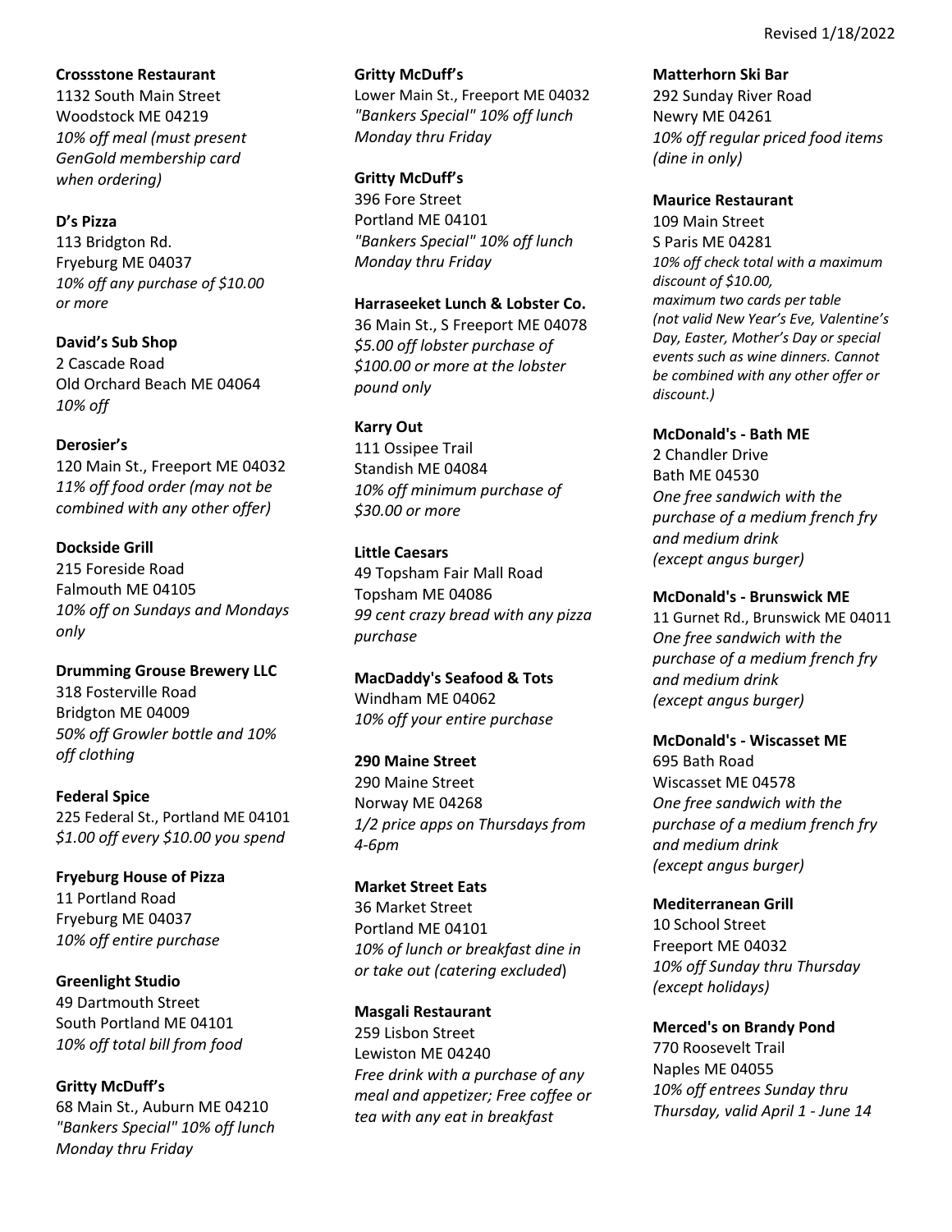Revised 1/18/2022

**Crossstone Restaurant**
1132 South Main Street
Woodstock ME 04219
*10% off meal (must present GenGold membership card when ordering)*

**D's Pizza**
113 Bridgton Rd.
Fryeburg ME 04037
*10% off any purchase of $10.00 or more*

**David's Sub Shop**
2 Cascade Road
Old Orchard Beach ME 04064
*10% off*

**Derosier's**
120 Main St., Freeport ME 04032
*11% off food order (may not be combined with any other offer)*

**Dockside Grill**
215 Foreside Road
Falmouth ME 04105
*10% off on Sundays and Mondays only*

**Drumming Grouse Brewery LLC**
318 Fosterville Road
Bridgton ME 04009
*50% off Growler bottle and 10% off clothing*

**Federal Spice**
225 Federal St., Portland ME 04101
*$1.00 off every $10.00 you spend*

**Fryeburg House of Pizza**
11 Portland Road
Fryeburg ME 04037
*10% off entire purchase*

**Greenlight Studio**
49 Dartmouth Street
South Portland ME 04101
*10% off total bill from food*

**Gritty McDuff's**
68 Main St., Auburn ME 04210
*"Bankers Special" 10% off lunch Monday thru Friday*

**Gritty McDuff's**
Lower Main St., Freeport ME 04032
*"Bankers Special" 10% off lunch Monday thru Friday*

**Gritty McDuff's**
396 Fore Street
Portland ME 04101
*"Bankers Special" 10% off lunch Monday thru Friday*

**Harraseeket Lunch & Lobster Co.**
36 Main St., S Freeport ME 04078
*$5.00 off lobster purchase of $100.00 or more at the lobster pound only*

**Karry Out**
111 Ossipee Trail
Standish ME 04084
*10% off minimum purchase of $30.00 or more*

**Little Caesars**
49 Topsham Fair Mall Road
Topsham ME 04086
*99 cent crazy bread with any pizza purchase*

**MacDaddy's Seafood & Tots**
Windham ME 04062
*10% off your entire purchase*

**290 Maine Street**
290 Maine Street
Norway ME 04268
*1/2 price apps on Thursdays from 4-6pm*

**Market Street Eats**
36 Market Street
Portland ME 04101
*10% of lunch or breakfast dine in or take out (catering excluded)*

**Masgali Restaurant**
259 Lisbon Street
Lewiston ME 04240
*Free drink with a purchase of any meal and appetizer; Free coffee or tea with any eat in breakfast*

**Matterhorn Ski Bar**
292 Sunday River Road
Newry ME 04261
*10% off regular priced food items (dine in only)*

**Maurice Restaurant**
109 Main Street
S Paris ME 04281
*10% off check total with a maximum discount of $10.00, maximum two cards per table (not valid New Year's Eve, Valentine's Day, Easter, Mother's Day or special events such as wine dinners. Cannot be combined with any other offer or discount.)*

**McDonald's - Bath ME**
2 Chandler Drive
Bath ME 04530
*One free sandwich with the purchase of a medium french fry and medium drink (except angus burger)*

**McDonald's - Brunswick ME**
11 Gurnet Rd., Brunswick ME 04011
*One free sandwich with the purchase of a medium french fry and medium drink (except angus burger)*

**McDonald's - Wiscasset ME**
695 Bath Road
Wiscasset ME 04578
*One free sandwich with the purchase of a medium french fry and medium drink (except angus burger)*

**Mediterranean Grill**
10 School Street
Freeport ME 04032
*10% off Sunday thru Thursday (except holidays)*

**Merced's on Brandy Pond**
770 Roosevelt Trail
Naples ME 04055
*10% off entrees Sunday thru Thursday, valid April 1 - June 14*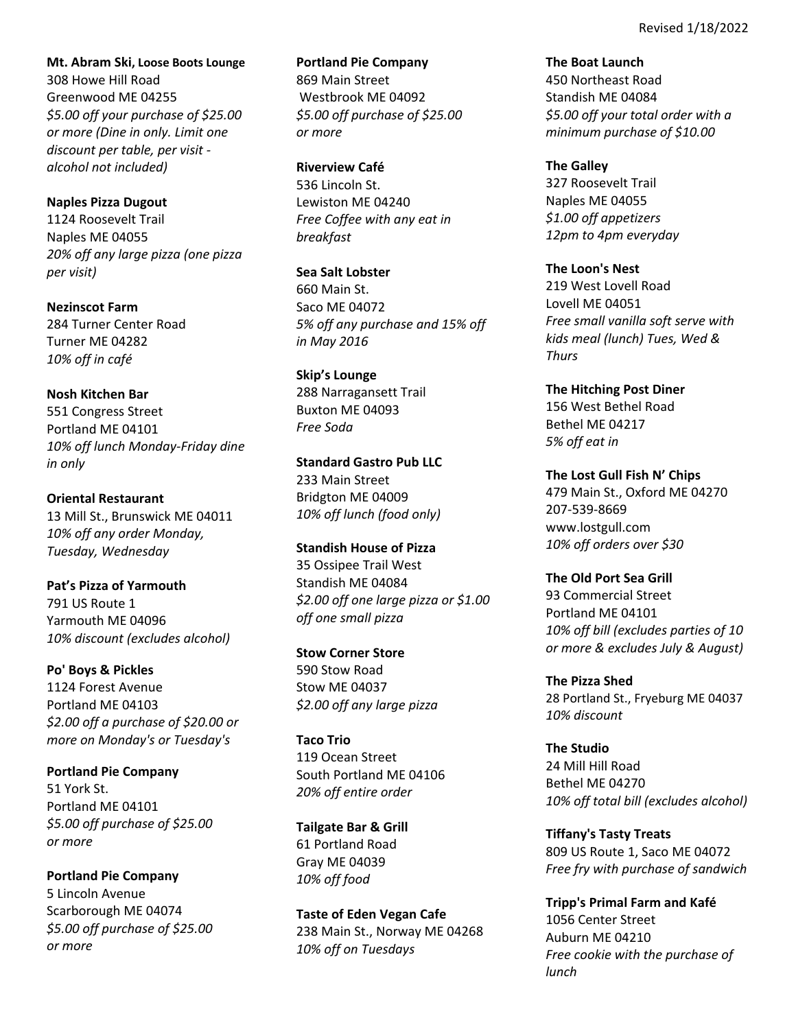Revised 1/18/2022

**Mt. Abram Ski, Loose Boots Lounge**
308 Howe Hill Road
Greenwood ME 04255
*$5.00 off your purchase of $25.00 or more (Dine in only. Limit one discount per table, per visit - alcohol not included)*

**Naples Pizza Dugout**
1124 Roosevelt Trail
Naples ME 04055
*20% off any large pizza (one pizza per visit)*

**Nezinscot Farm**
284 Turner Center Road
Turner ME 04282
*10% off in café*

**Nosh Kitchen Bar**
551 Congress Street
Portland ME 04101
*10% off lunch Monday-Friday dine in only*

**Oriental Restaurant**
13 Mill St., Brunswick ME 04011
*10% off any order Monday, Tuesday, Wednesday*

**Pat's Pizza of Yarmouth**
791 US Route 1
Yarmouth ME 04096
*10% discount (excludes alcohol)*

**Po' Boys & Pickles**
1124 Forest Avenue
Portland ME 04103
*$2.00 off a purchase of $20.00 or more on Monday's or Tuesday's*

**Portland Pie Company**
51 York St.
Portland ME 04101
*$5.00 off purchase of $25.00 or more*

**Portland Pie Company**
5 Lincoln Avenue
Scarborough ME 04074
*$5.00 off purchase of $25.00 or more*

**Portland Pie Company**
869 Main Street
Westbrook ME 04092
*$5.00 off purchase of $25.00 or more*

**Riverview Café**
536 Lincoln St.
Lewiston ME 04240
*Free Coffee with any eat in breakfast*

**Sea Salt Lobster**
660 Main St.
Saco ME 04072
*5% off any purchase and 15% off in May 2016*

**Skip's Lounge**
288 Narragansett Trail
Buxton ME 04093
*Free Soda*

**Standard Gastro Pub LLC**
233 Main Street
Bridgton ME 04009
*10% off lunch (food only)*

**Standish House of Pizza**
35 Ossipee Trail West
Standish ME 04084
*$2.00 off one large pizza or $1.00 off one small pizza*

**Stow Corner Store**
590 Stow Road
Stow ME 04037
*$2.00 off any large pizza*

**Taco Trio**
119 Ocean Street
South Portland ME 04106
*20% off entire order*

**Tailgate Bar & Grill**
61 Portland Road
Gray ME 04039
*10% off food*

**Taste of Eden Vegan Cafe**
238 Main St., Norway ME 04268
*10% off on Tuesdays*

**The Boat Launch**
450 Northeast Road
Standish ME 04084
*$5.00 off your total order with a minimum purchase of $10.00*

**The Galley**
327 Roosevelt Trail
Naples ME 04055
*$1.00 off appetizers*
*12pm to 4pm everyday*

**The Loon's Nest**
219 West Lovell Road
Lovell ME 04051
*Free small vanilla soft serve with kids meal (lunch) Tues, Wed & Thurs*

**The Hitching Post Diner**
156 West Bethel Road
Bethel ME 04217
*5% off eat in*

**The Lost Gull Fish N' Chips**
479 Main St., Oxford ME 04270
207-539-8669
www.lostgull.com
*10% off orders over $30*

**The Old Port Sea Grill**
93 Commercial Street
Portland ME 04101
*10% off bill (excludes parties of 10 or more & excludes July & August)*

**The Pizza Shed**
28 Portland St., Fryeburg ME 04037
*10% discount*

**The Studio**
24 Mill Hill Road
Bethel ME 04270
*10% off total bill (excludes alcohol)*

**Tiffany's Tasty Treats**
809 US Route 1, Saco ME 04072
*Free fry with purchase of sandwich*

**Tripp's Primal Farm and Kafé**
1056 Center Street
Auburn ME 04210
*Free cookie with the purchase of lunch*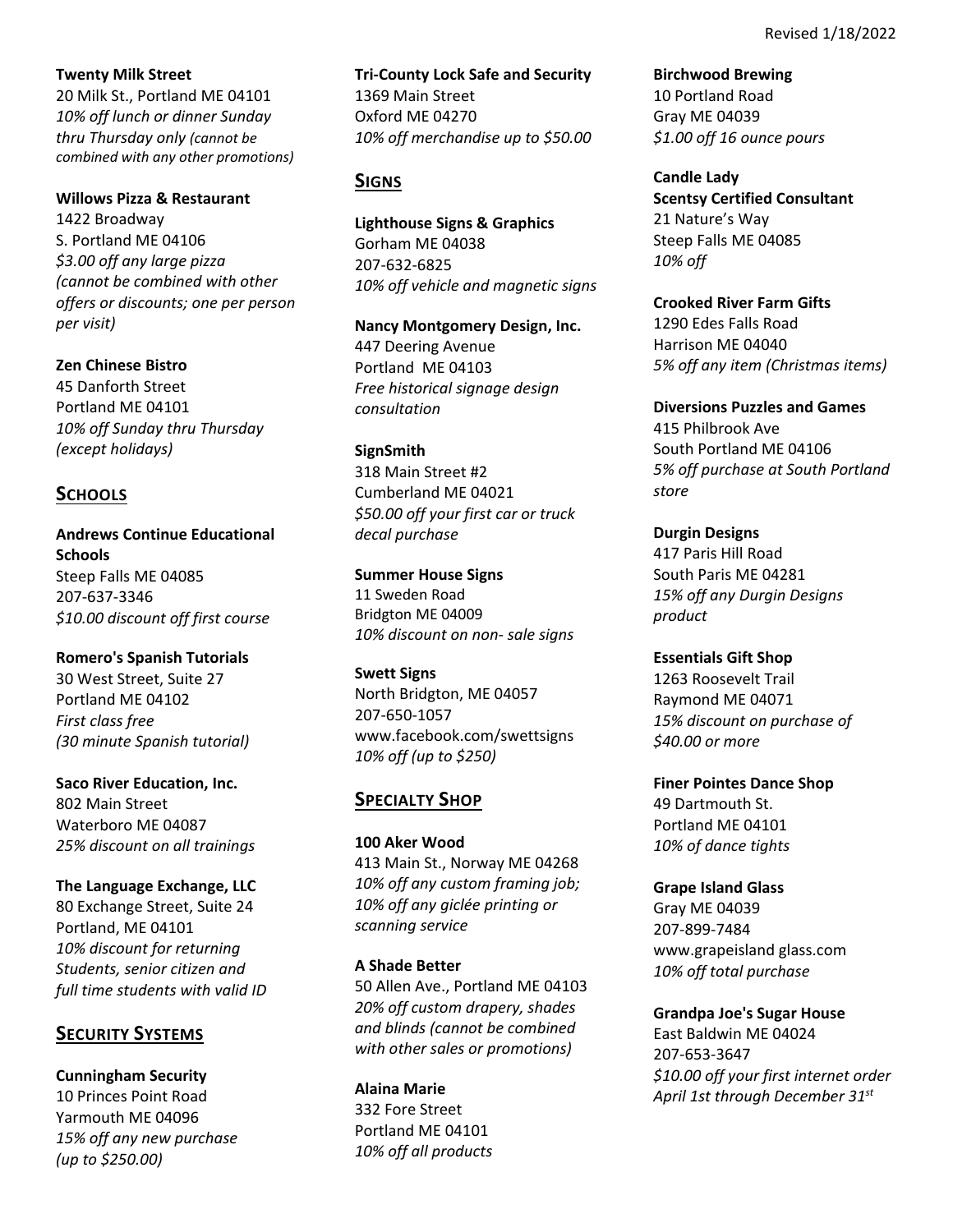**Twenty Milk Street**
20 Milk St., Portland ME 04101
*10% off lunch or dinner Sunday thru Thursday only (cannot be combined with any other promotions)*

**Willows Pizza & Restaurant**
1422 Broadway
S. Portland ME 04106
*$3.00 off any large pizza (cannot be combined with other offers or discounts; one per person per visit)*

**Zen Chinese Bistro**
45 Danforth Street
Portland ME 04101
*10% off Sunday thru Thursday (except holidays)*

## SCHOOLS

**Andrews Continue Educational Schools**
Steep Falls ME 04085
207-637-3346
*$10.00 discount off first course*

**Romero's Spanish Tutorials**
30 West Street, Suite 27
Portland ME 04102
*First class free (30 minute Spanish tutorial)*

**Saco River Education, Inc.**
802 Main Street
Waterboro ME 04087
*25% discount on all trainings*

**The Language Exchange, LLC**
80 Exchange Street, Suite 24
Portland, ME 04101
*10% discount for returning Students, senior citizen and full time students with valid ID*

## SECURITY SYSTEMS

**Cunningham Security**
10 Princes Point Road
Yarmouth ME 04096
*15% off any new purchase (up to $250.00)*

**Tri-County Lock Safe and Security**
1369 Main Street
Oxford ME 04270
*10% off merchandise up to $50.00*

## SIGNS

**Lighthouse Signs & Graphics**
Gorham ME 04038
207-632-6825
*10% off vehicle and magnetic signs*

**Nancy Montgomery Design, Inc.**
447 Deering Avenue
Portland ME 04103
*Free historical signage design consultation*

**SignSmith**
318 Main Street #2
Cumberland ME 04021
*$50.00 off your first car or truck decal purchase*

**Summer House Signs**
11 Sweden Road
Bridgton ME 04009
*10% discount on non- sale signs*

**Swett Signs**
North Bridgton, ME 04057
207-650-1057
www.facebook.com/swettsigns
*10% off (up to $250)*

## SPECIALTY SHOP

**100 Aker Wood**
413 Main St., Norway ME 04268
*10% off any custom framing job; 10% off any giclée printing or scanning service*

**A Shade Better**
50 Allen Ave., Portland ME 04103
*20% off custom drapery, shades and blinds (cannot be combined with other sales or promotions)*

**Alaina Marie**
332 Fore Street
Portland ME 04101
*10% off all products*

**Birchwood Brewing**
10 Portland Road
Gray ME 04039
*$1.00 off 16 ounce pours*

**Candle Lady**
**Scentsy Certified Consultant**
21 Nature's Way
Steep Falls ME 04085
*10% off*

**Crooked River Farm Gifts**
1290 Edes Falls Road
Harrison ME 04040
*5% off any item (Christmas items)*

**Diversions Puzzles and Games**
415 Philbrook Ave
South Portland ME 04106
*5% off purchase at South Portland store*

**Durgin Designs**
417 Paris Hill Road
South Paris ME 04281
*15% off any Durgin Designs product*

**Essentials Gift Shop**
1263 Roosevelt Trail
Raymond ME 04071
*15% discount on purchase of $40.00 or more*

**Finer Pointes Dance Shop**
49 Dartmouth St.
Portland ME 04101
*10% of dance tights*

**Grape Island Glass**
Gray ME 04039
207-899-7484
www.grapeisland glass.com
*10% off total purchase*

**Grandpa Joe's Sugar House**
East Baldwin ME 04024
207-653-3647
*$10.00 off your first internet order April 1st through December 31st*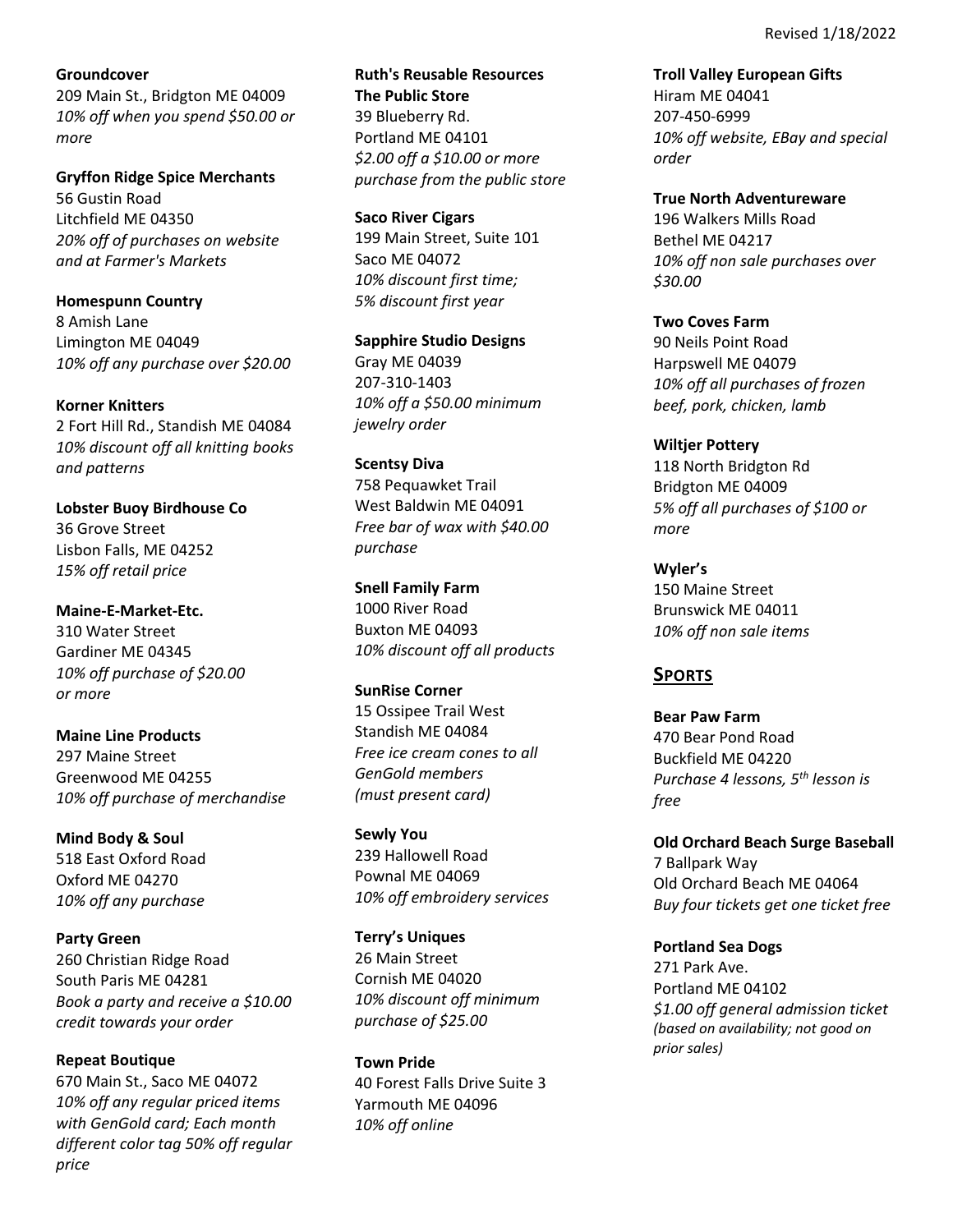Revised 1/18/2022

**Groundcover**
209 Main St., Bridgton ME 04009
*10% off when you spend $50.00 or more*

**Gryffon Ridge Spice Merchants**
56 Gustin Road
Litchfield ME 04350
*20% off of purchases on website and at Farmer's Markets*

**Homespunn Country**
8 Amish Lane
Limington ME 04049
*10% off any purchase over $20.00*

**Korner Knitters**
2 Fort Hill Rd., Standish ME 04084
*10% discount off all knitting books and patterns*

**Lobster Buoy Birdhouse Co**
36 Grove Street
Lisbon Falls, ME 04252
*15% off retail price*

**Maine-E-Market-Etc.**
310 Water Street
Gardiner ME 04345
*10% off purchase of $20.00 or more*

**Maine Line Products**
297 Maine Street
Greenwood ME 04255
*10% off purchase of merchandise*

**Mind Body & Soul**
518 East Oxford Road
Oxford ME 04270
*10% off any purchase*

**Party Green**
260 Christian Ridge Road
South Paris ME 04281
*Book a party and receive a $10.00 credit towards your order*

**Repeat Boutique**
670 Main St., Saco ME 04072
*10% off any regular priced items with GenGold card; Each month different color tag 50% off regular price*

**Ruth's Reusable Resources**
**The Public Store**
39 Blueberry Rd.
Portland ME 04101
*$2.00 off a $10.00 or more purchase from the public store*

**Saco River Cigars**
199 Main Street, Suite 101
Saco ME 04072
*10% discount first time; 5% discount first year*

**Sapphire Studio Designs**
Gray ME 04039
207-310-1403
*10% off a $50.00 minimum jewelry order*

**Scentsy Diva**
758 Pequawket Trail
West Baldwin ME 04091
*Free bar of wax with $40.00 purchase*

**Snell Family Farm**
1000 River Road
Buxton ME 04093
*10% discount off all products*

**SunRise Corner**
15 Ossipee Trail West
Standish ME 04084
*Free ice cream cones to all GenGold members (must present card)*

**Sewly You**
239 Hallowell Road
Pownal ME 04069
*10% off embroidery services*

**Terry's Uniques**
26 Main Street
Cornish ME 04020
*10% discount off minimum purchase of $25.00*

**Town Pride**
40 Forest Falls Drive Suite 3
Yarmouth ME 04096
*10% off online*

**Troll Valley European Gifts**
Hiram ME 04041
207-450-6999
*10% off website, EBay and special order*

**True North Adventureware**
196 Walkers Mills Road
Bethel ME 04217
*10% off non sale purchases over $30.00*

**Two Coves Farm**
90 Neils Point Road
Harpswell ME 04079
*10% off all purchases of frozen beef, pork, chicken, lamb*

**Wiltjer Pottery**
118 North Bridgton Rd
Bridgton ME 04009
*5% off all purchases of $100 or more*

**Wyler's**
150 Maine Street
Brunswick ME 04011
*10% off non sale items*

## SPORTS

**Bear Paw Farm**
470 Bear Pond Road
Buckfield ME 04220
*Purchase 4 lessons, 5th lesson is free*

**Old Orchard Beach Surge Baseball**
7 Ballpark Way
Old Orchard Beach ME 04064
*Buy four tickets get one ticket free*

**Portland Sea Dogs**
271 Park Ave.
Portland ME 04102
*$1.00 off general admission ticket (based on availability; not good on prior sales)*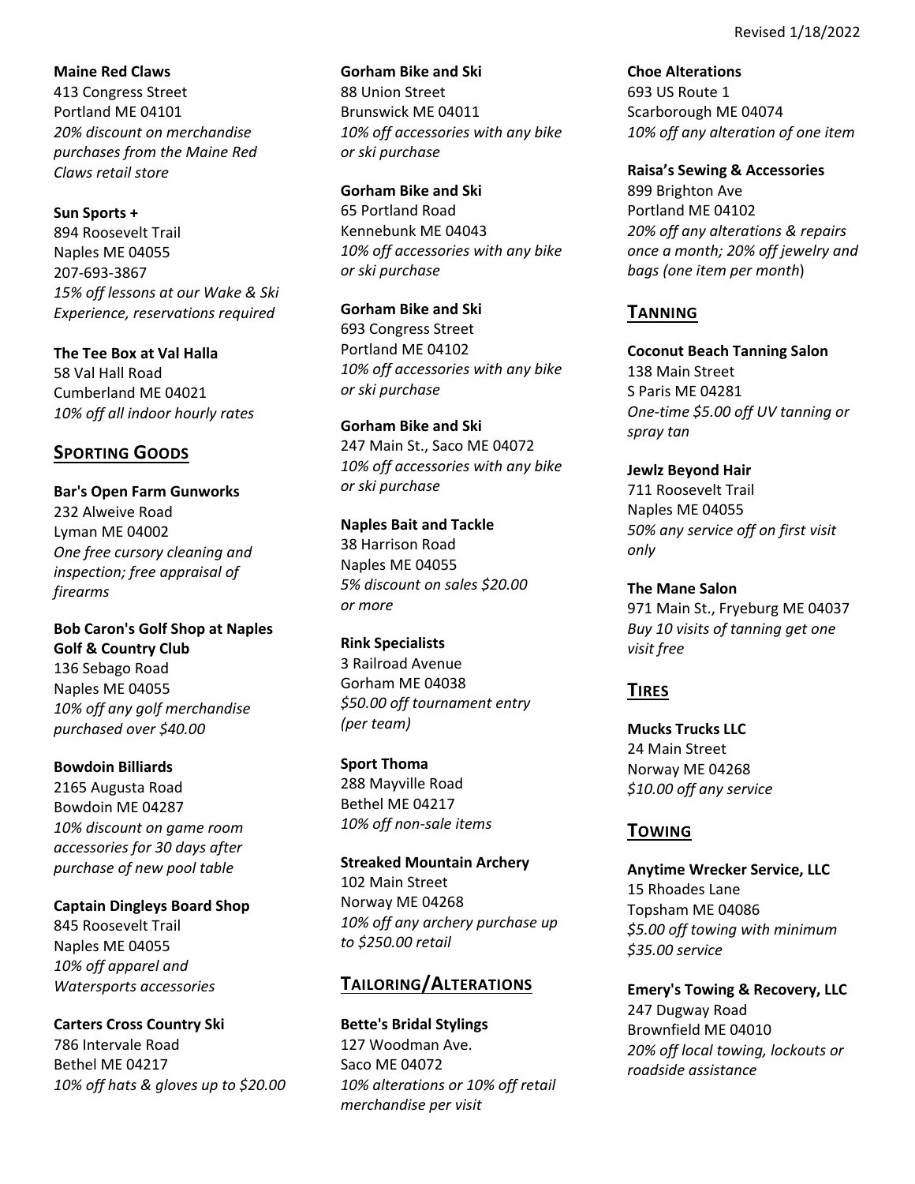Revised 1/18/2022

**Maine Red Claws**
413 Congress Street
Portland ME 04101
*20% discount on merchandise purchases from the Maine Red Claws retail store*

**Sun Sports +**
894 Roosevelt Trail
Naples ME 04055
207-693-3867
*15% off lessons at our Wake & Ski Experience, reservations required*

**The Tee Box at Val Halla**
58 Val Hall Road
Cumberland ME 04021
*10% off all indoor hourly rates*

## SPORTING GOODS

**Bar's Open Farm Gunworks**
232 Alweive Road
Lyman ME 04002
*One free cursory cleaning and inspection; free appraisal of firearms*

**Bob Caron's Golf Shop at Naples Golf & Country Club**
136 Sebago Road
Naples ME 04055
*10% off any golf merchandise purchased over $40.00*

**Bowdoin Billiards**
2165 Augusta Road
Bowdoin ME 04287
*10% discount on game room accessories for 30 days after purchase of new pool table*

**Captain Dingleys Board Shop**
845 Roosevelt Trail
Naples ME 04055
*10% off apparel and Watersports accessories*

**Carters Cross Country Ski**
786 Intervale Road
Bethel ME 04217
*10% off hats & gloves up to $20.00*

**Gorham Bike and Ski**
88 Union Street
Brunswick ME 04011
*10% off accessories with any bike or ski purchase*

**Gorham Bike and Ski**
65 Portland Road
Kennebunk ME 04043
*10% off accessories with any bike or ski purchase*

**Gorham Bike and Ski**
693 Congress Street
Portland ME 04102
*10% off accessories with any bike or ski purchase*

**Gorham Bike and Ski**
247 Main St., Saco ME 04072
*10% off accessories with any bike or ski purchase*

**Naples Bait and Tackle**
38 Harrison Road
Naples ME 04055
*5% discount on sales $20.00 or more*

**Rink Specialists**
3 Railroad Avenue
Gorham ME 04038
*$50.00 off tournament entry (per team)*

**Sport Thoma**
288 Mayville Road
Bethel ME 04217
*10% off non-sale items*

**Streaked Mountain Archery**
102 Main Street
Norway ME 04268
*10% off any archery purchase up to $250.00 retail*

## TAILORING/ALTERATIONS

**Bette's Bridal Stylings**
127 Woodman Ave.
Saco ME 04072
*10% alterations or 10% off retail merchandise per visit*

**Choe Alterations**
693 US Route 1
Scarborough ME 04074
*10% off any alteration of one item*

**Raisa's Sewing & Accessories**
899 Brighton Ave
Portland ME 04102
*20% off any alterations & repairs once a month; 20% off jewelry and bags (one item per month*)

## TANNING

**Coconut Beach Tanning Salon**
138 Main Street
S Paris ME 04281
*One-time $5.00 off UV tanning or spray tan*

**Jewlz Beyond Hair**
711 Roosevelt Trail
Naples ME 04055
*50% any service off on first visit only*

**The Mane Salon**
971 Main St., Fryeburg ME 04037
*Buy 10 visits of tanning get one visit free*

## TIRES

**Mucks Trucks LLC**
24 Main Street
Norway ME 04268
*$10.00 off any service*

## TOWING

**Anytime Wrecker Service, LLC**
15 Rhoades Lane
Topsham ME 04086
*$5.00 off towing with minimum $35.00 service*

**Emery's Towing & Recovery, LLC**
247 Dugway Road
Brownfield ME 04010
*20% off local towing, lockouts or roadside assistance*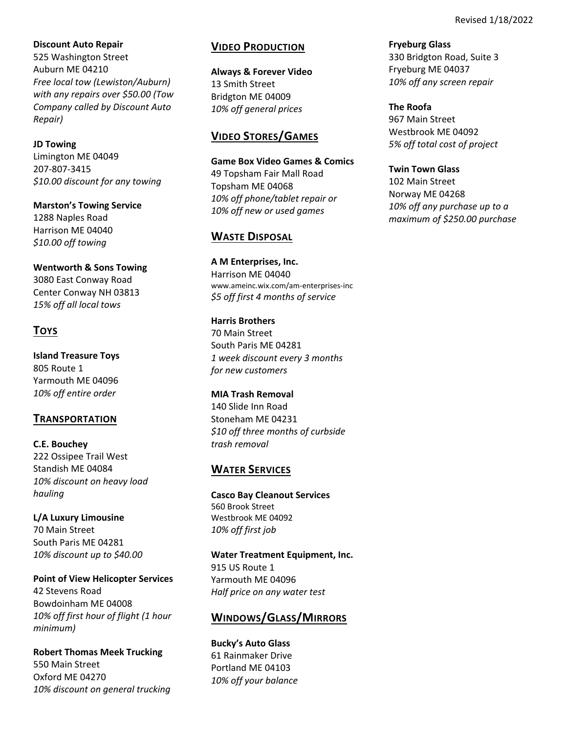**Discount Auto Repair**
525 Washington Street
Auburn ME 04210
*Free local tow (Lewiston/Auburn) with any repairs over $50.00 (Tow Company called by Discount Auto Repair)*

**JD Towing**
Limington ME 04049
207-807-3415
*$10.00 discount for any towing*

**Marston's Towing Service**
1288 Naples Road
Harrison ME 04040
*$10.00 off towing*

**Wentworth & Sons Towing**
3080 East Conway Road
Center Conway NH 03813
*15% off all local tows*

## Toys

**Island Treasure Toys**
805 Route 1
Yarmouth ME 04096
*10% off entire order*

## Transportation

**C.E. Bouchey**
222 Ossipee Trail West
Standish ME 04084
*10% discount on heavy load hauling*

**L/A Luxury Limousine**
70 Main Street
South Paris ME 04281
*10% discount up to $40.00*

**Point of View Helicopter Services**
42 Stevens Road
Bowdoinham ME 04008
*10% off first hour of flight (1 hour minimum)*

**Robert Thomas Meek Trucking**
550 Main Street
Oxford ME 04270
*10% discount on general trucking*

## Video Production

**Always & Forever Video**
13 Smith Street
Bridgton ME 04009
*10% off general prices*

## Video Stores/Games

**Game Box Video Games & Comics**
49 Topsham Fair Mall Road
Topsham ME 04068
*10% off phone/tablet repair or 10% off new or used games*

## Waste Disposal

**A M Enterprises, Inc.**
Harrison ME 04040
www.ameinc.wix.com/am-enterprises-inc
*$5 off first 4 months of service*

**Harris Brothers**
70 Main Street
South Paris ME 04281
*1 week discount every 3 months for new customers*

**MIA Trash Removal**
140 Slide Inn Road
Stoneham ME 04231
*$10 off three months of curbside trash removal*

## Water Services

**Casco Bay Cleanout Services**
560 Brook Street
Westbrook ME 04092
*10% off first job*

**Water Treatment Equipment, Inc.**
915 US Route 1
Yarmouth ME 04096
*Half price on any water test*

## Windows/Glass/Mirrors

**Bucky's Auto Glass**
61 Rainmaker Drive
Portland ME 04103
*10% off your balance*

**Fryeburg Glass**
330 Bridgton Road, Suite 3
Fryeburg ME 04037
*10% off any screen repair*

**The Roofa**
967 Main Street
Westbrook ME 04092
*5% off total cost of project*

**Twin Town Glass**
102 Main Street
Norway ME 04268
*10% off any purchase up to a maximum of $250.00 purchase*